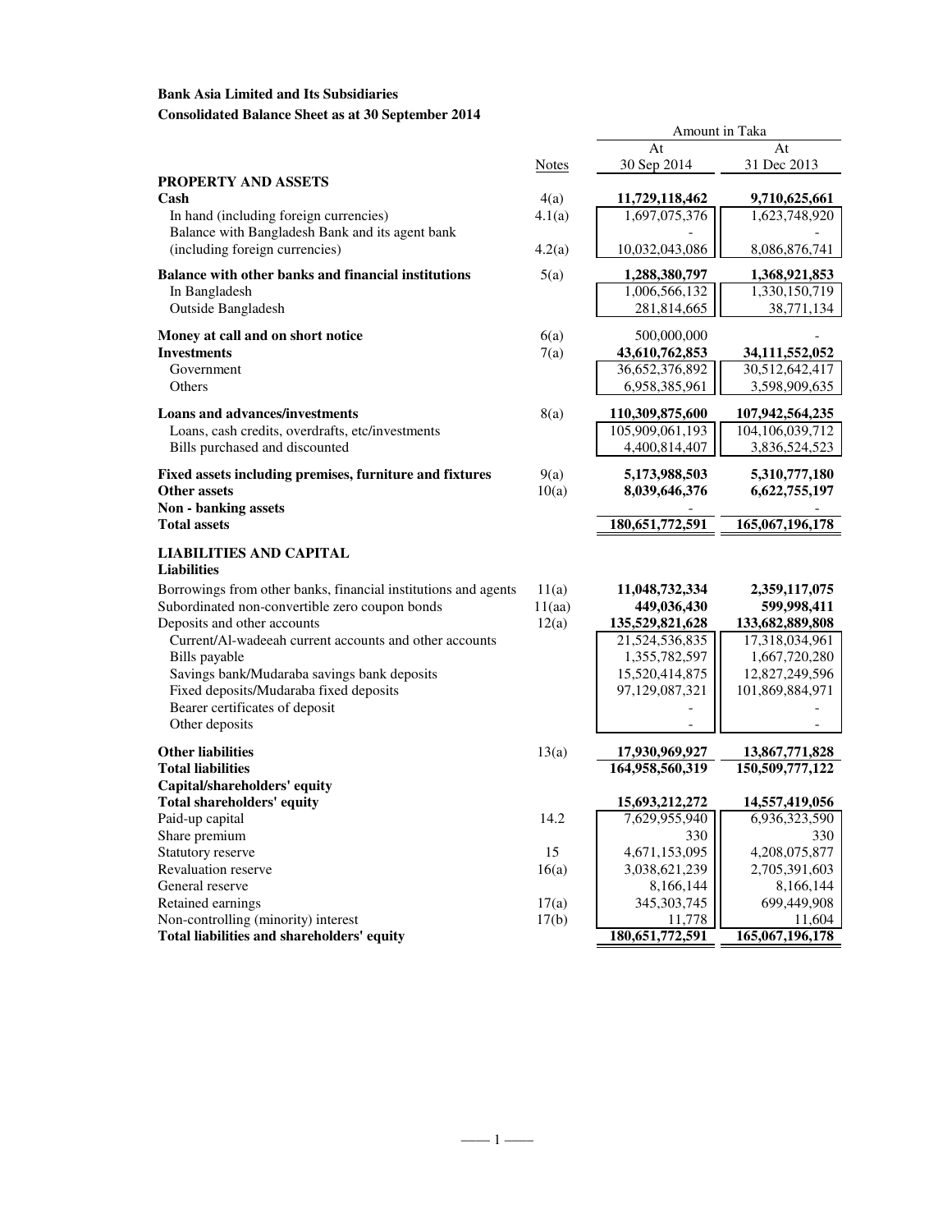**Bank Asia Limited and Its Subsidiaries**

**Consolidated Balance Sheet as at 30 September 2014**

| | Notes | At 30 Sep 2014 | At 31 Dec 2013 |
|---|---|---|---|
| | | Amount in Taka | |
| **PROPERTY AND ASSETS** | | | |
| **Cash** | 4(a) | **11,729,118,462** | **9,710,625,661** |
| In hand (including foreign currencies) | 4.1(a) | 1,697,075,376 | 1,623,748,920 |
| Balance with Bangladesh Bank and its agent bank (including foreign currencies) | 4.2(a) | 10,032,043,086 | 8,086,876,741 |
| **Balance with other banks and financial institutions** | 5(a) | **1,288,380,797** | **1,368,921,853** |
| In Bangladesh | | 1,006,566,132 | 1,330,150,719 |
| Outside Bangladesh | | 281,814,665 | 38,771,134 |
| **Money at call and on short notice** | 6(a) | 500,000,000 | - |
| **Investments** | 7(a) | **43,610,762,853** | **34,111,552,052** |
| Government | | 36,652,376,892 | 30,512,642,417 |
| Others | | 6,958,385,961 | 3,598,909,635 |
| **Loans and advances/investments** | 8(a) | **110,309,875,600** | **107,942,564,235** |
| Loans, cash credits, overdrafts, etc/investments | | 105,909,061,193 | 104,106,039,712 |
| Bills purchased and discounted | | 4,400,814,407 | 3,836,524,523 |
| **Fixed assets including premises, furniture and fixtures** | 9(a) | **5,173,988,503** | **5,310,777,180** |
| **Other assets** | 10(a) | **8,039,646,376** | **6,622,755,197** |
| **Non - banking assets** | | - | - |
| **Total assets** | | **180,651,772,591** | **165,067,196,178** |
| **LIABILITIES AND CAPITAL** | | | |
| **Liabilities** | | | |
| Borrowings from other banks, financial institutions and agents | 11(a) | **11,048,732,334** | **2,359,117,075** |
| Subordinated non-convertible zero coupon bonds | 11(aa) | **449,036,430** | **599,998,411** |
| Deposits and other accounts | 12(a) | **135,529,821,628** | **133,682,889,808** |
| Current/Al-wadeeah current accounts and other accounts | | 21,524,536,835 | 17,318,034,961 |
| Bills payable | | 1,355,782,597 | 1,667,720,280 |
| Savings bank/Mudaraba savings bank deposits | | 15,520,414,875 | 12,827,249,596 |
| Fixed deposits/Mudaraba fixed deposits | | 97,129,087,321 | 101,869,884,971 |
| Bearer certificates of deposit | | - | - |
| Other deposits | | - | - |
| **Other liabilities** | 13(a) | **17,930,969,927** | **13,867,771,828** |
| **Total liabilities** | | **164,958,560,319** | **150,509,777,122** |
| **Capital/shareholders' equity** | | | |
| **Total shareholders' equity** | | **15,693,212,272** | **14,557,419,056** |
| Paid-up capital | 14.2 | 7,629,955,940 | 6,936,323,590 |
| Share premium | | 330 | 330 |
| Statutory reserve | 15 | 4,671,153,095 | 4,208,075,877 |
| Revaluation reserve | 16(a) | 3,038,621,239 | 2,705,391,603 |
| General reserve | | 8,166,144 | 8,166,144 |
| Retained earnings | 17(a) | 345,303,745 | 699,449,908 |
| Non-controlling (minority) interest | 17(b) | 11,778 | 11,604 |
| **Total liabilities and shareholders' equity** | | **180,651,772,591** | **165,067,196,178** |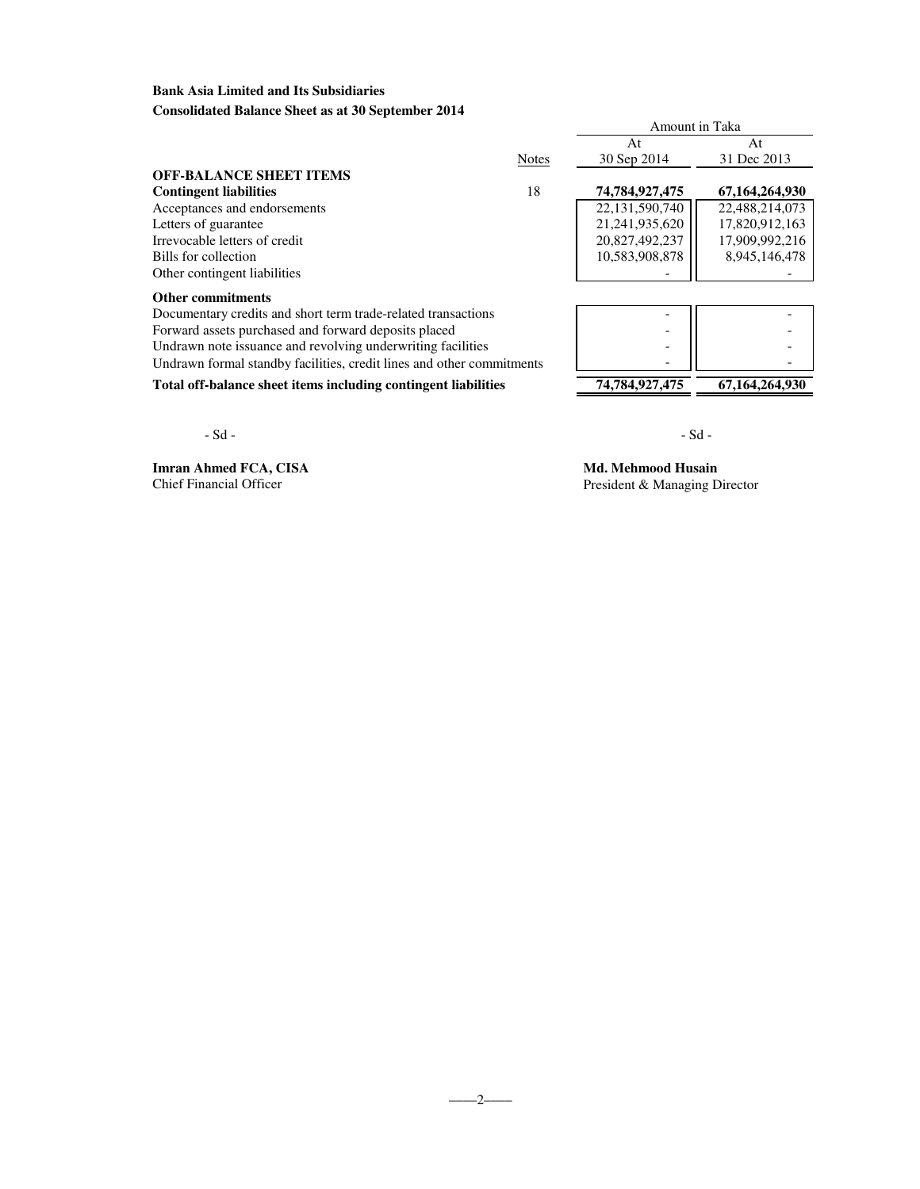**Bank Asia Limited and Its Subsidiaries**

**Consolidated Balance Sheet as at 30 September 2014**

| | Notes | Amount in Taka | |
|---|---|---|---|
| | | At 30 Sep 2014 | At 31 Dec 2013 |
| **OFF-BALANCE SHEET ITEMS** | | | |
| **Contingent liabilities** | 18 | **74,784,927,475** | **67,164,264,930** |
| Acceptances and endorsements | | 22,131,590,740 | 22,488,214,073 |
| Letters of guarantee | | 21,241,935,620 | 17,820,912,163 |
| Irrevocable letters of credit | | 20,827,492,237 | 17,909,992,216 |
| Bills for collection | | 10,583,908,878 | 8,945,146,478 |
| Other contingent liabilities | | - | - |
| **Other commitments** | | | |
| Documentary credits and short term trade-related transactions | | - | - |
| Forward assets purchased and forward deposits placed | | - | - |
| Undrawn note issuance and revolving underwriting facilities | | - | - |
| Undrawn formal standby facilities, credit lines and other commitments | | - | - |
| **Total off-balance sheet items including contingent liabilities** | | **74,784,927,475** | **67,164,264,930** |

- Sd -

**Imran Ahmed FCA, CISA**
Chief Financial Officer

- Sd -

**Md. Mehmood Husain**
President & Managing Director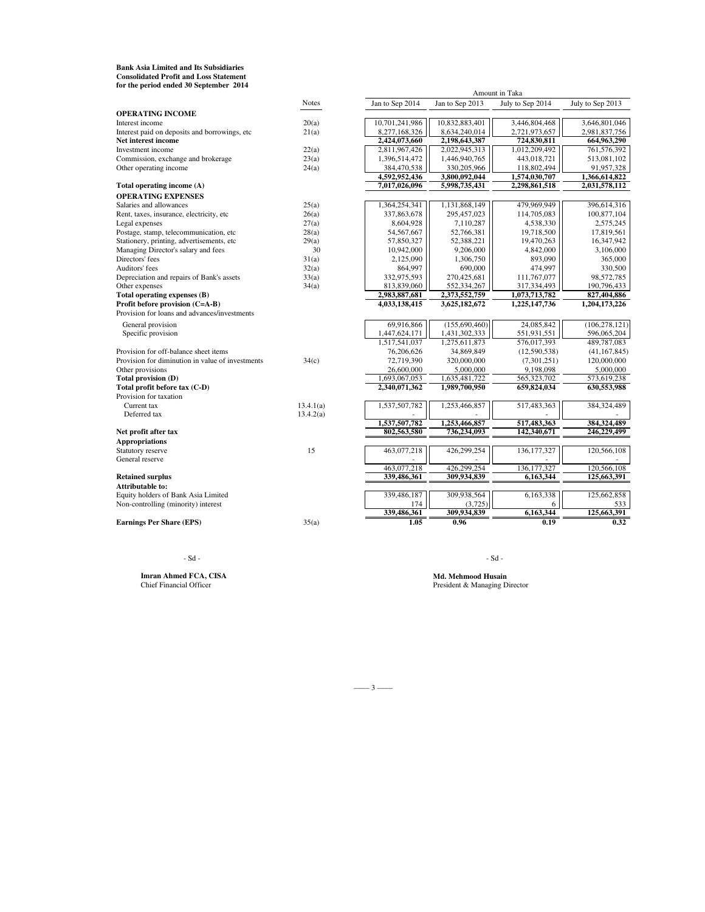**Bank Asia Limited and Its Subsidiaries**
**Consolidated Profit and Loss Statement**
**for the period ended 30 September 2014**

| | Notes | Jan to Sep 2014 | Jan to Sep 2013 | July to Sep 2014 | July to Sep 2013 |
|---|---|---|---|---|---|
| | | Amount in Taka | | | |
| **OPERATING INCOME** | | | | | |
| Interest income | 20(a) | 10,701,241,986 | 10,832,883,401 | 3,446,804,468 | 3,646,801,046 |
| Interest paid on deposits and borrowings, etc | 21(a) | 8,277,168,326 | 8,634,240,014 | 2,721,973,657 | 2,981,837,756 |
| **Net interest income** | | **2,424,073,660** | **2,198,643,387** | **724,830,811** | **664,963,290** |
| Investment income | 22(a) | 2,811,967,426 | 2,022,945,313 | 1,012,209,492 | 761,576,392 |
| Commission, exchange and brokerage | 23(a) | 1,396,514,472 | 1,446,940,765 | 443,018,721 | 513,081,102 |
| Other operating income | 24(a) | 384,470,538 | 330,205,966 | 118,802,494 | 91,957,328 |
| | | **4,592,952,436** | **3,800,092,044** | **1,574,030,707** | **1,366,614,822** |
| **Total operating income (A)** | | **7,017,026,096** | **5,998,735,431** | **2,298,861,518** | **2,031,578,112** |
| **OPERATING EXPENSES** | | | | | |
| Salaries and allowances | 25(a) | 1,364,254,341 | 1,131,868,149 | 479,969,949 | 396,614,316 |
| Rent, taxes, insurance, electricity, etc | 26(a) | 337,863,678 | 295,457,023 | 114,705,083 | 100,877,104 |
| Legal expenses | 27(a) | 8,604,928 | 7,110,287 | 4,538,330 | 2,575,245 |
| Postage, stamp, telecommunication, etc | 28(a) | 54,567,667 | 52,766,381 | 19,718,500 | 17,819,561 |
| Stationery, printing, advertisements, etc | 29(a) | 57,850,327 | 52,388,221 | 19,470,263 | 16,347,942 |
| Managing Director's salary and fees | 30 | 10,942,000 | 9,206,000 | 4,842,000 | 3,106,000 |
| Directors' fees | 31(a) | 2,125,090 | 1,306,750 | 893,090 | 365,000 |
| Auditors' fees | 32(a) | 864,997 | 690,000 | 474,997 | 330,500 |
| Depreciation and repairs of Bank's assets | 33(a) | 332,975,593 | 270,425,681 | 111,767,077 | 98,572,785 |
| Other expenses | 34(a) | 813,839,060 | 552,334,267 | 317,334,493 | 190,796,433 |
| **Total operating expenses (B)** | | **2,983,887,681** | **2,373,552,759** | **1,073,713,782** | **827,404,886** |
| **Profit before provision (C=A-B)** | | **4,033,138,415** | **3,625,182,672** | **1,225,147,736** | **1,204,173,226** |
| Provision for loans and advances/investments | | | | | |
| General provision | | 69,916,866 | (155,690,460) | 24,085,842 | (106,278,121) |
| Specific provision | | 1,447,624,171 | 1,431,302,333 | 551,931,551 | 596,065,204 |
| | | 1,517,541,037 | 1,275,611,873 | 576,017,393 | 489,787,083 |
| Provision for off-balance sheet items | | 76,206,626 | 34,869,849 | (12,590,538) | (41,167,845) |
| Provision for diminution in value of investments | 34(c) | 72,719,390 | 320,000,000 | (7,301,251) | 120,000,000 |
| Other provisions | | 26,600,000 | 5,000,000 | 9,198,098 | 5,000,000 |
| **Total provision (D)** | | 1,693,067,053 | 1,635,481,722 | 565,323,702 | 573,619,238 |
| **Total profit before tax (C-D)** | | **2,340,071,362** | **1,989,700,950** | **659,824,034** | **630,553,988** |
| Provision for taxation | | | | | |
| Current tax | 13.4.1(a) | 1,537,507,782 | 1,253,466,857 | 517,483,363 | 384,324,489 |
| Deferred tax | 13.4.2(a) | - | - | - | - |
| | | **1,537,507,782** | **1,253,466,857** | **517,483,363** | **384,324,489** |
| **Net profit after tax** | | **802,563,580** | **736,234,093** | **142,340,671** | **246,229,499** |
| **Appropriations** | | | | | |
| Statutory reserve | 15 | 463,077,218 | 426,299,254 | 136,177,327 | 120,566,108 |
| General reserve | | - | - | - | - |
| | | 463,077,218 | 426,299,254 | 136,177,327 | 120,566,108 |
| **Retained surplus** | | **339,486,361** | **309,934,839** | **6,163,344** | **125,663,391** |
| **Attributable to:** | | | | | |
| Equity holders of Bank Asia Limited | | 339,486,187 | 309,938,564 | 6,163,338 | 125,662,858 |
| Non-controlling (minority) interest | | 174 | (3,725) | 6 | 533 |
| | | **339,486,361** | **309,934,839** | **6,163,344** | **125,663,391** |
| **Earnings Per Share (EPS)** | 35(a) | **1.05** | **0.96** | **0.19** | **0.32** |

- Sd -

**Imran Ahmed FCA, CISA**
Chief Financial Officer

- Sd -

**Md. Mehmood Husain**
President & Managing Director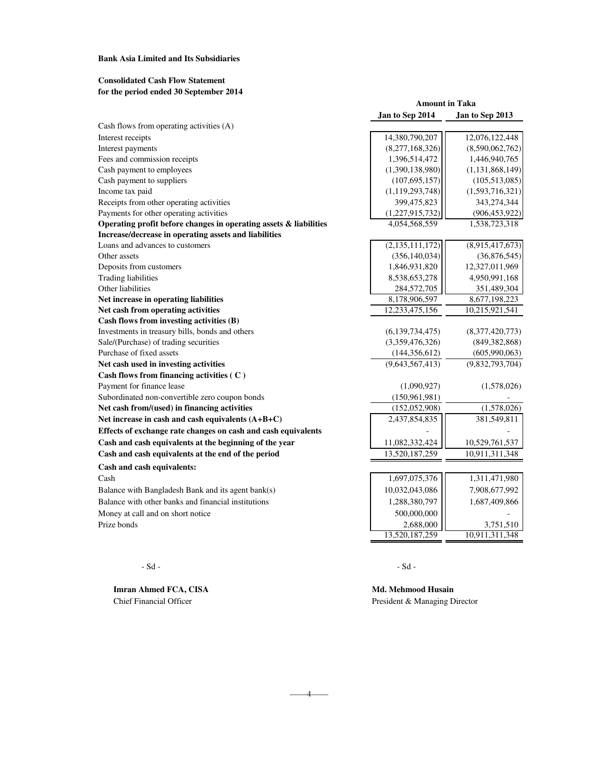**Bank Asia Limited and Its Subsidiaries**

**Consolidated Cash Flow Statement**
**for the period ended 30 September 2014**

| | Amount in Taka | |
|---|---|---|
| | **Jan to Sep 2014** | **Jan to Sep 2013** |
| Cash flows from operating activities (A) | | |
| Interest receipts | 14,380,790,207 | 12,076,122,448 |
| Interest payments | (8,277,168,326) | (8,590,062,762) |
| Fees and commission receipts | 1,396,514,472 | 1,446,940,765 |
| Cash payment to employees | (1,390,138,980) | (1,131,868,149) |
| Cash payment to suppliers | (107,695,157) | (105,513,085) |
| Income tax paid | (1,119,293,748) | (1,593,716,321) |
| Receipts from other operating activities | 399,475,823 | 343,274,344 |
| Payments for other operating activities | (1,227,915,732) | (906,453,922) |
| **Operating profit before changes in operating assets & liabilities** | 4,054,568,559 | 1,538,723,318 |
| **Increase/decrease in operating assets and liabilities** | | |
| Loans and advances to customers | (2,135,111,172) | (8,915,417,673) |
| Other assets | (356,140,034) | (36,876,545) |
| Deposits from customers | 1,846,931,820 | 12,327,011,969 |
| Trading liabilities | 8,538,653,278 | 4,950,991,168 |
| Other liabilities | 284,572,705 | 351,489,304 |
| **Net increase in operating liabilities** | 8,178,906,597 | 8,677,198,223 |
| **Net cash from operating activities** | 12,233,475,156 | 10,215,921,541 |
| **Cash flows from investing activities (B)** | | |
| Investments in treasury bills, bonds and others | (6,139,734,475) | (8,377,420,773) |
| Sale/(Purchase) of trading securities | (3,359,476,326) | (849,382,868) |
| Purchase of fixed assets | (144,356,612) | (605,990,063) |
| **Net cash used in investing activities** | (9,643,567,413) | (9,832,793,704) |
| **Cash flows from financing activities ( C )** | | |
| Payment for finance lease | (1,090,927) | (1,578,026) |
| Subordinated non-convertible zero coupon bonds | (150,961,981) | - |
| **Net cash from/(used) in financing activities** | (152,052,908) | (1,578,026) |
| **Net increase in cash and cash equivalents (A+B+C)** | 2,437,854,835 | 381,549,811 |
| **Effects of exchange rate changes on cash and cash equivalents** | - | - |
| **Cash and cash equivalents at the beginning of the year** | 11,082,332,424 | 10,529,761,537 |
| **Cash and cash equivalents at the end of the period** | 13,520,187,259 | 10,911,311,348 |
| **Cash and cash equivalents:** | | |
| Cash | 1,697,075,376 | 1,311,471,980 |
| Balance with Bangladesh Bank and its agent bank(s) | 10,032,043,086 | 7,908,677,992 |
| Balance with other banks and financial institutions | 1,288,380,797 | 1,687,409,866 |
| Money at call and on short notice | 500,000,000 | - |
| Prize bonds | 2,688,000 | 3,751,510 |
| | 13,520,187,259 | 10,911,311,348 |

- Sd -

**Imran Ahmed FCA, CISA**
Chief Financial Officer

- Sd -

**Md. Mehmood Husain**
President & Managing Director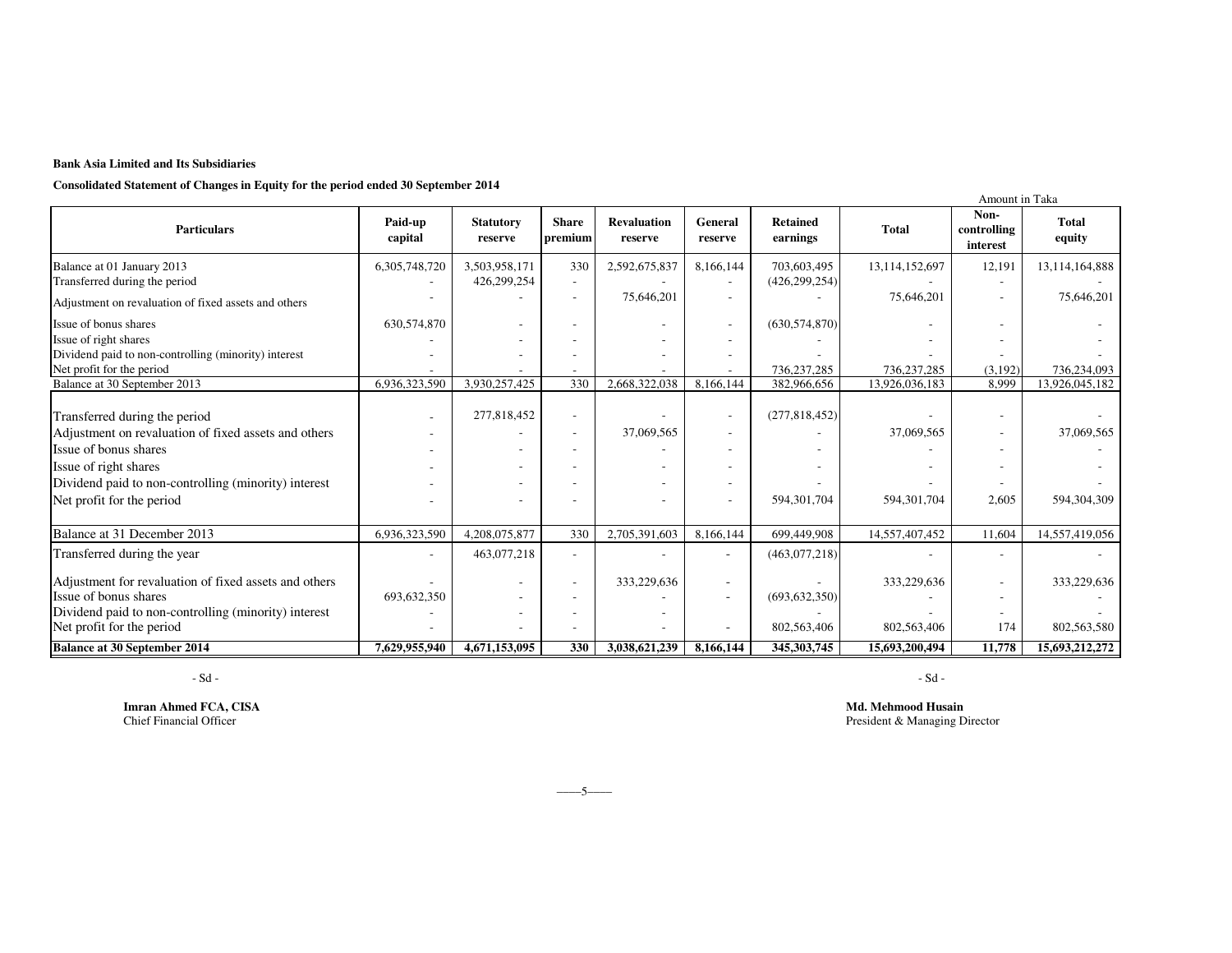**Bank Asia Limited and Its Subsidiaries**

**Consolidated Statement of Changes in Equity for the period ended 30 September 2014**

Amount in Taka

| Particulars | Paid-up capital | Statutory reserve | Share premium | Revaluation reserve | General reserve | Retained earnings | Total | Non-controlling interest | Total equity |
|---|---|---|---|---|---|---|---|---|---|
| Balance at 01 January 2013 | 6,305,748,720 | 3,503,958,171 | 330 | 2,592,675,837 | 8,166,144 | 703,603,495 | 13,114,152,697 | 12,191 | 13,114,164,888 |
| Transferred during the period | - | 426,299,254 | - | - | - | (426,299,254) | - | - | - |
| Adjustment on revaluation of fixed assets and others | - | - | - | 75,646,201 | - | - | 75,646,201 | - | 75,646,201 |
| Issue of bonus shares | 630,574,870 | - | - | - | - | (630,574,870) | - | - | - |
| Issue of right shares | - | - | - | - | - | - | - | - | - |
| Dividend paid to non-controlling (minority) interest | - | - | - | - | - | - | - | - | - |
| Net profit for the period | - | - | - | - | - | 736,237,285 | 736,237,285 | (3,192) | 736,234,093 |
| Balance at 30 September 2013 | 6,936,323,590 | 3,930,257,425 | 330 | 2,668,322,038 | 8,166,144 | 382,966,656 | 13,926,036,183 | 8,999 | 13,926,045,182 |
| Transferred during the period | - | 277,818,452 | - | - | - | (277,818,452) | - | - | - |
| Adjustment on revaluation of fixed assets and others | - | - | - | 37,069,565 | - | - | 37,069,565 | - | 37,069,565 |
| Issue of bonus shares | - | - | - | - | - | - | - | - | - |
| Issue of right shares | - | - | - | - | - | - | - | - | - |
| Dividend paid to non-controlling (minority) interest | - | - | - | - | - | - | - | - | - |
| Net profit for the period | - | - | - | - | - | 594,301,704 | 594,301,704 | 2,605 | 594,304,309 |
| Balance at 31 December 2013 | 6,936,323,590 | 4,208,075,877 | 330 | 2,705,391,603 | 8,166,144 | 699,449,908 | 14,557,407,452 | 11,604 | 14,557,419,056 |
| Transferred during the year | - | 463,077,218 | - | - | - | (463,077,218) | - | - | - |
| Adjustment for revaluation of fixed assets and others | - | - | - | 333,229,636 | - | - | 333,229,636 | - | 333,229,636 |
| Issue of bonus shares | 693,632,350 | - | - | - | - | (693,632,350) | - | - | - |
| Dividend paid to non-controlling (minority) interest | - | - | - | - | | - | - | - | - |
| Net profit for the period | - | - | - | - | - | 802,563,406 | 802,563,406 | 174 | 802,563,580 |
| **Balance at 30 September 2014** | **7,629,955,940** | **4,671,153,095** | **330** | **3,038,621,239** | **8,166,144** | **345,303,745** | **15,693,200,494** | **11,778** | **15,693,212,272** |

- Sd -

**Imran Ahmed FCA, CISA**
Chief Financial Officer

- Sd -

**Md. Mehmood Husain**
President & Managing Director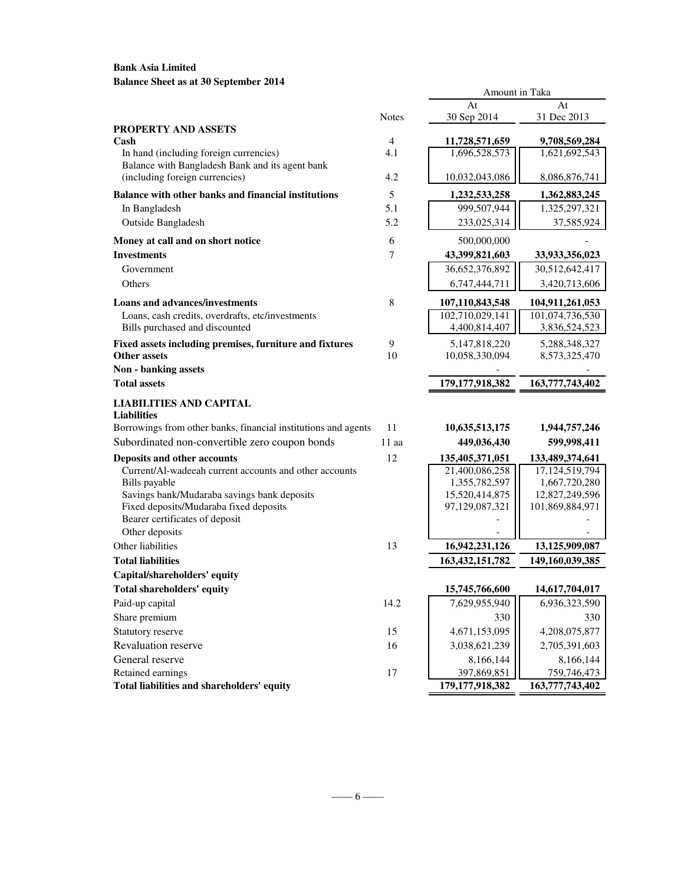**Bank Asia Limited**
**Balance Sheet as at 30 September 2014**

| | Notes | Amount in Taka At 30 Sep 2014 | At 31 Dec 2013 |
|---|---|---|---|
| **PROPERTY AND ASSETS** | | | |
| **Cash** | 4 | **11,728,571,659** | **9,708,569,284** |
| In hand (including foreign currencies) | 4.1 | 1,696,528,573 | 1,621,692,543 |
| Balance with Bangladesh Bank and its agent bank (including foreign currencies) | 4.2 | 10,032,043,086 | 8,086,876,741 |
| **Balance with other banks and financial institutions** | 5 | **1,232,533,258** | **1,362,883,245** |
| In Bangladesh | 5.1 | 999,507,944 | 1,325,297,321 |
| Outside Bangladesh | 5.2 | 233,025,314 | 37,585,924 |
| **Money at call and on short notice** | 6 | 500,000,000 | - |
| **Investments** | 7 | **43,399,821,603** | **33,933,356,023** |
| Government | | 36,652,376,892 | 30,512,642,417 |
| Others | | 6,747,444,711 | 3,420,713,606 |
| **Loans and advances/investments** | 8 | **107,110,843,548** | **104,911,261,053** |
| Loans, cash credits, overdrafts, etc/investments | | 102,710,029,141 | 101,074,736,530 |
| Bills purchased and discounted | | 4,400,814,407 | 3,836,524,523 |
| **Fixed assets including premises, furniture and fixtures** | 9 | 5,147,818,220 | 5,288,348,327 |
| **Other assets** | 10 | 10,058,330,094 | 8,573,325,470 |
| **Non - banking assets** | | - | - |
| **Total assets** | | **179,177,918,382** | **163,777,743,402** |
| **LIABILITIES AND CAPITAL** | | | |
| **Liabilities** | | | |
| Borrowings from other banks, financial institutions and agents | 11 | **10,635,513,175** | **1,944,757,246** |
| Subordinated non-convertible zero coupon bonds | 11 aa | **449,036,430** | **599,998,411** |
| **Deposits and other accounts** | 12 | **135,405,371,051** | **133,489,374,641** |
| Current/Al-wadeeah current accounts and other accounts | | 21,400,086,258 | 17,124,519,794 |
| Bills payable | | 1,355,782,597 | 1,667,720,280 |
| Savings bank/Mudaraba savings bank deposits | | 15,520,414,875 | 12,827,249,596 |
| Fixed deposits/Mudaraba fixed deposits | | 97,129,087,321 | 101,869,884,971 |
| Bearer certificates of deposit | | - | - |
| Other deposits | | - | - |
| Other liabilities | 13 | **16,942,231,126** | **13,125,909,087** |
| **Total liabilities** | | **163,432,151,782** | **149,160,039,385** |
| **Capital/shareholders' equity** | | | |
| **Total shareholders' equity** | | **15,745,766,600** | **14,617,704,017** |
| Paid-up capital | 14.2 | 7,629,955,940 | 6,936,323,590 |
| Share premium | | 330 | 330 |
| Statutory reserve | 15 | 4,671,153,095 | 4,208,075,877 |
| Revaluation reserve | 16 | 3,038,621,239 | 2,705,391,603 |
| General reserve | | 8,166,144 | 8,166,144 |
| Retained earnings | 17 | 397,869,851 | 759,746,473 |
| **Total liabilities and shareholders' equity** | | **179,177,918,382** | **163,777,743,402** |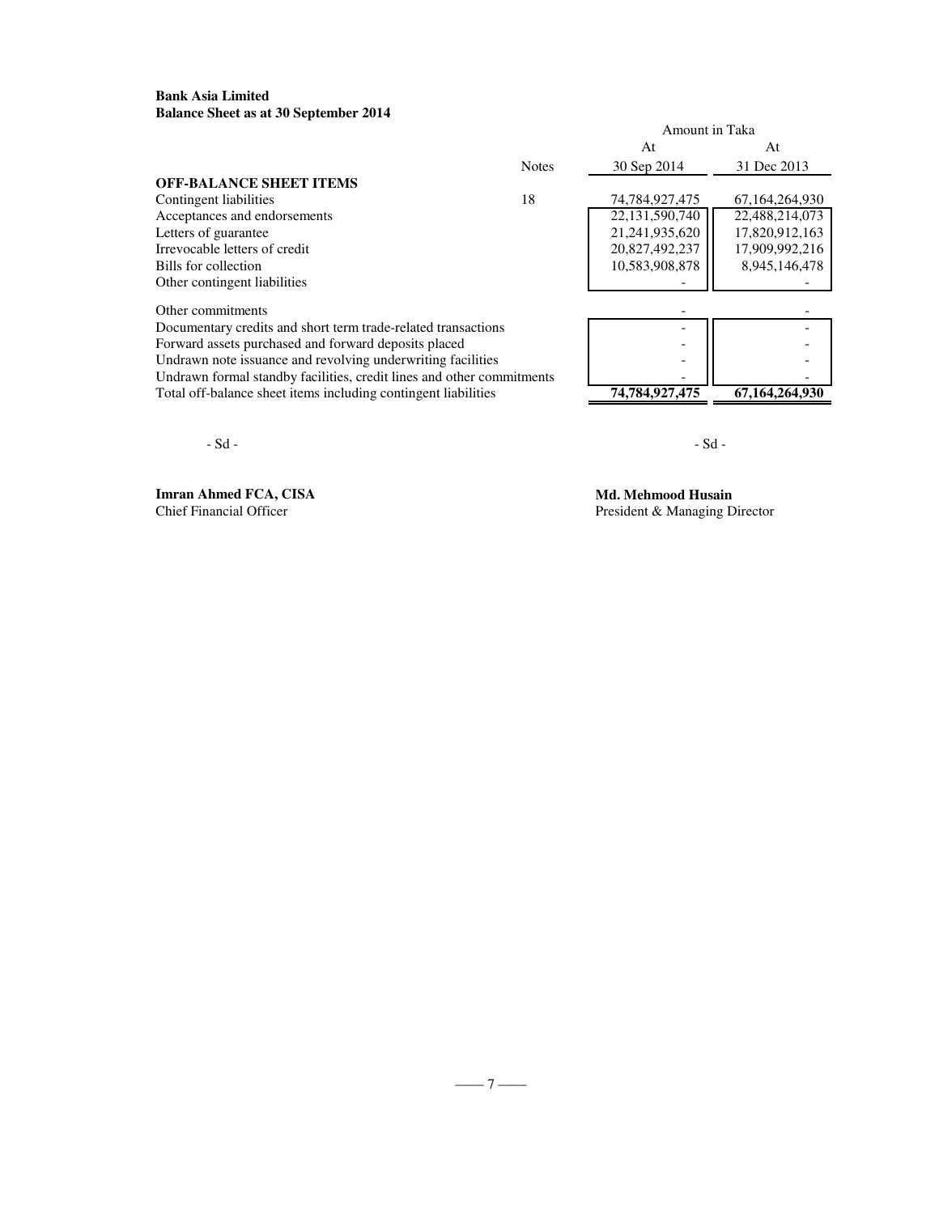**Bank Asia Limited**
**Balance Sheet as at 30 September 2014**

| | Notes | Amount in Taka At 30 Sep 2014 | At 31 Dec 2013 |
|---|---|---|---|
| **OFF-BALANCE SHEET ITEMS** | | | |
| Contingent liabilities | 18 | 74,784,927,475 | 67,164,264,930 |
| Acceptances and endorsements | | 22,131,590,740 | 22,488,214,073 |
| Letters of guarantee | | 21,241,935,620 | 17,820,912,163 |
| Irrevocable letters of credit | | 20,827,492,237 | 17,909,992,216 |
| Bills for collection | | 10,583,908,878 | 8,945,146,478 |
| Other contingent liabilities | | - | - |
| Other commitments | | - | - |
| Documentary credits and short term trade-related transactions | | - | - |
| Forward assets purchased and forward deposits placed | | - | - |
| Undrawn note issuance and revolving underwriting facilities | | - | - |
| Undrawn formal standby facilities, credit lines and other commitments | | - | - |
| Total off-balance sheet items including contingent liabilities | | **74,784,927,475** | **67,164,264,930** |

- Sd -

**Imran Ahmed FCA, CISA**
Chief Financial Officer

- Sd -

**Md. Mehmood Husain**
President & Managing Director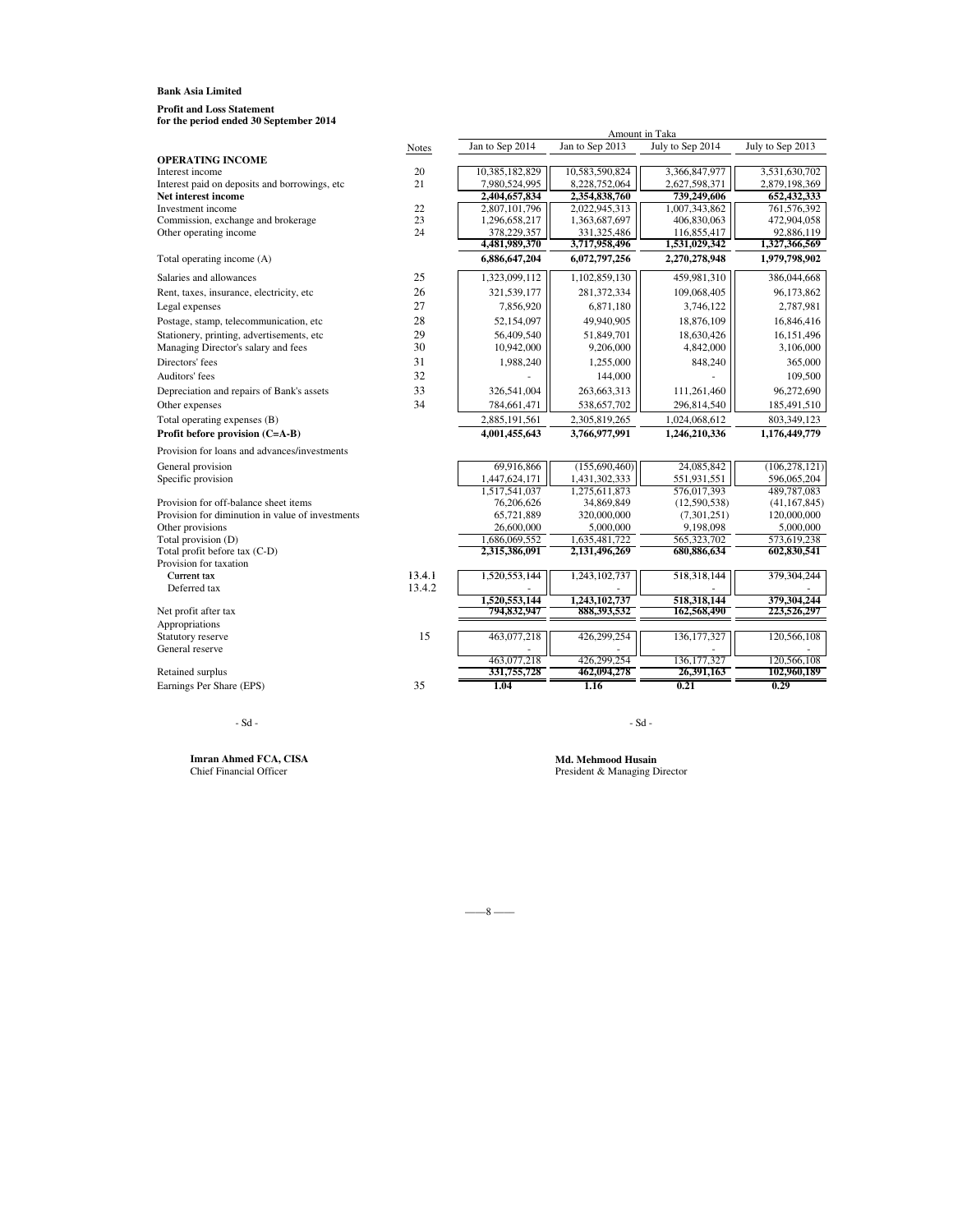**Bank Asia Limited**

**Profit and Loss Statement**
**for the period ended 30 September 2014**

| | Notes | Jan to Sep 2014 | Jan to Sep 2013 | July to Sep 2014 | July to Sep 2013 |
|---|---|---|---|---|---|
| | | Amount in Taka | | | |
| **OPERATING INCOME** | | | | | |
| Interest income | 20 | 10,385,182,829 | 10,583,590,824 | 3,366,847,977 | 3,531,630,702 |
| Interest paid on deposits and borrowings, etc | 21 | 7,980,524,995 | 8,228,752,064 | 2,627,598,371 | 2,879,198,369 |
| **Net interest income** | | **2,404,657,834** | **2,354,838,760** | **739,249,606** | **652,432,333** |
| Investment income | 22 | 2,807,101,796 | 2,022,945,313 | 1,007,343,862 | 761,576,392 |
| Commission, exchange and brokerage | 23 | 1,296,658,217 | 1,363,687,697 | 406,830,063 | 472,904,058 |
| Other operating income | 24 | 378,229,357 | 331,325,486 | 116,855,417 | 92,886,119 |
| | | **4,481,989,370** | **3,717,958,496** | **1,531,029,342** | **1,327,366,569** |
| Total operating income (A) | | **6,886,647,204** | **6,072,797,256** | **2,270,278,948** | **1,979,798,902** |
| Salaries and allowances | 25 | 1,323,099,112 | 1,102,859,130 | 459,981,310 | 386,044,668 |
| Rent, taxes, insurance, electricity, etc | 26 | 321,539,177 | 281,372,334 | 109,068,405 | 96,173,862 |
| Legal expenses | 27 | 7,856,920 | 6,871,180 | 3,746,122 | 2,787,981 |
| Postage, stamp, telecommunication, etc | 28 | 52,154,097 | 49,940,905 | 18,876,109 | 16,846,416 |
| Stationery, printing, advertisements, etc | 29 | 56,409,540 | 51,849,701 | 18,630,426 | 16,151,496 |
| Managing Director's salary and fees | 30 | 10,942,000 | 9,206,000 | 4,842,000 | 3,106,000 |
| Directors' fees | 31 | 1,988,240 | 1,255,000 | 848,240 | 365,000 |
| Auditors' fees | 32 | - | 144,000 | - | 109,500 |
| Depreciation and repairs of Bank's assets | 33 | 326,541,004 | 263,663,313 | 111,261,460 | 96,272,690 |
| Other expenses | 34 | 784,661,471 | 538,657,702 | 296,814,540 | 185,491,510 |
| Total operating expenses (B) | | 2,885,191,561 | 2,305,819,265 | 1,024,068,612 | 803,349,123 |
| **Profit before provision (C=A-B)** | | **4,001,455,643** | **3,766,977,991** | **1,246,210,336** | **1,176,449,779** |
| Provision for loans and advances/investments | | | | | |
| General provision | | 69,916,866 | (155,690,460) | 24,085,842 | (106,278,121) |
| Specific provision | | 1,447,624,171 | 1,431,302,333 | 551,931,551 | 596,065,204 |
| | | 1,517,541,037 | 1,275,611,873 | 576,017,393 | 489,787,083 |
| Provision for off-balance sheet items | | 76,206,626 | 34,869,849 | (12,590,538) | (41,167,845) |
| Provision for diminution in value of investments | | 65,721,889 | 320,000,000 | (7,301,251) | 120,000,000 |
| Other provisions | | 26,600,000 | 5,000,000 | 9,198,098 | 5,000,000 |
| Total provision (D) | | 1,686,069,552 | 1,635,481,722 | 565,323,702 | 573,619,238 |
| Total profit before tax (C-D) | | **2,315,386,091** | **2,131,496,269** | **680,886,634** | **602,830,541** |
| Provision for taxation | | | | | |
| Current tax | 13.4.1 | 1,520,553,144 | 1,243,102,737 | 518,318,144 | 379,304,244 |
| Deferred tax | 13.4.2 | - | - | - | - |
| | | **1,520,553,144** | **1,243,102,737** | **518,318,144** | **379,304,244** |
| Net profit after tax | | **794,832,947** | **888,393,532** | **162,568,490** | **223,526,297** |
| Appropriations | | | | | |
| Statutory reserve | 15 | 463,077,218 | 426,299,254 | 136,177,327 | 120,566,108 |
| General reserve | | - | - | - | - |
| | | 463,077,218 | 426,299,254 | 136,177,327 | 120,566,108 |
| Retained surplus | | **331,755,728** | **462,094,278** | **26,391,163** | **102,960,189** |
| Earnings Per Share (EPS) | 35 | **1.04** | **1.16** | **0.21** | **0.29** |

- Sd -

**Imran Ahmed FCA, CISA**
Chief Financial Officer

- Sd -

**Md. Mehmood Husain**
President & Managing Director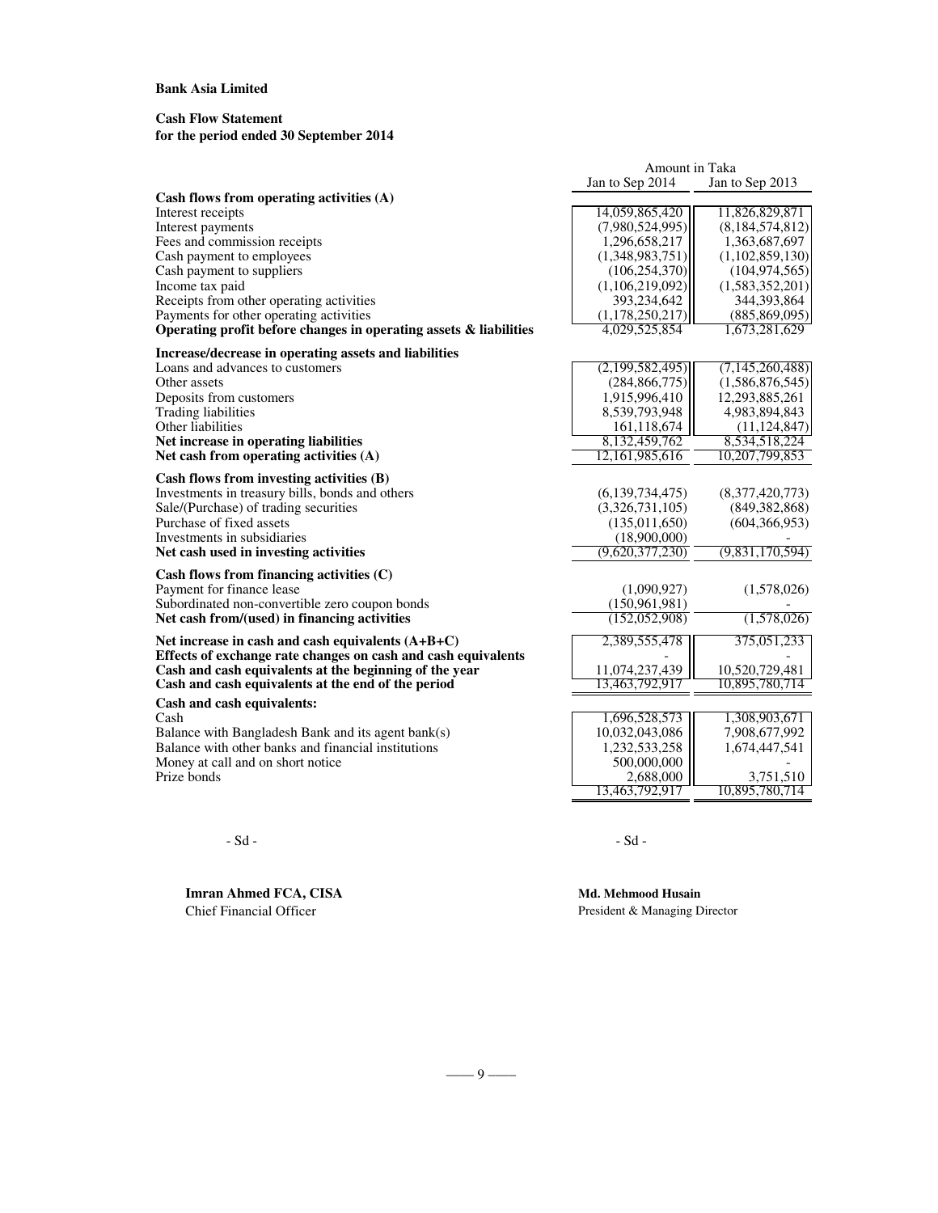**Bank Asia Limited**

**Cash Flow Statement**
**for the period ended 30 September 2014**

| | Amount in Taka | |
|---|---|---|
| | Jan to Sep 2014 | Jan to Sep 2013 |
| **Cash flows from operating activities (A)** | | |
| Interest receipts | 14,059,865,420 | 11,826,829,871 |
| Interest payments | (7,980,524,995) | (8,184,574,812) |
| Fees and commission receipts | 1,296,658,217 | 1,363,687,697 |
| Cash payment to employees | (1,348,983,751) | (1,102,859,130) |
| Cash payment to suppliers | (106,254,370) | (104,974,565) |
| Income tax paid | (1,106,219,092) | (1,583,352,201) |
| Receipts from other operating activities | 393,234,642 | 344,393,864 |
| Payments for other operating activities | (1,178,250,217) | (885,869,095) |
| **Operating profit before changes in operating assets & liabilities** | 4,029,525,854 | 1,673,281,629 |
| **Increase/decrease in operating assets and liabilities** | | |
| Loans and advances to customers | (2,199,582,495) | (7,145,260,488) |
| Other assets | (284,866,775) | (1,586,876,545) |
| Deposits from customers | 1,915,996,410 | 12,293,885,261 |
| Trading liabilities | 8,539,793,948 | 4,983,894,843 |
| Other liabilities | 161,118,674 | (11,124,847) |
| **Net increase in operating liabilities** | 8,132,459,762 | 8,534,518,224 |
| **Net cash from operating activities (A)** | 12,161,985,616 | 10,207,799,853 |
| **Cash flows from investing activities (B)** | | |
| Investments in treasury bills, bonds and others | (6,139,734,475) | (8,377,420,773) |
| Sale/(Purchase) of trading securities | (3,326,731,105) | (849,382,868) |
| Purchase of fixed assets | (135,011,650) | (604,366,953) |
| Investments in subsidiaries | (18,900,000) | - |
| **Net cash used in investing activities** | (9,620,377,230) | (9,831,170,594) |
| **Cash flows from financing activities (C)** | | |
| Payment for finance lease | (1,090,927) | (1,578,026) |
| Subordinated non-convertible zero coupon bonds | (150,961,981) | - |
| **Net cash from/(used) in financing activities** | (152,052,908) | (1,578,026) |
| **Net increase in cash and cash equivalents (A+B+C)** | 2,389,555,478 | 375,051,233 |
| **Effects of exchange rate changes on cash and cash equivalents** | - | - |
| **Cash and cash equivalents at the beginning of the year** | 11,074,237,439 | 10,520,729,481 |
| **Cash and cash equivalents at the end of the period** | 13,463,792,917 | 10,895,780,714 |
| **Cash and cash equivalents:** | | |
| Cash | 1,696,528,573 | 1,308,903,671 |
| Balance with Bangladesh Bank and its agent bank(s) | 10,032,043,086 | 7,908,677,992 |
| Balance with other banks and financial institutions | 1,232,533,258 | 1,674,447,541 |
| Money at call and on short notice | 500,000,000 | - |
| Prize bonds | 2,688,000 | 3,751,510 |
| | 13,463,792,917 | 10,895,780,714 |

- Sd - 

**Imran Ahmed FCA, CISA**
Chief Financial Officer

- Sd -

**Md. Mehmood Husain**
President & Managing Director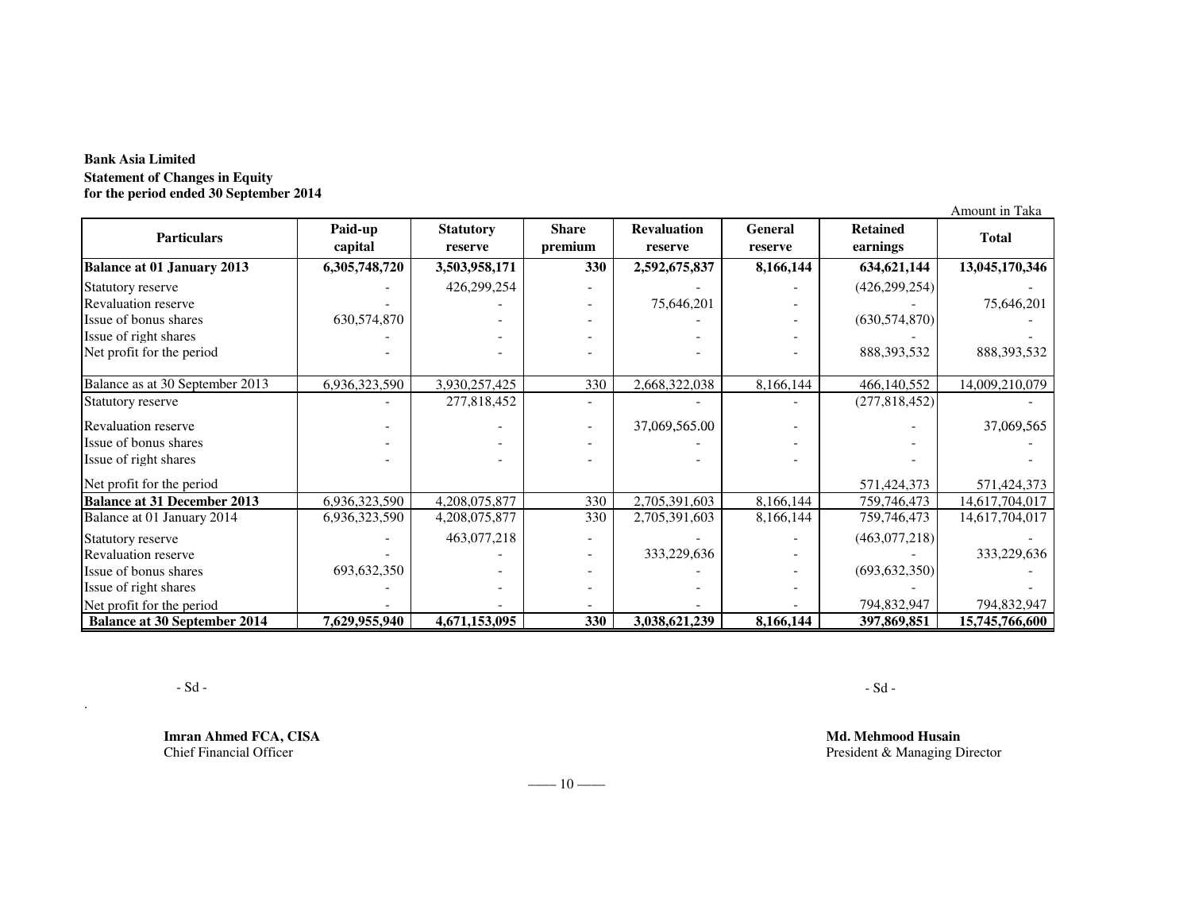**Bank Asia Limited**
**Statement of Changes in Equity**
**for the period ended 30 September 2014**

Amount in Taka

| Particulars | Paid-up capital | Statutory reserve | Share premium | Revaluation reserve | General reserve | Retained earnings | Total |
|---|---|---|---|---|---|---|---|
| **Balance at 01 January 2013** | **6,305,748,720** | **3,503,958,171** | **330** | **2,592,675,837** | **8,166,144** | **634,621,144** | **13,045,170,346** |
| Statutory reserve | - | 426,299,254 | - | - | - | (426,299,254) | - |
| Revaluation reserve | - | - | - | 75,646,201 | - | - | 75,646,201 |
| Issue of bonus shares | 630,574,870 | - | - | - | - | (630,574,870) | - |
| Issue of right shares | - | - | - | - | - | - | - |
| Net profit for the period | - | - | - | - | - | 888,393,532 | 888,393,532 |
| Balance as at 30 September 2013 | 6,936,323,590 | 3,930,257,425 | 330 | 2,668,322,038 | 8,166,144 | 466,140,552 | 14,009,210,079 |
| Statutory reserve | - | 277,818,452 | - | - | - | (277,818,452) | - |
| Revaluation reserve | - | - | - | 37,069,565.00 | - | - | 37,069,565 |
| Issue of bonus shares | - | - | - | - | - | - | - |
| Issue of right shares | - | - | - | - | - | - | - |
| Net profit for the period | | | | | | 571,424,373 | 571,424,373 |
| **Balance at 31 December 2013** | 6,936,323,590 | 4,208,075,877 | 330 | 2,705,391,603 | 8,166,144 | 759,746,473 | 14,617,704,017 |
| Balance at 01 January 2014 | 6,936,323,590 | 4,208,075,877 | 330 | 2,705,391,603 | 8,166,144 | 759,746,473 | 14,617,704,017 |
| Statutory reserve | - | 463,077,218 | - | - | - | (463,077,218) | - |
| Revaluation reserve | - | - | - | 333,229,636 | - | - | 333,229,636 |
| Issue of bonus shares | 693,632,350 | - | - | - | - | (693,632,350) | - |
| Issue of right shares | - | - | - | - | - | - | - |
| Net profit for the period | - | - | - | - | - | 794,832,947 | 794,832,947 |
| **Balance at 30 September 2014** | **7,629,955,940** | **4,671,153,095** | **330** | **3,038,621,239** | **8,166,144** | **397,869,851** | **15,745,766,600** |

- Sd -

**Imran Ahmed FCA, CISA**
Chief Financial Officer

- Sd -

**Md. Mehmood Husain**
President & Managing Director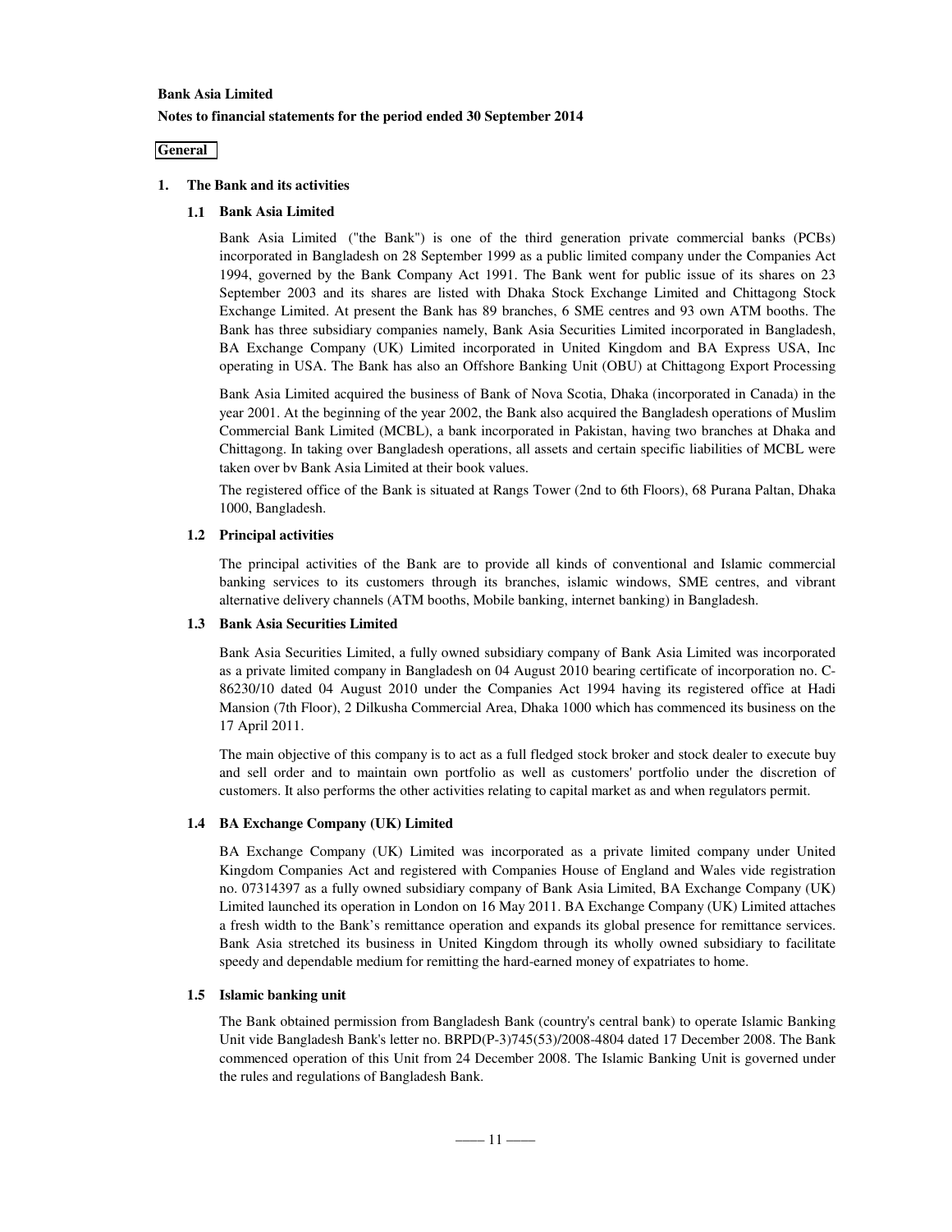**Bank Asia Limited**

**Notes to financial statements for the period ended 30 September 2014**

**General**

## 1. The Bank and its activities

### 1.1 Bank Asia Limited

Bank Asia Limited ("the Bank") is one of the third generation private commercial banks (PCBs) incorporated in Bangladesh on 28 September 1999 as a public limited company under the Companies Act 1994, governed by the Bank Company Act 1991. The Bank went for public issue of its shares on 23 September 2003 and its shares are listed with Dhaka Stock Exchange Limited and Chittagong Stock Exchange Limited. At present the Bank has 89 branches, 6 SME centres and 93 own ATM booths. The Bank has three subsidiary companies namely, Bank Asia Securities Limited incorporated in Bangladesh, BA Exchange Company (UK) Limited incorporated in United Kingdom and BA Express USA, Inc operating in USA. The Bank has also an Offshore Banking Unit (OBU) at Chittagong Export Processing

Bank Asia Limited acquired the business of Bank of Nova Scotia, Dhaka (incorporated in Canada) in the year 2001. At the beginning of the year 2002, the Bank also acquired the Bangladesh operations of Muslim Commercial Bank Limited (MCBL), a bank incorporated in Pakistan, having two branches at Dhaka and Chittagong. In taking over Bangladesh operations, all assets and certain specific liabilities of MCBL were taken over bv Bank Asia Limited at their book values.

The registered office of the Bank is situated at Rangs Tower (2nd to 6th Floors), 68 Purana Paltan, Dhaka 1000, Bangladesh.

### 1.2 Principal activities

The principal activities of the Bank are to provide all kinds of conventional and Islamic commercial banking services to its customers through its branches, islamic windows, SME centres, and vibrant alternative delivery channels (ATM booths, Mobile banking, internet banking) in Bangladesh.

### 1.3 Bank Asia Securities Limited

Bank Asia Securities Limited, a fully owned subsidiary company of Bank Asia Limited was incorporated as a private limited company in Bangladesh on 04 August 2010 bearing certificate of incorporation no. C-86230/10 dated 04 August 2010 under the Companies Act 1994 having its registered office at Hadi Mansion (7th Floor), 2 Dilkusha Commercial Area, Dhaka 1000 which has commenced its business on the 17 April 2011.

The main objective of this company is to act as a full fledged stock broker and stock dealer to execute buy and sell order and to maintain own portfolio as well as customers' portfolio under the discretion of customers. It also performs the other activities relating to capital market as and when regulators permit.

### 1.4 BA Exchange Company (UK) Limited

BA Exchange Company (UK) Limited was incorporated as a private limited company under United Kingdom Companies Act and registered with Companies House of England and Wales vide registration no. 07314397 as a fully owned subsidiary company of Bank Asia Limited, BA Exchange Company (UK) Limited launched its operation in London on 16 May 2011. BA Exchange Company (UK) Limited attaches a fresh width to the Bank's remittance operation and expands its global presence for remittance services. Bank Asia stretched its business in United Kingdom through its wholly owned subsidiary to facilitate speedy and dependable medium for remitting the hard-earned money of expatriates to home.

### 1.5 Islamic banking unit

The Bank obtained permission from Bangladesh Bank (country's central bank) to operate Islamic Banking Unit vide Bangladesh Bank's letter no. BRPD(P-3)745(53)/2008-4804 dated 17 December 2008. The Bank commenced operation of this Unit from 24 December 2008. The Islamic Banking Unit is governed under the rules and regulations of Bangladesh Bank.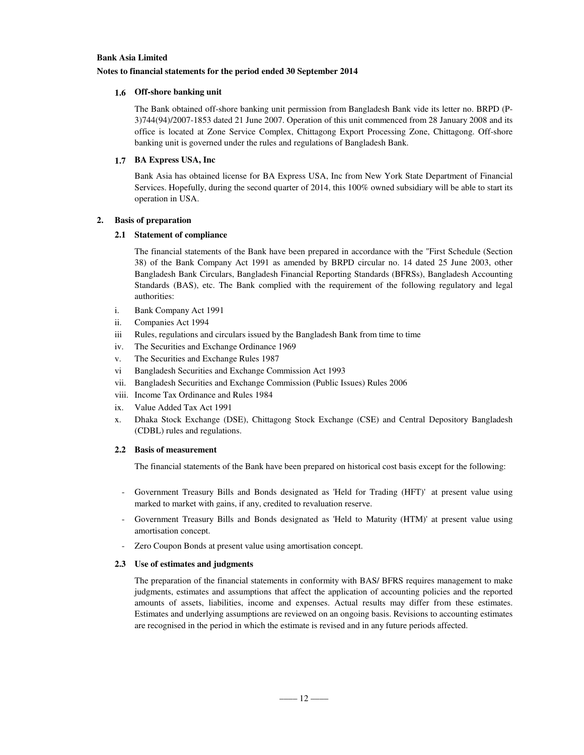**Bank Asia Limited**

**Notes to financial statements for the period ended 30 September 2014**

### 1.6 Off-shore banking unit

The Bank obtained off-shore banking unit permission from Bangladesh Bank vide its letter no. BRPD (P-3)744(94)/2007-1853 dated 21 June 2007. Operation of this unit commenced from 28 January 2008 and its office is located at Zone Service Complex, Chittagong Export Processing Zone, Chittagong. Off-shore banking unit is governed under the rules and regulations of Bangladesh Bank.

### 1.7 BA Express USA, Inc

Bank Asia has obtained license for BA Express USA, Inc from New York State Department of Financial Services. Hopefully, during the second quarter of 2014, this 100% owned subsidiary will be able to start its operation in USA.

## 2. Basis of preparation

### 2.1 Statement of compliance

The financial statements of the Bank have been prepared in accordance with the "First Schedule (Section 38) of the Bank Company Act 1991 as amended by BRPD circular no. 14 dated 25 June 2003, other Bangladesh Bank Circulars, Bangladesh Financial Reporting Standards (BFRSs), Bangladesh Accounting Standards (BAS), etc. The Bank complied with the requirement of the following regulatory and legal authorities:

i. Bank Company Act 1991
ii. Companies Act 1994
iii Rules, regulations and circulars issued by the Bangladesh Bank from time to time
iv. The Securities and Exchange Ordinance 1969
v. The Securities and Exchange Rules 1987
vi Bangladesh Securities and Exchange Commission Act 1993
vii. Bangladesh Securities and Exchange Commission (Public Issues) Rules 2006
viii. Income Tax Ordinance and Rules 1984
ix. Value Added Tax Act 1991
x. Dhaka Stock Exchange (DSE), Chittagong Stock Exchange (CSE) and Central Depository Bangladesh (CDBL) rules and regulations.

### 2.2 Basis of measurement

The financial statements of the Bank have been prepared on historical cost basis except for the following:

- Government Treasury Bills and Bonds designated as 'Held for Trading (HFT)' at present value using marked to market with gains, if any, credited to revaluation reserve.
- Government Treasury Bills and Bonds designated as 'Held to Maturity (HTM)' at present value using amortisation concept.
- Zero Coupon Bonds at present value using amortisation concept.

### 2.3 Use of estimates and judgments

The preparation of the financial statements in conformity with BAS/ BFRS requires management to make judgments, estimates and assumptions that affect the application of accounting policies and the reported amounts of assets, liabilities, income and expenses. Actual results may differ from these estimates. Estimates and underlying assumptions are reviewed on an ongoing basis. Revisions to accounting estimates are recognised in the period in which the estimate is revised and in any future periods affected.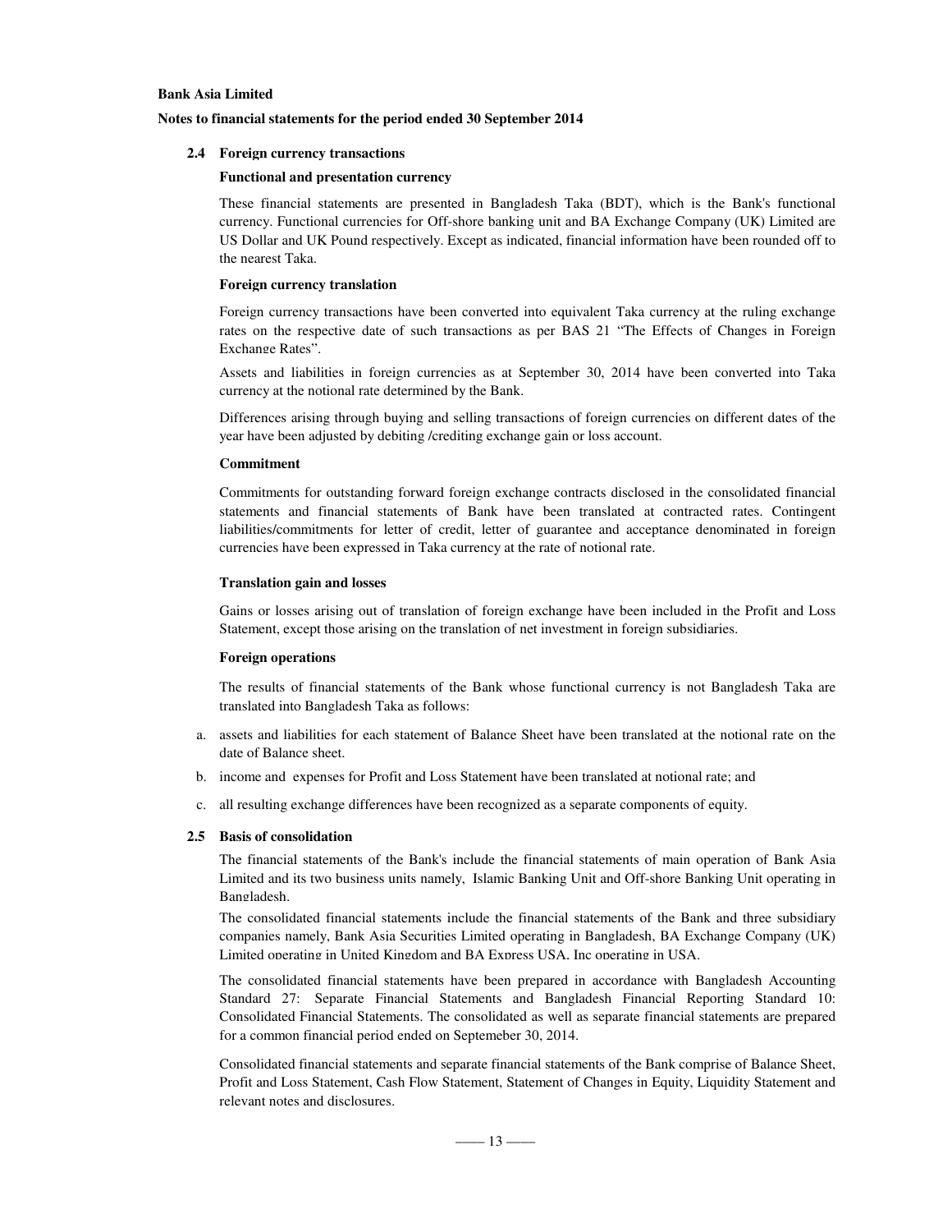**Bank Asia Limited**

**Notes to financial statements for the period ended 30 September 2014**

### 2.4 Foreign currency transactions

**Functional and presentation currency**

These financial statements are presented in Bangladesh Taka (BDT), which is the Bank's functional currency. Functional currencies for Off-shore banking unit and BA Exchange Company (UK) Limited are US Dollar and UK Pound respectively. Except as indicated, financial information have been rounded off to the nearest Taka.

**Foreign currency translation**

Foreign currency transactions have been converted into equivalent Taka currency at the ruling exchange rates on the respective date of such transactions as per BAS 21 "The Effects of Changes in Foreign Exchange Rates".

Assets and liabilities in foreign currencies as at September 30, 2014 have been converted into Taka currency at the notional rate determined by the Bank.

Differences arising through buying and selling transactions of foreign currencies on different dates of the year have been adjusted by debiting /crediting exchange gain or loss account.

**Commitment**

Commitments for outstanding forward foreign exchange contracts disclosed in the consolidated financial statements and financial statements of Bank have been translated at contracted rates. Contingent liabilities/commitments for letter of credit, letter of guarantee and acceptance denominated in foreign currencies have been expressed in Taka currency at the rate of notional rate.

**Translation gain and losses**

Gains or losses arising out of translation of foreign exchange have been included in the Profit and Loss Statement, except those arising on the translation of net investment in foreign subsidiaries.

**Foreign operations**

The results of financial statements of the Bank whose functional currency is not Bangladesh Taka are translated into Bangladesh Taka as follows:

a. assets and liabilities for each statement of Balance Sheet have been translated at the notional rate on the date of Balance sheet.

b. income and expenses for Profit and Loss Statement have been translated at notional rate; and

c. all resulting exchange differences have been recognized as a separate components of equity.

### 2.5 Basis of consolidation

The financial statements of the Bank's include the financial statements of main operation of Bank Asia Limited and its two business units namely, Islamic Banking Unit and Off-shore Banking Unit operating in Bangladesh.

The consolidated financial statements include the financial statements of the Bank and three subsidiary companies namely, Bank Asia Securities Limited operating in Bangladesh, BA Exchange Company (UK) Limited operating in United Kingdom and BA Express USA, Inc operating in USA.

The consolidated financial statements have been prepared in accordance with Bangladesh Accounting Standard 27: Separate Financial Statements and Bangladesh Financial Reporting Standard 10: Consolidated Financial Statements. The consolidated as well as separate financial statements are prepared for a common financial period ended on Septemeber 30, 2014.

Consolidated financial statements and separate financial statements of the Bank comprise of Balance Sheet, Profit and Loss Statement, Cash Flow Statement, Statement of Changes in Equity, Liquidity Statement and relevant notes and disclosures.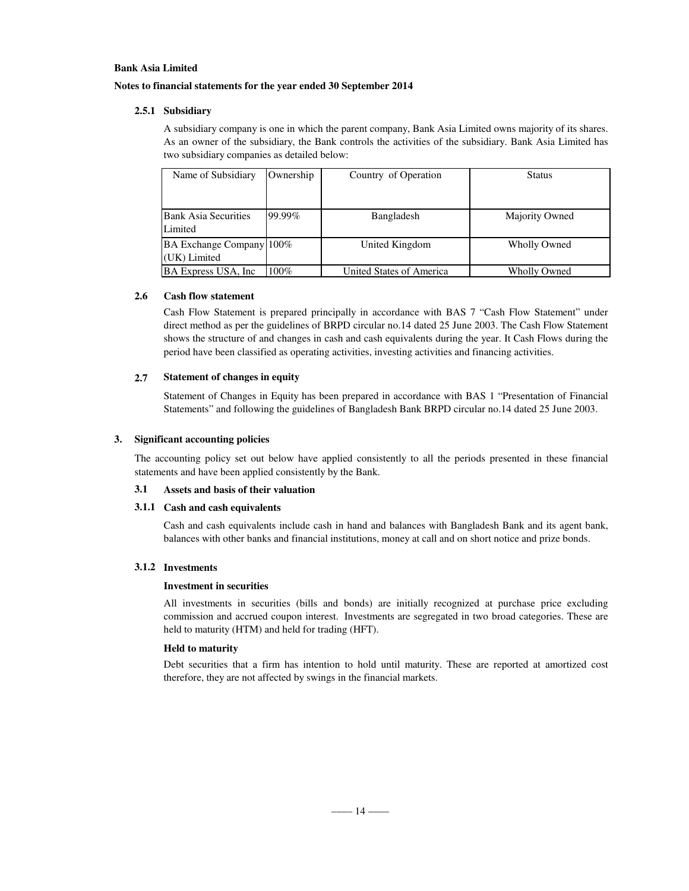**Bank Asia Limited**

**Notes to financial statements for the year ended 30 September 2014**

### 2.5.1 Subsidiary

A subsidiary company is one in which the parent company, Bank Asia Limited owns majority of its shares. As an owner of the subsidiary, the Bank controls the activities of the subsidiary. Bank Asia Limited has two subsidiary companies as detailed below:

| Name of Subsidiary | Ownership | Country of Operation | Status |
|---|---|---|---|
| Bank Asia Securities Limited | 99.99% | Bangladesh | Majority Owned |
| BA Exchange Company (UK) Limited | 100% | United Kingdom | Wholly Owned |
| BA Express USA, Inc | 100% | United States of America | Wholly Owned |

### 2.6 Cash flow statement

Cash Flow Statement is prepared principally in accordance with BAS 7 "Cash Flow Statement" under direct method as per the guidelines of BRPD circular no.14 dated 25 June 2003. The Cash Flow Statement shows the structure of and changes in cash and cash equivalents during the year. It Cash Flows during the period have been classified as operating activities, investing activities and financing activities.

### 2.7 Statement of changes in equity

Statement of Changes in Equity has been prepared in accordance with BAS 1 "Presentation of Financial Statements" and following the guidelines of Bangladesh Bank BRPD circular no.14 dated 25 June 2003.

## 3. Significant accounting policies

The accounting policy set out below have applied consistently to all the periods presented in these financial statements and have been applied consistently by the Bank.

### 3.1 Assets and basis of their valuation

### 3.1.1 Cash and cash equivalents

Cash and cash equivalents include cash in hand and balances with Bangladesh Bank and its agent bank, balances with other banks and financial institutions, money at call and on short notice and prize bonds.

### 3.1.2 Investments

**Investment in securities**

All investments in securities (bills and bonds) are initially recognized at purchase price excluding commission and accrued coupon interest. Investments are segregated in two broad categories. These are held to maturity (HTM) and held for trading (HFT).

**Held to maturity**

Debt securities that a firm has intention to hold until maturity. These are reported at amortized cost therefore, they are not affected by swings in the financial markets.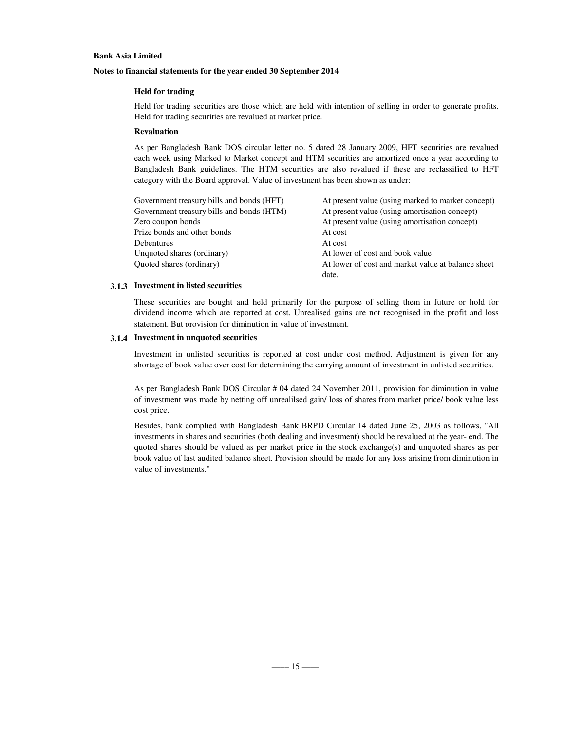**Held for trading**

Held for trading securities are those which are held with intention of selling in order to generate profits. Held for trading securities are revalued at market price.

**Revaluation**

As per Bangladesh Bank DOS circular letter no. 5 dated 28 January 2009, HFT securities are revalued each week using Marked to Market concept and HTM securities are amortized once a year according to Bangladesh Bank guidelines. The HTM securities are also revalued if these are reclassified to HFT category with the Board approval. Value of investment has been shown as under:

| | |
|---|---|
| Government treasury bills and bonds (HFT) | At present value (using marked to market concept) |
| Government treasury bills and bonds (HTM) | At present value (using amortisation concept) |
| Zero coupon bonds | At present value (using amortisation concept) |
| Prize bonds and other bonds | At cost |
| Debentures | At cost |
| Unquoted shares (ordinary) | At lower of cost and book value |
| Quoted shares (ordinary) | At lower of cost and market value at balance sheet date. |

### 3.1.3 Investment in listed securities

These securities are bought and held primarily for the purpose of selling them in future or hold for dividend income which are reported at cost. Unrealised gains are not recognised in the profit and loss statement. But provision for diminution in value of investment.

### 3.1.4 Investment in unquoted securities

Investment in unlisted securities is reported at cost under cost method. Adjustment is given for any shortage of book value over cost for determining the carrying amount of investment in unlisted securities.

As per Bangladesh Bank DOS Circular # 04 dated 24 November 2011, provision for diminution in value of investment was made by netting off unrealilsed gain/ loss of shares from market price/ book value less cost price.

Besides, bank complied with Bangladesh Bank BRPD Circular 14 dated June 25, 2003 as follows, "All investments in shares and securities (both dealing and investment) should be revalued at the year- end. The quoted shares should be valued as per market price in the stock exchange(s) and unquoted shares as per book value of last audited balance sheet. Provision should be made for any loss arising from diminution in value of investments."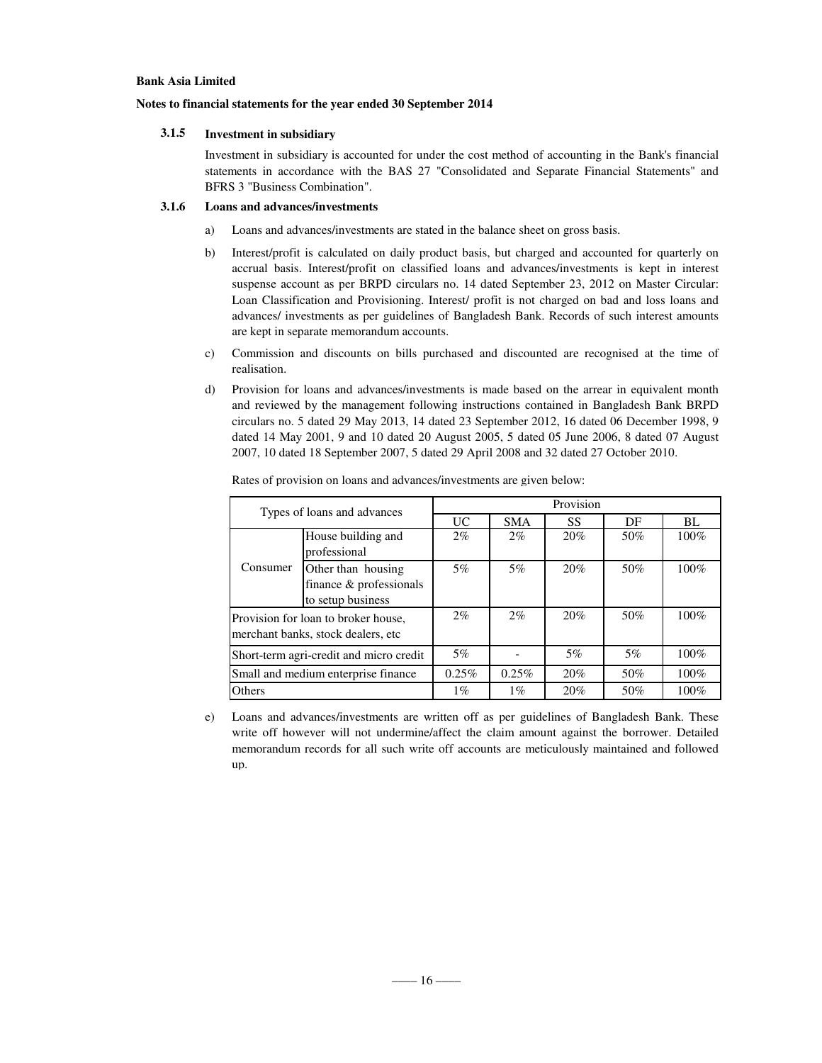**Bank Asia Limited**

**Notes to financial statements for the year ended 30 September 2014**

### 3.1.5 Investment in subsidiary

Investment in subsidiary is accounted for under the cost method of accounting in the Bank's financial statements in accordance with the BAS 27 "Consolidated and Separate Financial Statements" and BFRS 3 "Business Combination".

### 3.1.6 Loans and advances/investments

a) Loans and advances/investments are stated in the balance sheet on gross basis.

b) Interest/profit is calculated on daily product basis, but charged and accounted for quarterly on accrual basis. Interest/profit on classified loans and advances/investments is kept in interest suspense account as per BRPD circulars no. 14 dated September 23, 2012 on Master Circular: Loan Classification and Provisioning. Interest/ profit is not charged on bad and loss loans and advances/ investments as per guidelines of Bangladesh Bank. Records of such interest amounts are kept in separate memorandum accounts.

c) Commission and discounts on bills purchased and discounted are recognised at the time of realisation.

d) Provision for loans and advances/investments is made based on the arrear in equivalent month and reviewed by the management following instructions contained in Bangladesh Bank BRPD circulars no. 5 dated 29 May 2013, 14 dated 23 September 2012, 16 dated 06 December 1998, 9 dated 14 May 2001, 9 and 10 dated 20 August 2005, 5 dated 05 June 2006, 8 dated 07 August 2007, 10 dated 18 September 2007, 5 dated 29 April 2008 and 32 dated 27 October 2010.

Rates of provision on loans and advances/investments are given below:

| Types of loans and advances | | Provision | | | | |
|---|---|---|---|---|---|---|
| | | UC | SMA | SS | DF | BL |
| Consumer | House building and professional | 2% | 2% | 20% | 50% | 100% |
| | Other than housing finance & professionals to setup business | 5% | 5% | 20% | 50% | 100% |
| Provision for loan to broker house, merchant banks, stock dealers, etc | | 2% | 2% | 20% | 50% | 100% |
| Short-term agri-credit and micro credit | | 5% | - | 5% | 5% | 100% |
| Small and medium enterprise finance | | 0.25% | 0.25% | 20% | 50% | 100% |
| Others | | 1% | 1% | 20% | 50% | 100% |

e) Loans and advances/investments are written off as per guidelines of Bangladesh Bank. These write off however will not undermine/affect the claim amount against the borrower. Detailed memorandum records for all such write off accounts are meticulously maintained and followed up.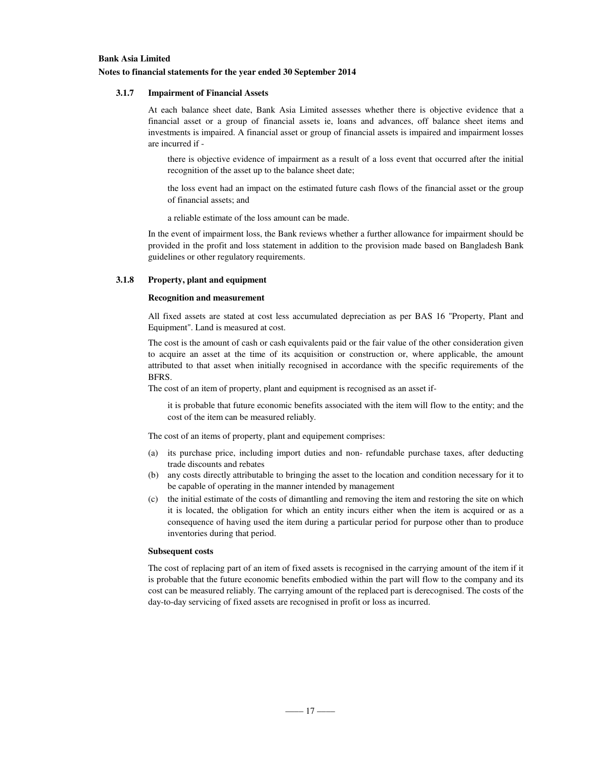### 3.1.7 Impairment of Financial Assets

At each balance sheet date, Bank Asia Limited assesses whether there is objective evidence that a financial asset or a group of financial assets ie, loans and advances, off balance sheet items and investments is impaired. A financial asset or group of financial assets is impaired and impairment losses are incurred if -

there is objective evidence of impairment as a result of a loss event that occurred after the initial recognition of the asset up to the balance sheet date;

the loss event had an impact on the estimated future cash flows of the financial asset or the group of financial assets; and

a reliable estimate of the loss amount can be made.

In the event of impairment loss, the Bank reviews whether a further allowance for impairment should be provided in the profit and loss statement in addition to the provision made based on Bangladesh Bank guidelines or other regulatory requirements.

### 3.1.8 Property, plant and equipment

**Recognition and measurement**

All fixed assets are stated at cost less accumulated depreciation as per BAS 16 "Property, Plant and Equipment". Land is measured at cost.

The cost is the amount of cash or cash equivalents paid or the fair value of the other consideration given to acquire an asset at the time of its acquisition or construction or, where applicable, the amount attributed to that asset when initially recognised in accordance with the specific requirements of the BFRS.

The cost of an item of property, plant and equipment is recognised as an asset if-

it is probable that future economic benefits associated with the item will flow to the entity; and the cost of the item can be measured reliably.

The cost of an items of property, plant and equipement comprises:

(a) its purchase price, including import duties and non- refundable purchase taxes, after deducting trade discounts and rebates
(b) any costs directly attributable to bringing the asset to the location and condition necessary for it to be capable of operating in the manner intended by management
(c) the initial estimate of the costs of dimantling and removing the item and restoring the site on which it is located, the obligation for which an entity incurs either when the item is acquired or as a consequence of having used the item during a particular period for purpose other than to produce inventories during that period.

**Subsequent costs**

The cost of replacing part of an item of fixed assets is recognised in the carrying amount of the item if it is probable that the future economic benefits embodied within the part will flow to the company and its cost can be measured reliably. The carrying amount of the replaced part is derecognised. The costs of the day-to-day servicing of fixed assets are recognised in profit or loss as incurred.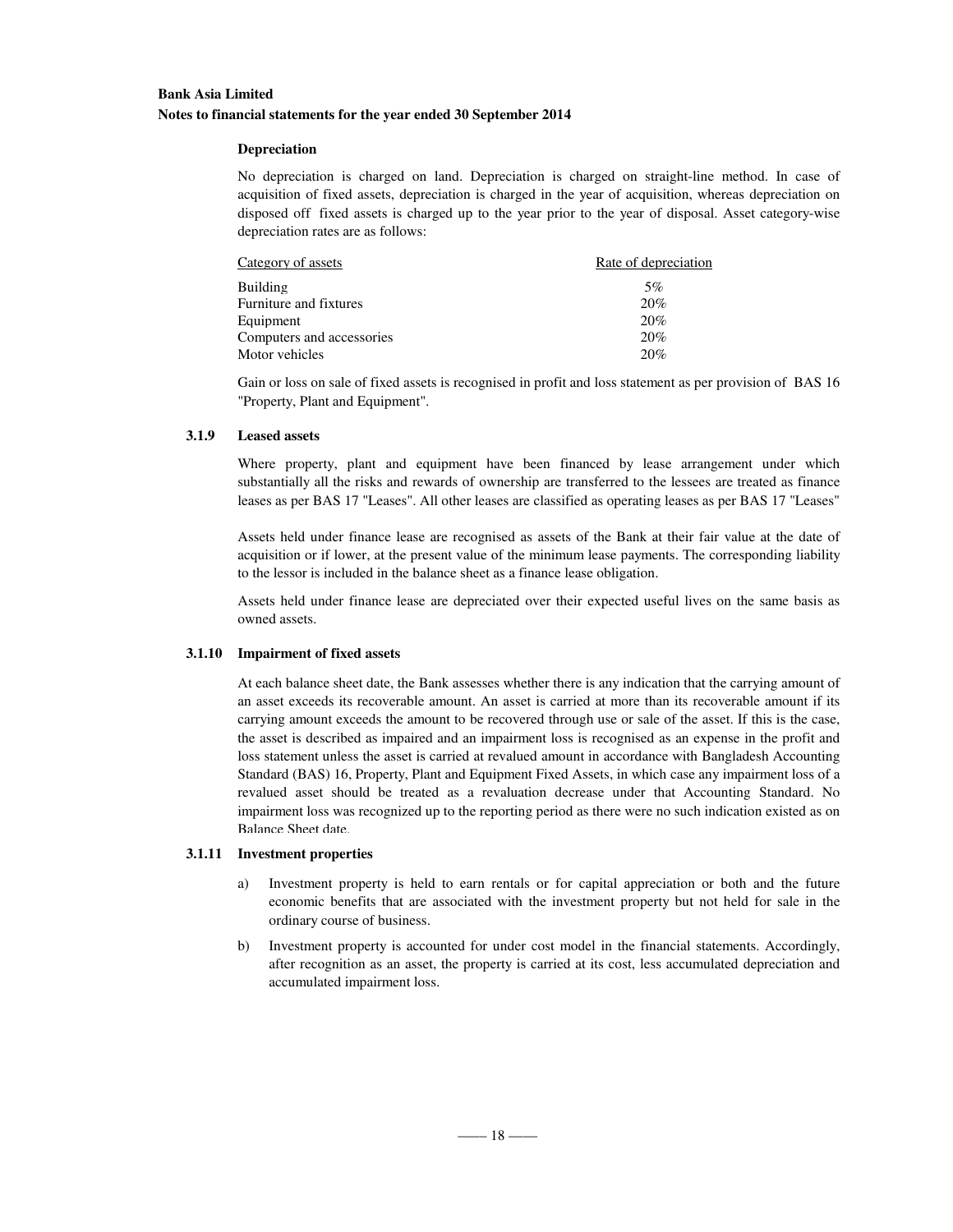#### Depreciation

No depreciation is charged on land. Depreciation is charged on straight-line method. In case of acquisition of fixed assets, depreciation is charged in the year of acquisition, whereas depreciation on disposed off fixed assets is charged up to the year prior to the year of disposal. Asset category-wise depreciation rates are as follows:

| Category of assets | Rate of depreciation |
| --- | --- |
| Building | 5% |
| Furniture and fixtures | 20% |
| Equipment | 20% |
| Computers and accessories | 20% |
| Motor vehicles | 20% |

Gain or loss on sale of fixed assets is recognised in profit and loss statement as per provision of BAS 16 "Property, Plant and Equipment".

### 3.1.9 Leased assets

Where property, plant and equipment have been financed by lease arrangement under which substantially all the risks and rewards of ownership are transferred to the lessees are treated as finance leases as per BAS 17 "Leases". All other leases are classified as operating leases as per BAS 17 "Leases"

Assets held under finance lease are recognised as assets of the Bank at their fair value at the date of acquisition or if lower, at the present value of the minimum lease payments. The corresponding liability to the lessor is included in the balance sheet as a finance lease obligation.

Assets held under finance lease are depreciated over their expected useful lives on the same basis as owned assets.

### 3.1.10 Impairment of fixed assets

At each balance sheet date, the Bank assesses whether there is any indication that the carrying amount of an asset exceeds its recoverable amount. An asset is carried at more than its recoverable amount if its carrying amount exceeds the amount to be recovered through use or sale of the asset. If this is the case, the asset is described as impaired and an impairment loss is recognised as an expense in the profit and loss statement unless the asset is carried at revalued amount in accordance with Bangladesh Accounting Standard (BAS) 16, Property, Plant and Equipment Fixed Assets, in which case any impairment loss of a revalued asset should be treated as a revaluation decrease under that Accounting Standard. No impairment loss was recognized up to the reporting period as there were no such indication existed as on Balance Sheet date.

### 3.1.11 Investment properties

a) Investment property is held to earn rentals or for capital appreciation or both and the future economic benefits that are associated with the investment property but not held for sale in the ordinary course of business.

b) Investment property is accounted for under cost model in the financial statements. Accordingly, after recognition as an asset, the property is carried at its cost, less accumulated depreciation and accumulated impairment loss.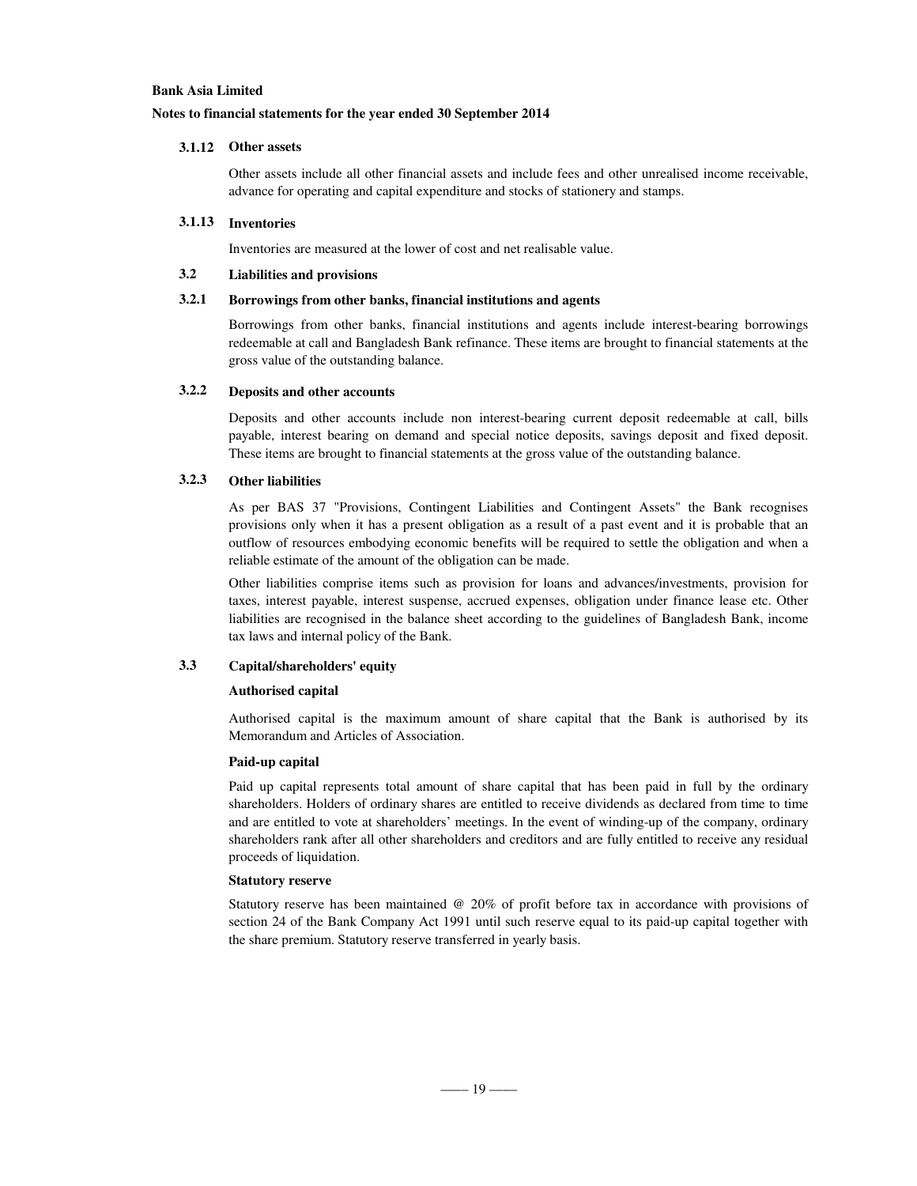**Bank Asia Limited**

**Notes to financial statements for the year ended 30 September 2014**

### 3.1.12 Other assets

Other assets include all other financial assets and include fees and other unrealised income receivable, advance for operating and capital expenditure and stocks of stationery and stamps.

### 3.1.13 Inventories

Inventories are measured at the lower of cost and net realisable value.

## 3.2 Liabilities and provisions

### 3.2.1 Borrowings from other banks, financial institutions and agents

Borrowings from other banks, financial institutions and agents include interest-bearing borrowings redeemable at call and Bangladesh Bank refinance. These items are brought to financial statements at the gross value of the outstanding balance.

### 3.2.2 Deposits and other accounts

Deposits and other accounts include non interest-bearing current deposit redeemable at call, bills payable, interest bearing on demand and special notice deposits, savings deposit and fixed deposit. These items are brought to financial statements at the gross value of the outstanding balance.

### 3.2.3 Other liabilities

As per BAS 37 "Provisions, Contingent Liabilities and Contingent Assets" the Bank recognises provisions only when it has a present obligation as a result of a past event and it is probable that an outflow of resources embodying economic benefits will be required to settle the obligation and when a reliable estimate of the amount of the obligation can be made.

Other liabilities comprise items such as provision for loans and advances/investments, provision for taxes, interest payable, interest suspense, accrued expenses, obligation under finance lease etc. Other liabilities are recognised in the balance sheet according to the guidelines of Bangladesh Bank, income tax laws and internal policy of the Bank.

## 3.3 Capital/shareholders' equity

**Authorised capital**

Authorised capital is the maximum amount of share capital that the Bank is authorised by its Memorandum and Articles of Association.

**Paid-up capital**

Paid up capital represents total amount of share capital that has been paid in full by the ordinary shareholders. Holders of ordinary shares are entitled to receive dividends as declared from time to time and are entitled to vote at shareholders' meetings. In the event of winding-up of the company, ordinary shareholders rank after all other shareholders and creditors and are fully entitled to receive any residual proceeds of liquidation.

**Statutory reserve**

Statutory reserve has been maintained @ 20% of profit before tax in accordance with provisions of section 24 of the Bank Company Act 1991 until such reserve equal to its paid-up capital together with the share premium. Statutory reserve transferred in yearly basis.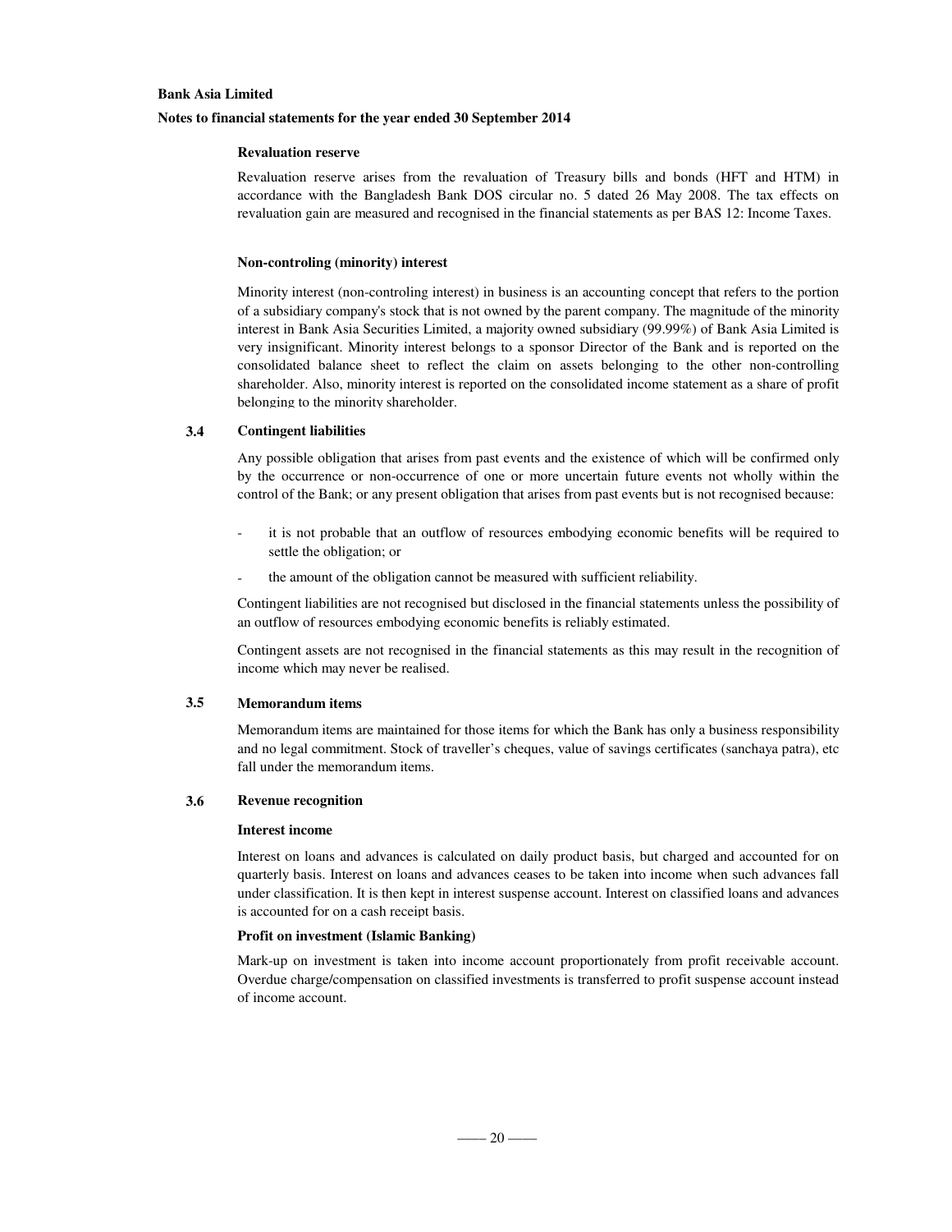#### Revaluation reserve

Revaluation reserve arises from the revaluation of Treasury bills and bonds (HFT and HTM) in accordance with the Bangladesh Bank DOS circular no. 5 dated 26 May 2008. The tax effects on revaluation gain are measured and recognised in the financial statements as per BAS 12: Income Taxes.

#### Non-controling (minority) interest

Minority interest (non-controling interest) in business is an accounting concept that refers to the portion of a subsidiary company's stock that is not owned by the parent company. The magnitude of the minority interest in Bank Asia Securities Limited, a majority owned subsidiary (99.99%) of Bank Asia Limited is very insignificant. Minority interest belongs to a sponsor Director of the Bank and is reported on the consolidated balance sheet to reflect the claim on assets belonging to the other non-controlling shareholder. Also, minority interest is reported on the consolidated income statement as a share of profit belonging to the minority shareholder.

### 3.4 Contingent liabilities

Any possible obligation that arises from past events and the existence of which will be confirmed only by the occurrence or non-occurrence of one or more uncertain future events not wholly within the control of the Bank; or any present obligation that arises from past events but is not recognised because:

- it is not probable that an outflow of resources embodying economic benefits will be required to settle the obligation; or
- the amount of the obligation cannot be measured with sufficient reliability.

Contingent liabilities are not recognised but disclosed in the financial statements unless the possibility of an outflow of resources embodying economic benefits is reliably estimated.

Contingent assets are not recognised in the financial statements as this may result in the recognition of income which may never be realised.

### 3.5 Memorandum items

Memorandum items are maintained for those items for which the Bank has only a business responsibility and no legal commitment. Stock of traveller's cheques, value of savings certificates (sanchaya patra), etc fall under the memorandum items.

### 3.6 Revenue recognition

#### Interest income

Interest on loans and advances is calculated on daily product basis, but charged and accounted for on quarterly basis. Interest on loans and advances ceases to be taken into income when such advances fall under classification. It is then kept in interest suspense account. Interest on classified loans and advances is accounted for on a cash receipt basis.

#### Profit on investment (Islamic Banking)

Mark-up on investment is taken into income account proportionately from profit receivable account. Overdue charge/compensation on classified investments is transferred to profit suspense account instead of income account.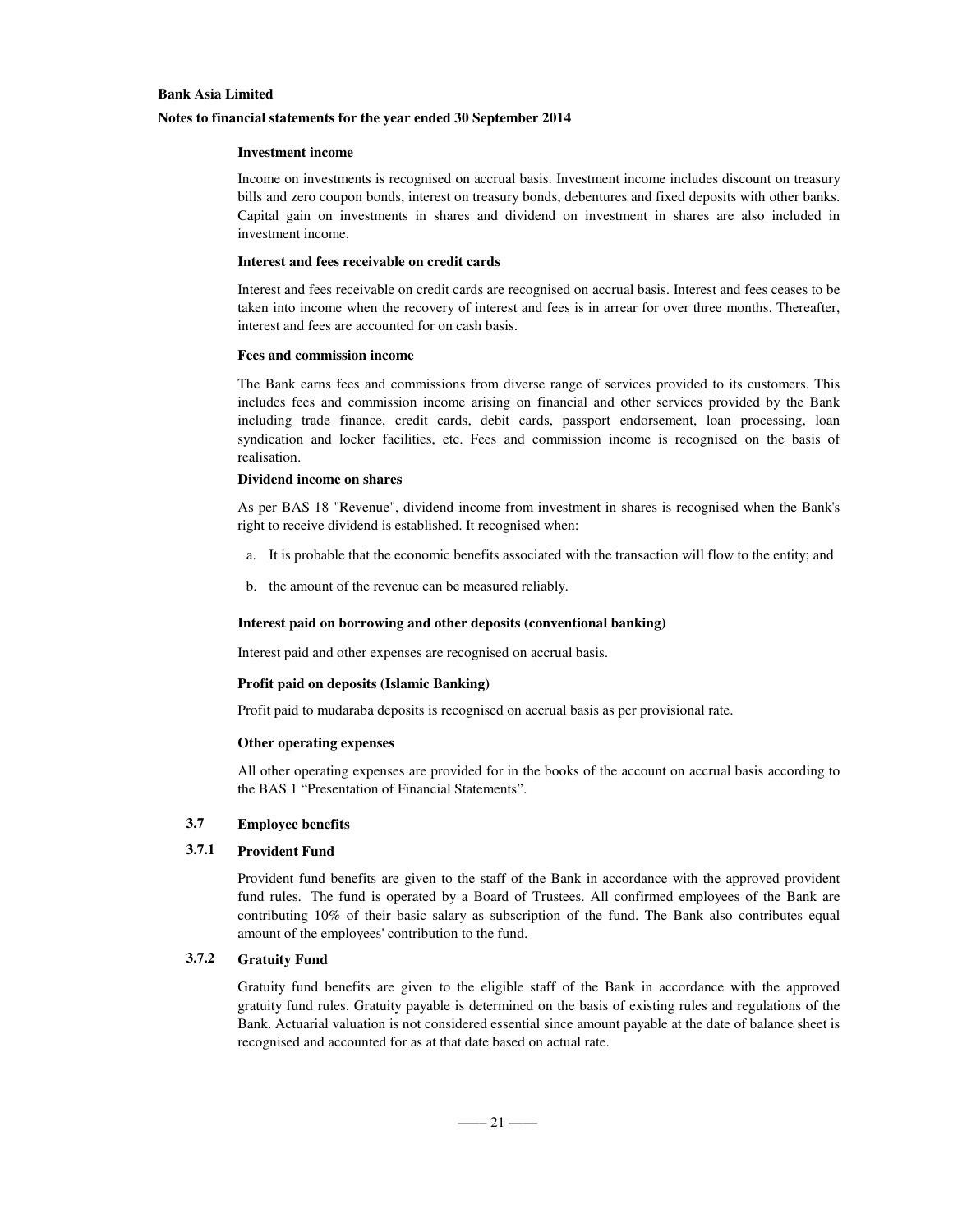**Investment income**

Income on investments is recognised on accrual basis. Investment income includes discount on treasury bills and zero coupon bonds, interest on treasury bonds, debentures and fixed deposits with other banks. Capital gain on investments in shares and dividend on investment in shares are also included in investment income.

**Interest and fees receivable on credit cards**

Interest and fees receivable on credit cards are recognised on accrual basis. Interest and fees ceases to be taken into income when the recovery of interest and fees is in arrear for over three months. Thereafter, interest and fees are accounted for on cash basis.

**Fees and commission income**

The Bank earns fees and commissions from diverse range of services provided to its customers. This includes fees and commission income arising on financial and other services provided by the Bank including trade finance, credit cards, debit cards, passport endorsement, loan processing, loan syndication and locker facilities, etc. Fees and commission income is recognised on the basis of realisation.

**Dividend income on shares**

As per BAS 18 "Revenue", dividend income from investment in shares is recognised when the Bank's right to receive dividend is established. It recognised when:

a. It is probable that the economic benefits associated with the transaction will flow to the entity; and

b. the amount of the revenue can be measured reliably.

**Interest paid on borrowing and other deposits (conventional banking)**

Interest paid and other expenses are recognised on accrual basis.

**Profit paid on deposits (Islamic Banking)**

Profit paid to mudaraba deposits is recognised on accrual basis as per provisional rate.

**Other operating expenses**

All other operating expenses are provided for in the books of the account on accrual basis according to the BAS 1 "Presentation of Financial Statements".

## 3.7 Employee benefits

### 3.7.1 Provident Fund

Provident fund benefits are given to the staff of the Bank in accordance with the approved provident fund rules. The fund is operated by a Board of Trustees. All confirmed employees of the Bank are contributing 10% of their basic salary as subscription of the fund. The Bank also contributes equal amount of the employees' contribution to the fund.

### 3.7.2 Gratuity Fund

Gratuity fund benefits are given to the eligible staff of the Bank in accordance with the approved gratuity fund rules. Gratuity payable is determined on the basis of existing rules and regulations of the Bank. Actuarial valuation is not considered essential since amount payable at the date of balance sheet is recognised and accounted for as at that date based on actual rate.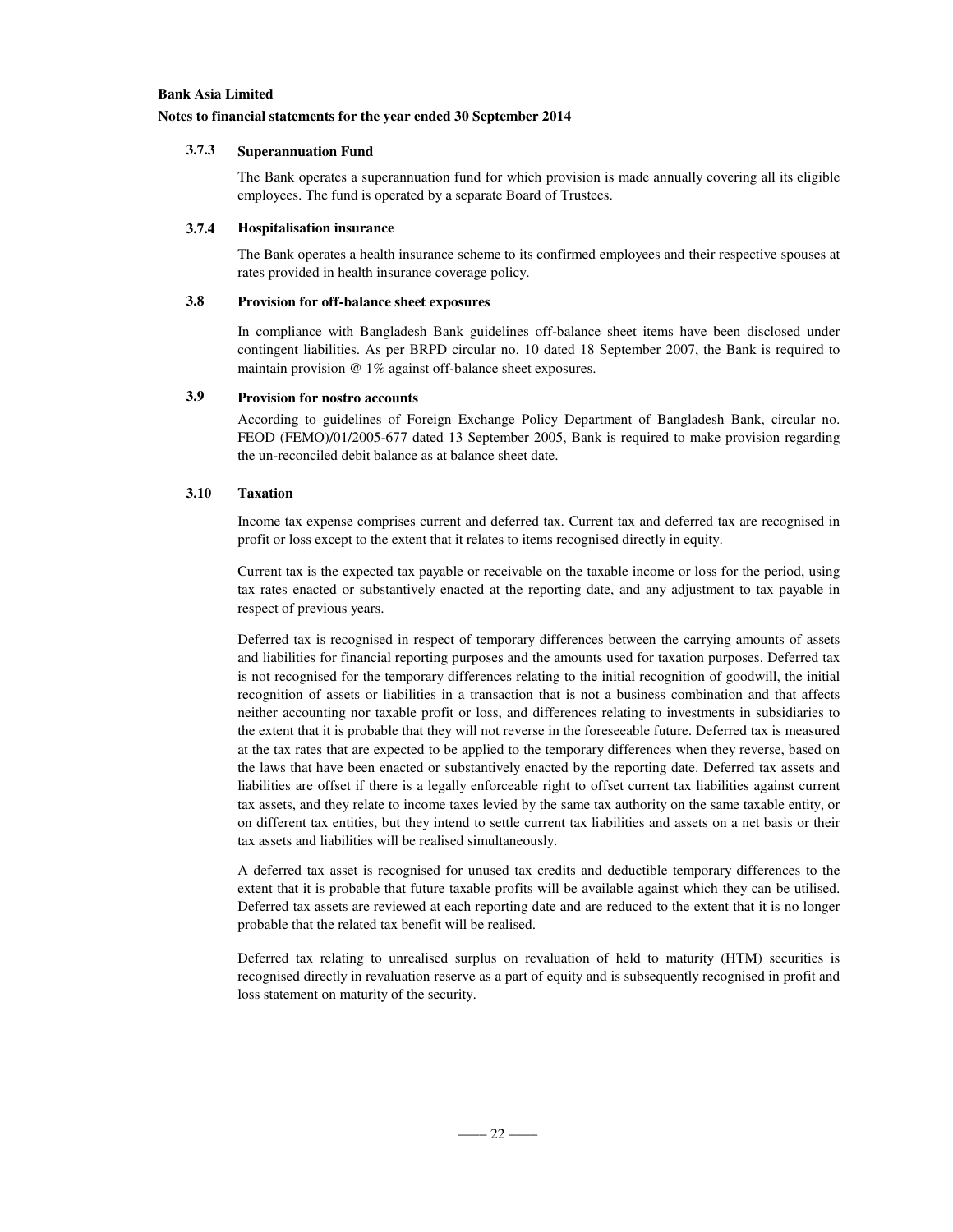#### 3.7.3 Superannuation Fund

The Bank operates a superannuation fund for which provision is made annually covering all its eligible employees. The fund is operated by a separate Board of Trustees.

#### 3.7.4 Hospitalisation insurance

The Bank operates a health insurance scheme to its confirmed employees and their respective spouses at rates provided in health insurance coverage policy.

### 3.8 Provision for off-balance sheet exposures

In compliance with Bangladesh Bank guidelines off-balance sheet items have been disclosed under contingent liabilities. As per BRPD circular no. 10 dated 18 September 2007, the Bank is required to maintain provision @ 1% against off-balance sheet exposures.

### 3.9 Provision for nostro accounts

According to guidelines of Foreign Exchange Policy Department of Bangladesh Bank, circular no. FEOD (FEMO)/01/2005-677 dated 13 September 2005, Bank is required to make provision regarding the un-reconciled debit balance as at balance sheet date.

### 3.10 Taxation

Income tax expense comprises current and deferred tax. Current tax and deferred tax are recognised in profit or loss except to the extent that it relates to items recognised directly in equity.

Current tax is the expected tax payable or receivable on the taxable income or loss for the period, using tax rates enacted or substantively enacted at the reporting date, and any adjustment to tax payable in respect of previous years.

Deferred tax is recognised in respect of temporary differences between the carrying amounts of assets and liabilities for financial reporting purposes and the amounts used for taxation purposes. Deferred tax is not recognised for the temporary differences relating to the initial recognition of goodwill, the initial recognition of assets or liabilities in a transaction that is not a business combination and that affects neither accounting nor taxable profit or loss, and differences relating to investments in subsidiaries to the extent that it is probable that they will not reverse in the foreseeable future. Deferred tax is measured at the tax rates that are expected to be applied to the temporary differences when they reverse, based on the laws that have been enacted or substantively enacted by the reporting date. Deferred tax assets and liabilities are offset if there is a legally enforceable right to offset current tax liabilities against current tax assets, and they relate to income taxes levied by the same tax authority on the same taxable entity, or on different tax entities, but they intend to settle current tax liabilities and assets on a net basis or their tax assets and liabilities will be realised simultaneously.

A deferred tax asset is recognised for unused tax credits and deductible temporary differences to the extent that it is probable that future taxable profits will be available against which they can be utilised. Deferred tax assets are reviewed at each reporting date and are reduced to the extent that it is no longer probable that the related tax benefit will be realised.

Deferred tax relating to unrealised surplus on revaluation of held to maturity (HTM) securities is recognised directly in revaluation reserve as a part of equity and is subsequently recognised in profit and loss statement on maturity of the security.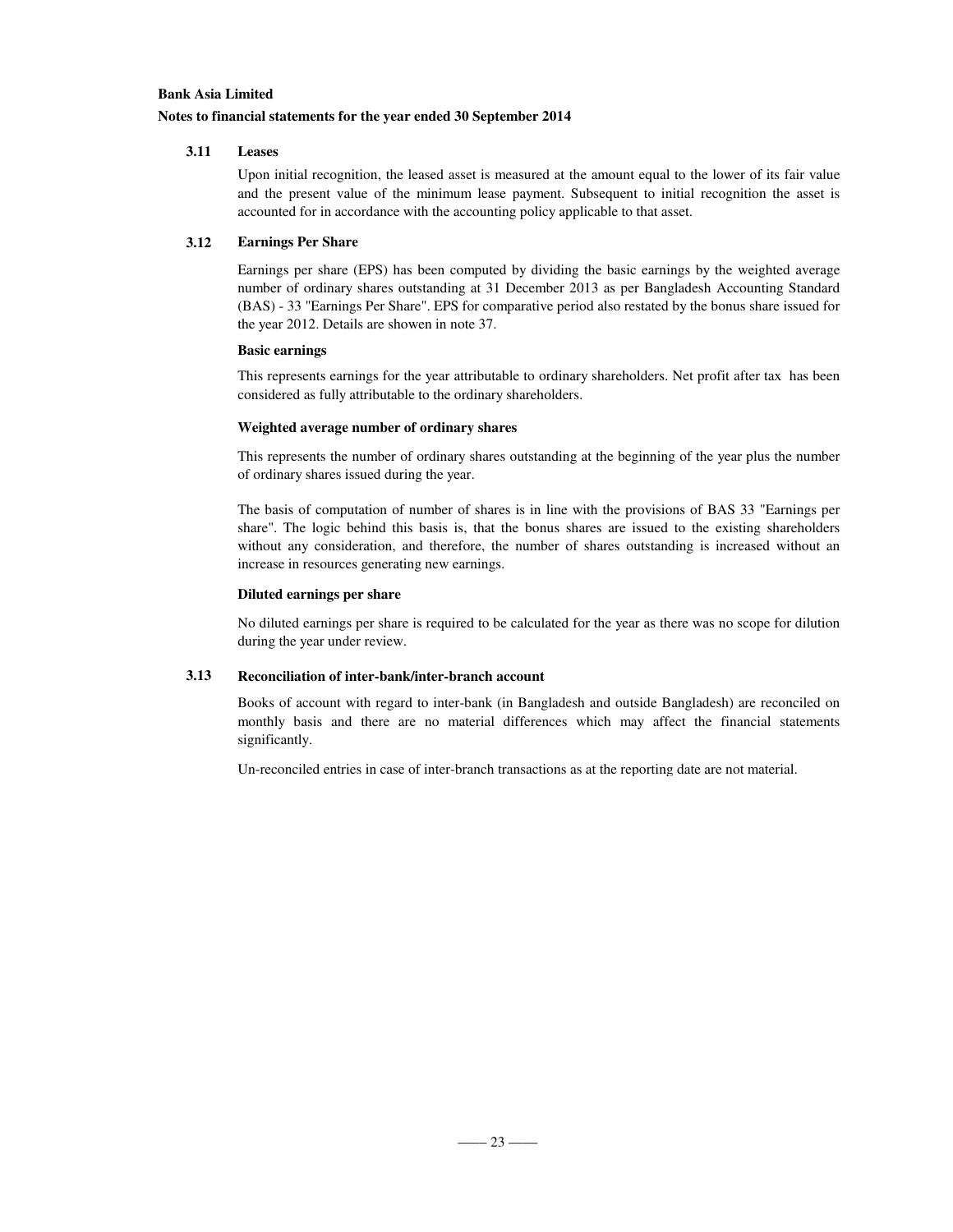### 3.11 Leases

Upon initial recognition, the leased asset is measured at the amount equal to the lower of its fair value and the present value of the minimum lease payment. Subsequent to initial recognition the asset is accounted for in accordance with the accounting policy applicable to that asset.

### 3.12 Earnings Per Share

Earnings per share (EPS) has been computed by dividing the basic earnings by the weighted average number of ordinary shares outstanding at 31 December 2013 as per Bangladesh Accounting Standard (BAS) - 33 "Earnings Per Share". EPS for comparative period also restated by the bonus share issued for the year 2012. Details are showen in note 37.

**Basic earnings**

This represents earnings for the year attributable to ordinary shareholders. Net profit after tax has been considered as fully attributable to the ordinary shareholders.

**Weighted average number of ordinary shares**

This represents the number of ordinary shares outstanding at the beginning of the year plus the number of ordinary shares issued during the year.

The basis of computation of number of shares is in line with the provisions of BAS 33 "Earnings per share". The logic behind this basis is, that the bonus shares are issued to the existing shareholders without any consideration, and therefore, the number of shares outstanding is increased without an increase in resources generating new earnings.

**Diluted earnings per share**

No diluted earnings per share is required to be calculated for the year as there was no scope for dilution during the year under review.

### 3.13 Reconciliation of inter-bank/inter-branch account

Books of account with regard to inter-bank (in Bangladesh and outside Bangladesh) are reconciled on monthly basis and there are no material differences which may affect the financial statements significantly.

Un-reconciled entries in case of inter-branch transactions as at the reporting date are not material.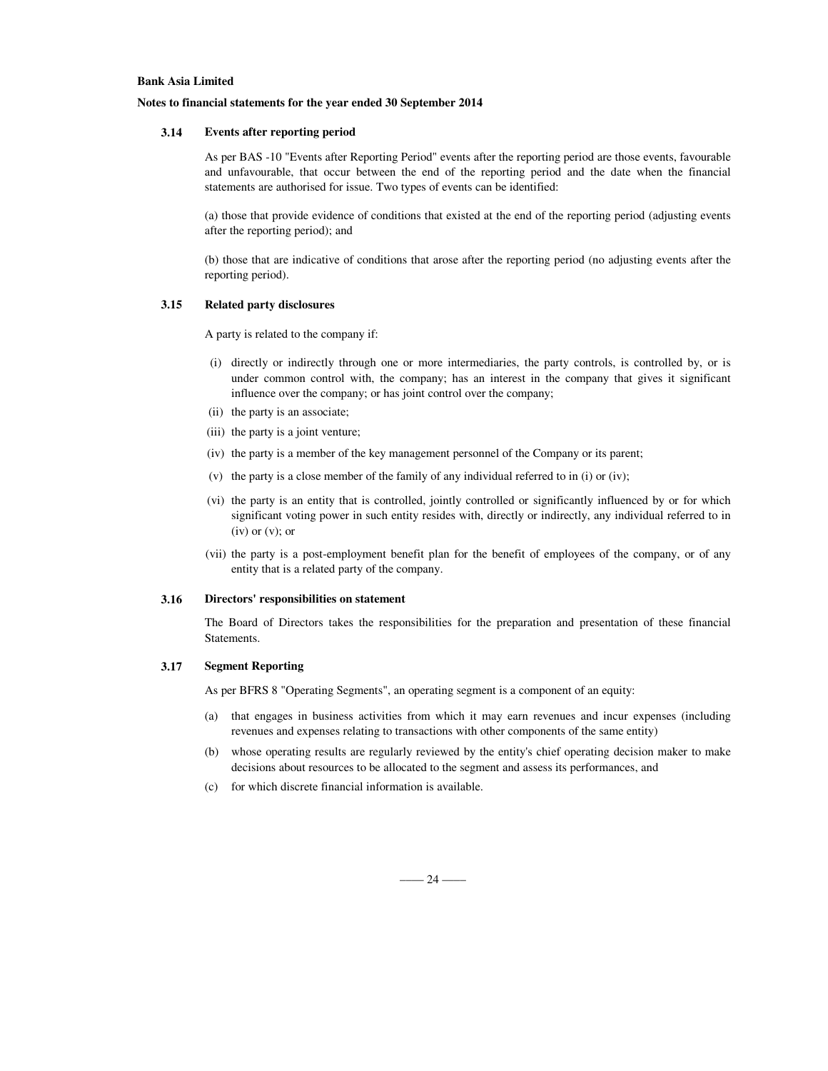**Bank Asia Limited**

**Notes to financial statements for the year ended 30 September 2014**

### 3.14 Events after reporting period

As per BAS -10 "Events after Reporting Period" events after the reporting period are those events, favourable and unfavourable, that occur between the end of the reporting period and the date when the financial statements are authorised for issue. Two types of events can be identified:

(a) those that provide evidence of conditions that existed at the end of the reporting period (adjusting events after the reporting period); and

(b) those that are indicative of conditions that arose after the reporting period (no adjusting events after the reporting period).

### 3.15 Related party disclosures

A party is related to the company if:

(i) directly or indirectly through one or more intermediaries, the party controls, is controlled by, or is under common control with, the company; has an interest in the company that gives it significant influence over the company; or has joint control over the company;

(ii) the party is an associate;

(iii) the party is a joint venture;

(iv) the party is a member of the key management personnel of the Company or its parent;

(v) the party is a close member of the family of any individual referred to in (i) or (iv);

(vi) the party is an entity that is controlled, jointly controlled or significantly influenced by or for which significant voting power in such entity resides with, directly or indirectly, any individual referred to in (iv) or (v); or

(vii) the party is a post-employment benefit plan for the benefit of employees of the company, or of any entity that is a related party of the company.

### 3.16 Directors' responsibilities on statement

The Board of Directors takes the responsibilities for the preparation and presentation of these financial Statements.

### 3.17 Segment Reporting

As per BFRS 8 "Operating Segments", an operating segment is a component of an equity:

(a) that engages in business activities from which it may earn revenues and incur expenses (including revenues and expenses relating to transactions with other components of the same entity)

(b) whose operating results are regularly reviewed by the entity's chief operating decision maker to make decisions about resources to be allocated to the segment and assess its performances, and

(c) for which discrete financial information is available.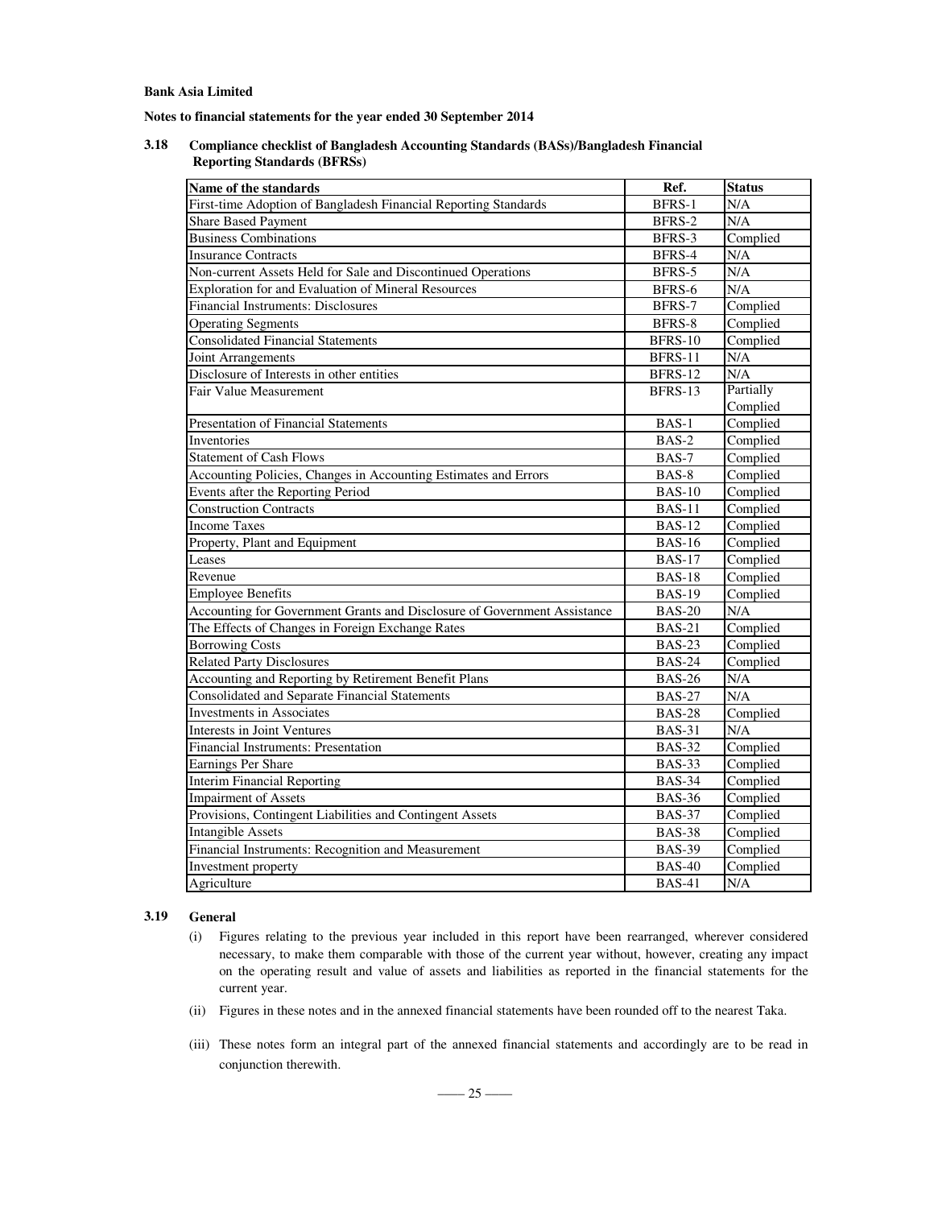**Bank Asia Limited**

**Notes to financial statements for the year ended 30 September 2014**

### 3.18 Compliance checklist of Bangladesh Accounting Standards (BASs)/Bangladesh Financial Reporting Standards (BFRSs)

| Name of the standards | Ref. | Status |
|---|---|---|
| First-time Adoption of Bangladesh Financial Reporting Standards | BFRS-1 | N/A |
| Share Based Payment | BFRS-2 | N/A |
| Business Combinations | BFRS-3 | Complied |
| Insurance Contracts | BFRS-4 | N/A |
| Non-current Assets Held for Sale and Discontinued Operations | BFRS-5 | N/A |
| Exploration for and Evaluation of Mineral Resources | BFRS-6 | N/A |
| Financial Instruments: Disclosures | BFRS-7 | Complied |
| Operating Segments | BFRS-8 | Complied |
| Consolidated Financial Statements | BFRS-10 | Complied |
| Joint Arrangements | BFRS-11 | N/A |
| Disclosure of Interests in other entities | BFRS-12 | N/A |
| Fair Value Measurement | BFRS-13 | Partially Complied |
| Presentation of Financial Statements | BAS-1 | Complied |
| Inventories | BAS-2 | Complied |
| Statement of Cash Flows | BAS-7 | Complied |
| Accounting Policies, Changes in Accounting Estimates and Errors | BAS-8 | Complied |
| Events after the Reporting Period | BAS-10 | Complied |
| Construction Contracts | BAS-11 | Complied |
| Income Taxes | BAS-12 | Complied |
| Property, Plant and Equipment | BAS-16 | Complied |
| Leases | BAS-17 | Complied |
| Revenue | BAS-18 | Complied |
| Employee Benefits | BAS-19 | Complied |
| Accounting for Government Grants and Disclosure of Government Assistance | BAS-20 | N/A |
| The Effects of Changes in Foreign Exchange Rates | BAS-21 | Complied |
| Borrowing Costs | BAS-23 | Complied |
| Related Party Disclosures | BAS-24 | Complied |
| Accounting and Reporting by Retirement Benefit Plans | BAS-26 | N/A |
| Consolidated and Separate Financial Statements | BAS-27 | N/A |
| Investments in Associates | BAS-28 | Complied |
| Interests in Joint Ventures | BAS-31 | N/A |
| Financial Instruments: Presentation | BAS-32 | Complied |
| Earnings Per Share | BAS-33 | Complied |
| Interim Financial Reporting | BAS-34 | Complied |
| Impairment of Assets | BAS-36 | Complied |
| Provisions, Contingent Liabilities and Contingent Assets | BAS-37 | Complied |
| Intangible Assets | BAS-38 | Complied |
| Financial Instruments: Recognition and Measurement | BAS-39 | Complied |
| Investment property | BAS-40 | Complied |
| Agriculture | BAS-41 | N/A |

### 3.19 General

(i) Figures relating to the previous year included in this report have been rearranged, wherever considered necessary, to make them comparable with those of the current year without, however, creating any impact on the operating result and value of assets and liabilities as reported in the financial statements for the current year.

(ii) Figures in these notes and in the annexed financial statements have been rounded off to the nearest Taka.

(iii) These notes form an integral part of the annexed financial statements and accordingly are to be read in conjunction therewith.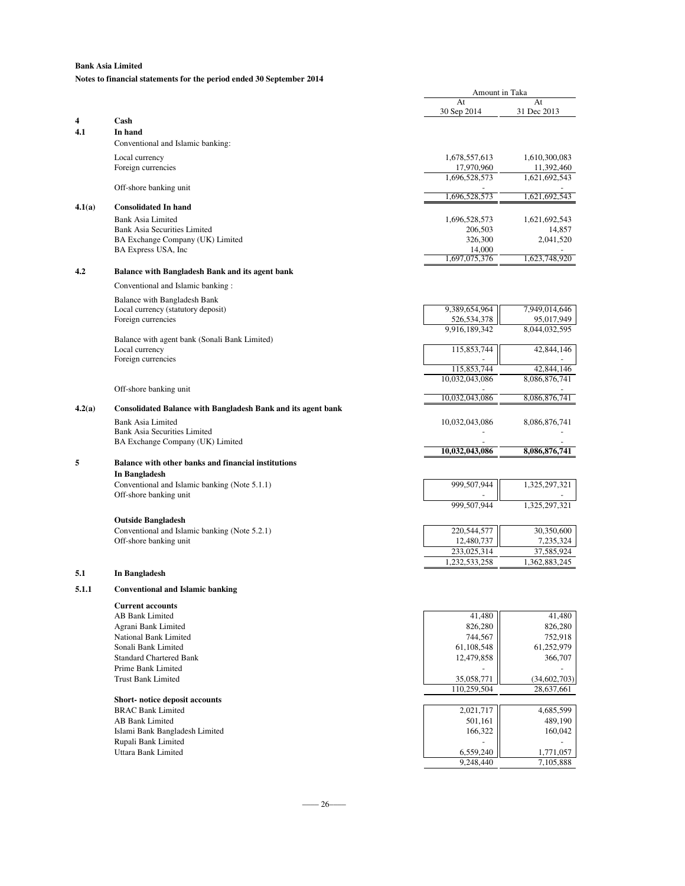**Bank Asia Limited**

**Notes to financial statements for the period ended 30 September 2014**

| | | Amount in Taka | |
|---|---|---|---|
| | | At 30 Sep 2014 | At 31 Dec 2013 |
| **4** | **Cash** | | |
| **4.1** | **In hand** | | |
| | Conventional and Islamic banking: | | |
| | Local currency | 1,678,557,613 | 1,610,300,083 |
| | Foreign currencies | 17,970,960 | 11,392,460 |
| | | 1,696,528,573 | 1,621,692,543 |
| | Off-shore banking unit | - | - |
| | | 1,696,528,573 | 1,621,692,543 |
| **4.1(a)** | **Consolidated In hand** | | |
| | Bank Asia Limited | 1,696,528,573 | 1,621,692,543 |
| | Bank Asia Securities Limited | 206,503 | 14,857 |
| | BA Exchange Company (UK) Limited | 326,300 | 2,041,520 |
| | BA Express USA, Inc | 14,000 | - |
| | | 1,697,075,376 | 1,623,748,920 |
| **4.2** | **Balance with Bangladesh Bank and its agent bank** | | |
| | Conventional and Islamic banking : | | |
| | Balance with Bangladesh Bank | | |
| | Local currency (statutory deposit) | 9,389,654,964 | 7,949,014,646 |
| | Foreign currencies | 526,534,378 | 95,017,949 |
| | | 9,916,189,342 | 8,044,032,595 |
| | Balance with agent bank (Sonali Bank Limited) | | |
| | Local currency | 115,853,744 | 42,844,146 |
| | Foreign currencies | - | - |
| | | 115,853,744 | 42,844,146 |
| | | 10,032,043,086 | 8,086,876,741 |
| | Off-shore banking unit | - | - |
| | | 10,032,043,086 | 8,086,876,741 |
| **4.2(a)** | **Consolidated Balance with Bangladesh Bank and its agent bank** | | |
| | Bank Asia Limited | 10,032,043,086 | 8,086,876,741 |
| | Bank Asia Securities Limited | - | - |
| | BA Exchange Company (UK) Limited | - | - |
| | | **10,032,043,086** | **8,086,876,741** |
| **5** | **Balance with other banks and financial institutions** | | |
| | **In Bangladesh** | | |
| | Conventional and Islamic banking (Note 5.1.1) | 999,507,944 | 1,325,297,321 |
| | Off-shore banking unit | - | - |
| | | 999,507,944 | 1,325,297,321 |
| | **Outside Bangladesh** | | |
| | Conventional and Islamic banking (Note 5.2.1) | 220,544,577 | 30,350,600 |
| | Off-shore banking unit | 12,480,737 | 7,235,324 |
| | | 233,025,314 | 37,585,924 |
| | | 1,232,533,258 | 1,362,883,245 |
| **5.1** | **In Bangladesh** | | |
| **5.1.1** | **Conventional and Islamic banking** | | |
| | **Current accounts** | | |
| | AB Bank Limited | 41,480 | 41,480 |
| | Agrani Bank Limited | 826,280 | 826,280 |
| | National Bank Limited | 744,567 | 752,918 |
| | Sonali Bank Limited | 61,108,548 | 61,252,979 |
| | Standard Chartered Bank | 12,479,858 | 366,707 |
| | Prime Bank Limited | - | - |
| | Trust Bank Limited | 35,058,771 | (34,602,703) |
| | | 110,259,504 | 28,637,661 |
| | **Short- notice deposit accounts** | | |
| | BRAC Bank Limited | 2,021,717 | 4,685,599 |
| | AB Bank Limited | 501,161 | 489,190 |
| | Islami Bank Bangladesh Limited | 166,322 | 160,042 |
| | Rupali Bank Limited | - | - |
| | Uttara Bank Limited | 6,559,240 | 1,771,057 |
| | | 9,248,440 | 7,105,888 |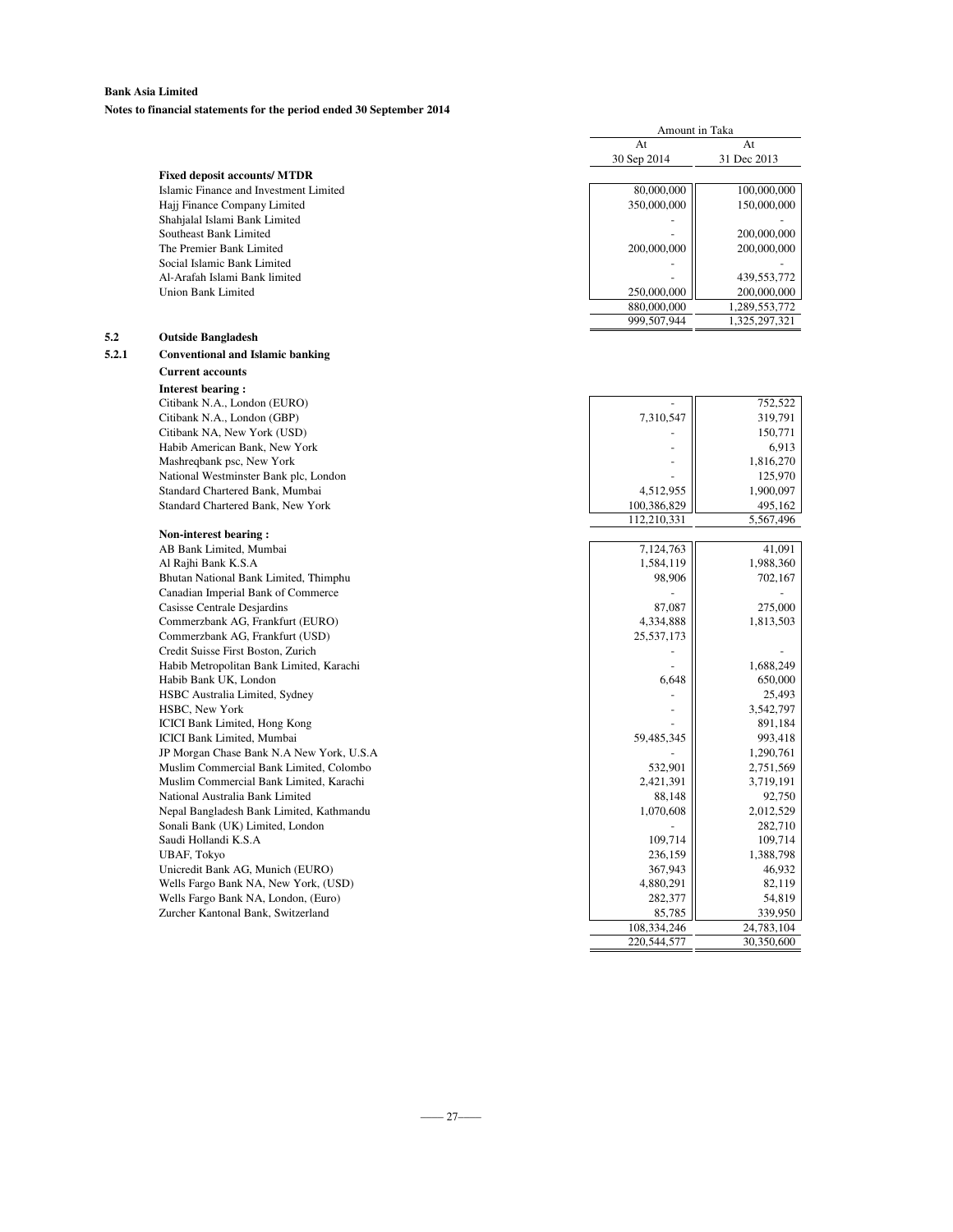**Bank Asia Limited**

**Notes to financial statements for the period ended 30 September 2014**

| | Amount in Taka | |
|---|---|---|
| | At 30 Sep 2014 | At 31 Dec 2013 |
| **Fixed deposit accounts/ MTDR** | | |
| Islamic Finance and Investment Limited | 80,000,000 | 100,000,000 |
| Hajj Finance Company Limited | 350,000,000 | 150,000,000 |
| Shahjalal Islami Bank Limited | - | - |
| Southeast Bank Limited | - | 200,000,000 |
| The Premier Bank Limited | 200,000,000 | 200,000,000 |
| Social Islamic Bank Limited | - | - |
| Al-Arafah Islami Bank limited | - | 439,553,772 |
| Union Bank Limited | 250,000,000 | 200,000,000 |
| | 880,000,000 | 1,289,553,772 |
| | 999,507,944 | 1,325,297,321 |

**5.2 Outside Bangladesh**

**5.2.1 Conventional and Islamic banking**

**Current accounts**

| | At 30 Sep 2014 | At 31 Dec 2013 |
|---|---|---|
| **Interest bearing :** | | |
| Citibank N.A., London (EURO) | - | 752,522 |
| Citibank N.A., London (GBP) | 7,310,547 | 319,791 |
| Citibank NA, New York (USD) | - | 150,771 |
| Habib American Bank, New York | - | 6,913 |
| Mashreqbank psc, New York | - | 1,816,270 |
| National Westminster Bank plc, London | - | 125,970 |
| Standard Chartered Bank, Mumbai | 4,512,955 | 1,900,097 |
| Standard Chartered Bank, New York | 100,386,829 | 495,162 |
| | 112,210,331 | 5,567,496 |
| **Non-interest bearing :** | | |
| AB Bank Limited, Mumbai | 7,124,763 | 41,091 |
| Al Rajhi Bank K.S.A | 1,584,119 | 1,988,360 |
| Bhutan National Bank Limited, Thimphu | 98,906 | 702,167 |
| Canadian Imperial Bank of Commerce | - | - |
| Casisse Centrale Desjardins | 87,087 | 275,000 |
| Commerzbank AG, Frankfurt (EURO) | 4,334,888 | 1,813,503 |
| Commerzbank AG, Frankfurt (USD) | 25,537,173 | |
| Credit Suisse First Boston, Zurich | - | - |
| Habib Metropolitan Bank Limited, Karachi | - | 1,688,249 |
| Habib Bank UK, London | 6,648 | 650,000 |
| HSBC Australia Limited, Sydney | - | 25,493 |
| HSBC, New York | - | 3,542,797 |
| ICICI Bank Limited, Hong Kong | - | 891,184 |
| ICICI Bank Limited, Mumbai | 59,485,345 | 993,418 |
| JP Morgan Chase Bank N.A New York, U.S.A | - | 1,290,761 |
| Muslim Commercial Bank Limited, Colombo | 532,901 | 2,751,569 |
| Muslim Commercial Bank Limited, Karachi | 2,421,391 | 3,719,191 |
| National Australia Bank Limited | 88,148 | 92,750 |
| Nepal Bangladesh Bank Limited, Kathmandu | 1,070,608 | 2,012,529 |
| Sonali Bank (UK) Limited, London | - | 282,710 |
| Saudi Hollandi K.S.A | 109,714 | 109,714 |
| UBAF, Tokyo | 236,159 | 1,388,798 |
| Unicredit Bank AG, Munich (EURO) | 367,943 | 46,932 |
| Wells Fargo Bank NA, New York, (USD) | 4,880,291 | 82,119 |
| Wells Fargo Bank NA, London, (Euro) | 282,377 | 54,819 |
| Zurcher Kantonal Bank, Switzerland | 85,785 | 339,950 |
| | 108,334,246 | 24,783,104 |
| | 220,544,577 | 30,350,600 |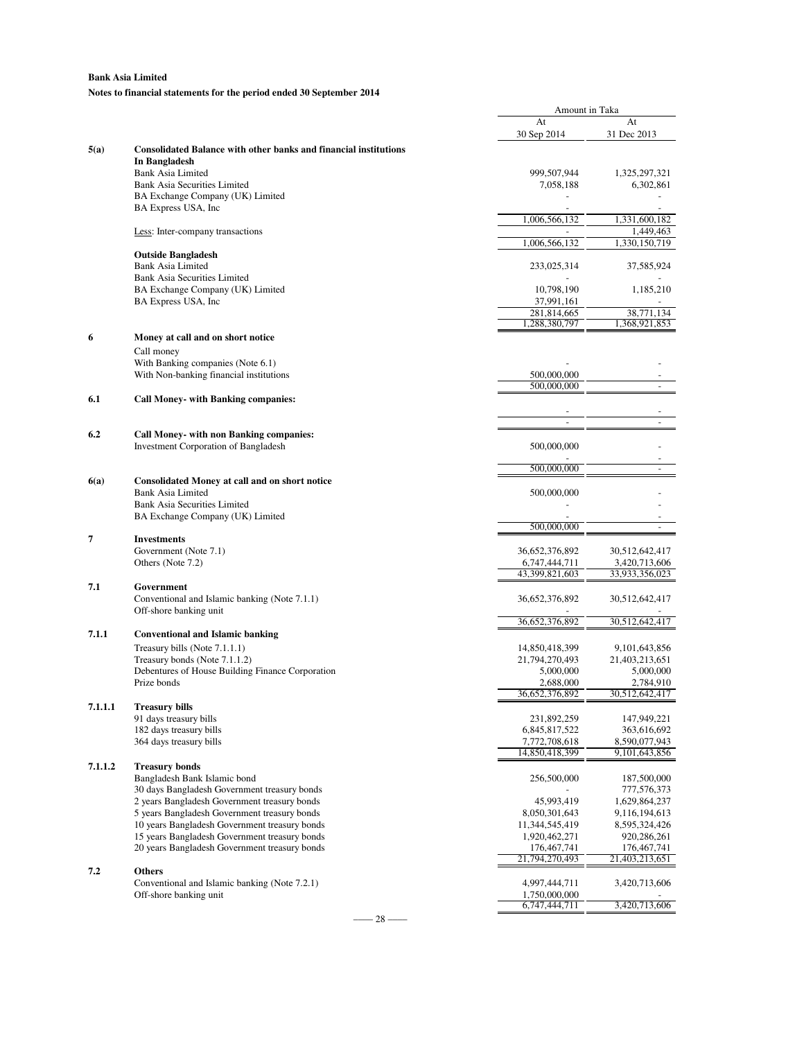**Bank Asia Limited**

**Notes to financial statements for the period ended 30 September 2014**

| | | Amount in Taka | |
|---|---|---|---|
| | | At 30 Sep 2014 | At 31 Dec 2013 |
| **5(a)** | **Consolidated Balance with other banks and financial institutions** | | |
| | **In Bangladesh** | | |
| | Bank Asia Limited | 999,507,944 | 1,325,297,321 |
| | Bank Asia Securities Limited | 7,058,188 | 6,302,861 |
| | BA Exchange Company (UK) Limited | - | - |
| | BA Express USA, Inc | - | - |
| | | 1,006,566,132 | 1,331,600,182 |
| | Less: Inter-company transactions | - | 1,449,463 |
| | | 1,006,566,132 | 1,330,150,719 |
| | **Outside Bangladesh** | | |
| | Bank Asia Limited | 233,025,314 | 37,585,924 |
| | Bank Asia Securities Limited | - | - |
| | BA Exchange Company (UK) Limited | 10,798,190 | 1,185,210 |
| | BA Express USA, Inc | 37,991,161 | - |
| | | 281,814,665 | 38,771,134 |
| | | 1,288,380,797 | 1,368,921,853 |
| **6** | **Money at call and on short notice** | | |
| | Call money | | |
| | With Banking companies (Note 6.1) | - | - |
| | With Non-banking financial institutions | 500,000,000 | - |
| | | 500,000,000 | - |
| **6.1** | **Call Money- with Banking companies:** | | |
| | | - | - |
| | | - | - |
| **6.2** | **Call Money- with non Banking companies:** | | |
| | Investment Corporation of Bangladesh | 500,000,000 | - |
| | | - | - |
| | | 500,000,000 | - |
| **6(a)** | **Consolidated Money at call and on short notice** | | |
| | Bank Asia Limited | 500,000,000 | - |
| | Bank Asia Securities Limited | - | - |
| | BA Exchange Company (UK) Limited | - | - |
| | | 500,000,000 | - |
| **7** | **Investments** | | |
| | Government (Note 7.1) | 36,652,376,892 | 30,512,642,417 |
| | Others (Note 7.2) | 6,747,444,711 | 3,420,713,606 |
| | | 43,399,821,603 | 33,933,356,023 |
| **7.1** | **Government** | | |
| | Conventional and Islamic banking (Note 7.1.1) | 36,652,376,892 | 30,512,642,417 |
| | Off-shore banking unit | - | - |
| | | 36,652,376,892 | 30,512,642,417 |
| **7.1.1** | **Conventional and Islamic banking** | | |
| | Treasury bills (Note 7.1.1.1) | 14,850,418,399 | 9,101,643,856 |
| | Treasury bonds (Note 7.1.1.2) | 21,794,270,493 | 21,403,213,651 |
| | Debentures of House Building Finance Corporation | 5,000,000 | 5,000,000 |
| | Prize bonds | 2,688,000 | 2,784,910 |
| | | 36,652,376,892 | 30,512,642,417 |
| **7.1.1.1** | **Treasury bills** | | |
| | 91 days treasury bills | 231,892,259 | 147,949,221 |
| | 182 days treasury bills | 6,845,817,522 | 363,616,692 |
| | 364 days treasury bills | 7,772,708,618 | 8,590,077,943 |
| | | 14,850,418,399 | 9,101,643,856 |
| **7.1.1.2** | **Treasury bonds** | | |
| | Bangladesh Bank Islamic bond | 256,500,000 | 187,500,000 |
| | 30 days Bangladesh Government treasury bonds | - | 777,576,373 |
| | 2 years Bangladesh Government treasury bonds | 45,993,419 | 1,629,864,237 |
| | 5 years Bangladesh Government treasury bonds | 8,050,301,643 | 9,116,194,613 |
| | 10 years Bangladesh Government treasury bonds | 11,344,545,419 | 8,595,324,426 |
| | 15 years Bangladesh Government treasury bonds | 1,920,462,271 | 920,286,261 |
| | 20 years Bangladesh Government treasury bonds | 176,467,741 | 176,467,741 |
| | | 21,794,270,493 | 21,403,213,651 |
| **7.2** | **Others** | | |
| | Conventional and Islamic banking (Note 7.2.1) | 4,997,444,711 | 3,420,713,606 |
| | Off-shore banking unit | 1,750,000,000 | - |
| | | 6,747,444,711 | 3,420,713,606 |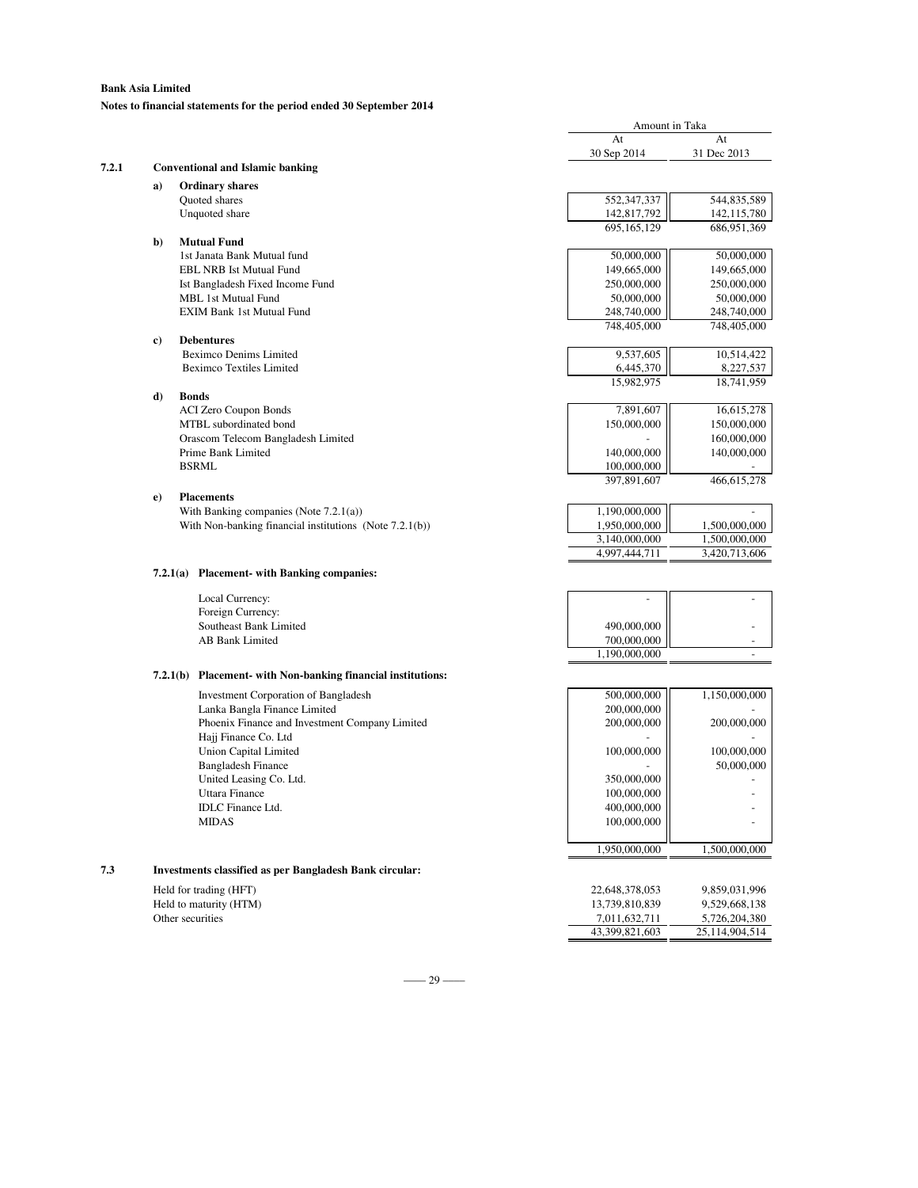**Bank Asia Limited**

**Notes to financial statements for the period ended 30 September 2014**

| | | Amount in Taka | |
|---|---|---|---|
| | | At 30 Sep 2014 | At 31 Dec 2013 |
| **7.2.1** | **Conventional and Islamic banking** | | |
| **a)** | **Ordinary shares** | | |
| | Quoted shares | 552,347,337 | 544,835,589 |
| | Unquoted share | 142,817,792 | 142,115,780 |
| | | 695,165,129 | 686,951,369 |
| **b)** | **Mutual Fund** | | |
| | 1st Janata Bank Mutual fund | 50,000,000 | 50,000,000 |
| | EBL NRB Ist Mutual Fund | 149,665,000 | 149,665,000 |
| | Ist Bangladesh Fixed Income Fund | 250,000,000 | 250,000,000 |
| | MBL 1st Mutual Fund | 50,000,000 | 50,000,000 |
| | EXIM Bank 1st Mutual Fund | 248,740,000 | 248,740,000 |
| | | 748,405,000 | 748,405,000 |
| **c)** | **Debentures** | | |
| | Beximco Denims Limited | 9,537,605 | 10,514,422 |
| | Beximco Textiles Limited | 6,445,370 | 8,227,537 |
| | | 15,982,975 | 18,741,959 |
| **d)** | **Bonds** | | |
| | ACI Zero Coupon Bonds | 7,891,607 | 16,615,278 |
| | MTBL subordinated bond | 150,000,000 | 150,000,000 |
| | Orascom Telecom Bangladesh Limited | - | 160,000,000 |
| | Prime Bank Limited | 140,000,000 | 140,000,000 |
| | BSRML | 100,000,000 | - |
| | | 397,891,607 | 466,615,278 |
| **e)** | **Placements** | | |
| | With Banking companies (Note 7.2.1(a)) | 1,190,000,000 | - |
| | With Non-banking financial institutions (Note 7.2.1(b)) | 1,950,000,000 | 1,500,000,000 |
| | | 3,140,000,000 | 1,500,000,000 |
| | | 4,997,444,711 | 3,420,713,606 |

**7.2.1(a) Placement- with Banking companies:**

| | At 30 Sep 2014 | At 31 Dec 2013 |
|---|---|---|
| Local Currency: | - | - |
| Foreign Currency: | | |
| Southeast Bank Limited | 490,000,000 | - |
| AB Bank Limited | 700,000,000 | - |
| | 1,190,000,000 | - |

**7.2.1(b) Placement- with Non-banking financial institutions:**

| | At 30 Sep 2014 | At 31 Dec 2013 |
|---|---|---|
| Investment Corporation of Bangladesh | 500,000,000 | 1,150,000,000 |
| Lanka Bangla Finance Limited | 200,000,000 | - |
| Phoenix Finance and Investment Company Limited | 200,000,000 | 200,000,000 |
| Hajj Finance Co. Ltd | - | - |
| Union Capital Limited | 100,000,000 | 100,000,000 |
| Bangladesh Finance | - | 50,000,000 |
| United Leasing Co. Ltd. | 350,000,000 | - |
| Uttara Finance | 100,000,000 | - |
| IDLC Finance Ltd. | 400,000,000 | - |
| MIDAS | 100,000,000 | - |
| | 1,950,000,000 | 1,500,000,000 |

**7.3 Investments classified as per Bangladesh Bank circular:**

| | At 30 Sep 2014 | At 31 Dec 2013 |
|---|---|---|
| Held for trading (HFT) | 22,648,378,053 | 9,859,031,996 |
| Held to maturity (HTM) | 13,739,810,839 | 9,529,668,138 |
| Other securities | 7,011,632,711 | 5,726,204,380 |
| | 43,399,821,603 | 25,114,904,514 |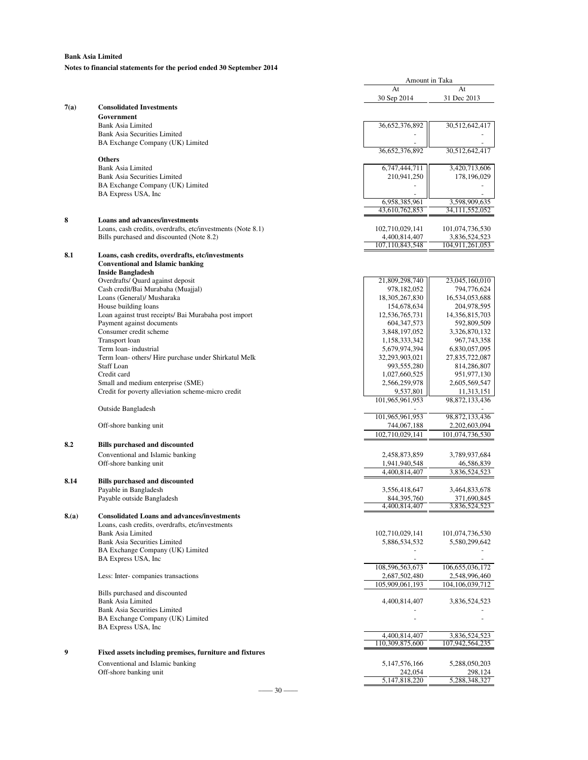**Bank Asia Limited**

**Notes to financial statements for the period ended 30 September 2014**

| | | Amount in Taka | |
|---|---|---|---|
| | | At 30 Sep 2014 | At 31 Dec 2013 |
| **7(a)** | **Consolidated Investments** | | |
| | **Government** | | |
| | Bank Asia Limited | 36,652,376,892 | 30,512,642,417 |
| | Bank Asia Securities Limited | - | - |
| | BA Exchange Company (UK) Limited | - | - |
| | | 36,652,376,892 | 30,512,642,417 |
| | **Others** | | |
| | Bank Asia Limited | 6,747,444,711 | 3,420,713,606 |
| | Bank Asia Securities Limited | 210,941,250 | 178,196,029 |
| | BA Exchange Company (UK) Limited | - | - |
| | BA Express USA, Inc | - | - |
| | | 6,958,385,961 | 3,598,909,635 |
| | | 43,610,762,853 | 34,111,552,052 |
| **8** | **Loans and advances/investments** | | |
| | Loans, cash credits, overdrafts, etc/investments (Note 8.1) | 102,710,029,141 | 101,074,736,530 |
| | Bills purchased and discounted (Note 8.2) | 4,400,814,407 | 3,836,524,523 |
| | | 107,110,843,548 | 104,911,261,053 |
| **8.1** | **Loans, cash credits, overdrafts, etc/investments** | | |
| | **Conventional and Islamic banking** | | |
| | **Inside Bangladesh** | | |
| | Overdrafts/ Quard against deposit | 21,809,298,740 | 23,045,160,010 |
| | Cash credit/Bai Murabaha (Muajjal) | 978,182,052 | 794,776,624 |
| | Loans (General)/ Musharaka | 18,305,267,830 | 16,534,053,688 |
| | House building loans | 154,678,634 | 204,978,595 |
| | Loan against trust receipts/ Bai Murabaha post import | 12,536,765,731 | 14,356,815,703 |
| | Payment against documents | 604,347,573 | 592,809,509 |
| | Consumer credit scheme | 3,848,197,052 | 3,326,870,132 |
| | Transport loan | 1,158,333,342 | 967,743,358 |
| | Term loan- industrial | 5,679,974,394 | 6,830,057,095 |
| | Term loan- others/ Hire purchase under Shirkatul Melk | 32,293,903,021 | 27,835,722,087 |
| | Staff Loan | 993,555,280 | 814,286,807 |
| | Credit card | 1,027,660,525 | 951,977,130 |
| | Small and medium enterprise (SME) | 2,566,259,978 | 2,605,569,547 |
| | Credit for poverty alleviation scheme-micro credit | 9,537,801 | 11,313,151 |
| | | 101,965,961,953 | 98,872,133,436 |
| | Outside Bangladesh | - | - |
| | | 101,965,961,953 | 98,872,133,436 |
| | Off-shore banking unit | 744,067,188 | 2,202,603,094 |
| | | 102,710,029,141 | 101,074,736,530 |
| **8.2** | **Bills purchased and discounted** | | |
| | Conventional and Islamic banking | 2,458,873,859 | 3,789,937,684 |
| | Off-shore banking unit | 1,941,940,548 | 46,586,839 |
| | | 4,400,814,407 | 3,836,524,523 |
| **8.14** | **Bills purchased and discounted** | | |
| | Payable in Bangladesh | 3,556,418,647 | 3,464,833,678 |
| | Payable outside Bangladesh | 844,395,760 | 371,690,845 |
| | | 4,400,814,407 | 3,836,524,523 |
| **8.(a)** | **Consolidated Loans and advances/investments** | | |
| | Loans, cash credits, overdrafts, etc/investments | | |
| | Bank Asia Limited | 102,710,029,141 | 101,074,736,530 |
| | Bank Asia Securities Limited | 5,886,534,532 | 5,580,299,642 |
| | BA Exchange Company (UK) Limited | - | - |
| | BA Express USA, Inc | - | - |
| | | 108,596,563,673 | 106,655,036,172 |
| | Less: Inter- companies transactions | 2,687,502,480 | 2,548,996,460 |
| | | 105,909,061,193 | 104,106,039,712 |
| | Bills purchased and discounted | | |
| | Bank Asia Limited | 4,400,814,407 | 3,836,524,523 |
| | Bank Asia Securities Limited | - | - |
| | BA Exchange Company (UK) Limited | - | - |
| | BA Express USA, Inc | | |
| | | 4,400,814,407 | 3,836,524,523 |
| | | 110,309,875,600 | 107,942,564,235 |
| **9** | **Fixed assets including premises, furniture and fixtures** | | |
| | Conventional and Islamic banking | 5,147,576,166 | 5,288,050,203 |
| | Off-shore banking unit | 242,054 | 298,124 |
| | | 5,147,818,220 | 5,288,348,327 |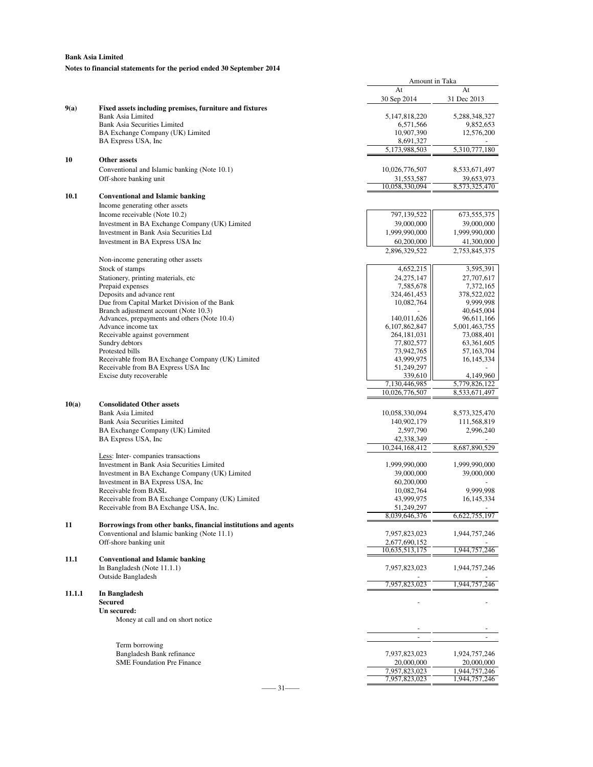**Bank Asia Limited**

**Notes to financial statements for the period ended 30 September 2014**

| | | Amount in Taka | |
|---|---|---|---|
| | | At 30 Sep 2014 | At 31 Dec 2013 |
| **9(a)** | **Fixed assets including premises, furniture and fixtures** | | |
| | Bank Asia Limited | 5,147,818,220 | 5,288,348,327 |
| | Bank Asia Securities Limited | 6,571,566 | 9,852,653 |
| | BA Exchange Company (UK) Limited | 10,907,390 | 12,576,200 |
| | BA Express USA, Inc | 8,691,327 | - |
| | | 5,173,988,503 | 5,310,777,180 |
| **10** | **Other assets** | | |
| | Conventional and Islamic banking (Note 10.1) | 10,026,776,507 | 8,533,671,497 |
| | Off-shore banking unit | 31,553,587 | 39,653,973 |
| | | 10,058,330,094 | 8,573,325,470 |
| **10.1** | **Conventional and Islamic banking** | | |
| | Income generating other assets | | |
| | Income receivable (Note 10.2) | 797,139,522 | 673,555,375 |
| | Investment in BA Exchange Company (UK) Limited | 39,000,000 | 39,000,000 |
| | Investment in Bank Asia Securities Ltd | 1,999,990,000 | 1,999,990,000 |
| | Investment in BA Express USA Inc | 60,200,000 | 41,300,000 |
| | | 2,896,329,522 | 2,753,845,375 |
| | Non-income generating other assets | | |
| | Stock of stamps | 4,652,215 | 3,595,391 |
| | Stationery, printing materials, etc | 24,275,147 | 27,707,617 |
| | Prepaid expenses | 7,585,678 | 7,372,165 |
| | Deposits and advance rent | 324,461,453 | 378,522,022 |
| | Due from Capital Market Division of the Bank | 10,082,764 | 9,999,998 |
| | Branch adjustment account (Note 10.3) | - | 40,645,004 |
| | Advances, prepayments and others (Note 10.4) | 140,011,626 | 96,611,166 |
| | Advance income tax | 6,107,862,847 | 5,001,463,755 |
| | Receivable against government | 264,181,031 | 73,088,401 |
| | Sundry debtors | 77,802,577 | 63,361,605 |
| | Protested bills | 73,942,765 | 57,163,704 |
| | Receivable from BA Exchange Company (UK) Limited | 43,999,975 | 16,145,334 |
| | Receivable from BA Express USA Inc | 51,249,297 | - |
| | Excise duty recoverable | 339,610 | 4,149,960 |
| | | 7,130,446,985 | 5,779,826,122 |
| | | 10,026,776,507 | 8,533,671,497 |
| **10(a)** | **Consolidated Other assets** | | |
| | Bank Asia Limited | 10,058,330,094 | 8,573,325,470 |
| | Bank Asia Securities Limited | 140,902,179 | 111,568,819 |
| | BA Exchange Company (UK) Limited | 2,597,790 | 2,996,240 |
| | BA Express USA, Inc | 42,338,349 | - |
| | | 10,244,168,412 | 8,687,890,529 |
| | Less: Inter- companies transactions | | |
| | Investment in Bank Asia Securities Limited | 1,999,990,000 | 1,999,990,000 |
| | Investment in BA Exchange Company (UK) Limited | 39,000,000 | 39,000,000 |
| | Investment in BA Express USA, Inc | 60,200,000 | - |
| | Receivable from BASL | 10,082,764 | 9,999,998 |
| | Receivable from BA Exchange Company (UK) Limited | 43,999,975 | 16,145,334 |
| | Receivable from BA Exchange USA, Inc. | 51,249,297 | - |
| | | 8,039,646,376 | 6,622,755,197 |
| **11** | **Borrowings from other banks, financial institutions and agents** | | |
| | Conventional and Islamic banking (Note 11.1) | 7,957,823,023 | 1,944,757,246 |
| | Off-shore banking unit | 2,677,690,152 | - |
| | | 10,635,513,175 | 1,944,757,246 |
| **11.1** | **Conventional and Islamic banking** | | |
| | In Bangladesh (Note 11.1.1) | 7,957,823,023 | 1,944,757,246 |
| | Outside Bangladesh | - | - |
| | | 7,957,823,023 | 1,944,757,246 |
| **11.1.1** | **In Bangladesh** | | |
| | **Secured** | - | - |
| | **Un secured:** | | |
| | Money at call and on short notice | | |
| | | - | - |
| | | - | - |
| | Term borrowing | | |
| | Bangladesh Bank refinance | 7,937,823,023 | 1,924,757,246 |
| | SME Foundation Pre Finance | 20,000,000 | 20,000,000 |
| | | 7,957,823,023 | 1,944,757,246 |
| | | 7,957,823,023 | 1,944,757,246 |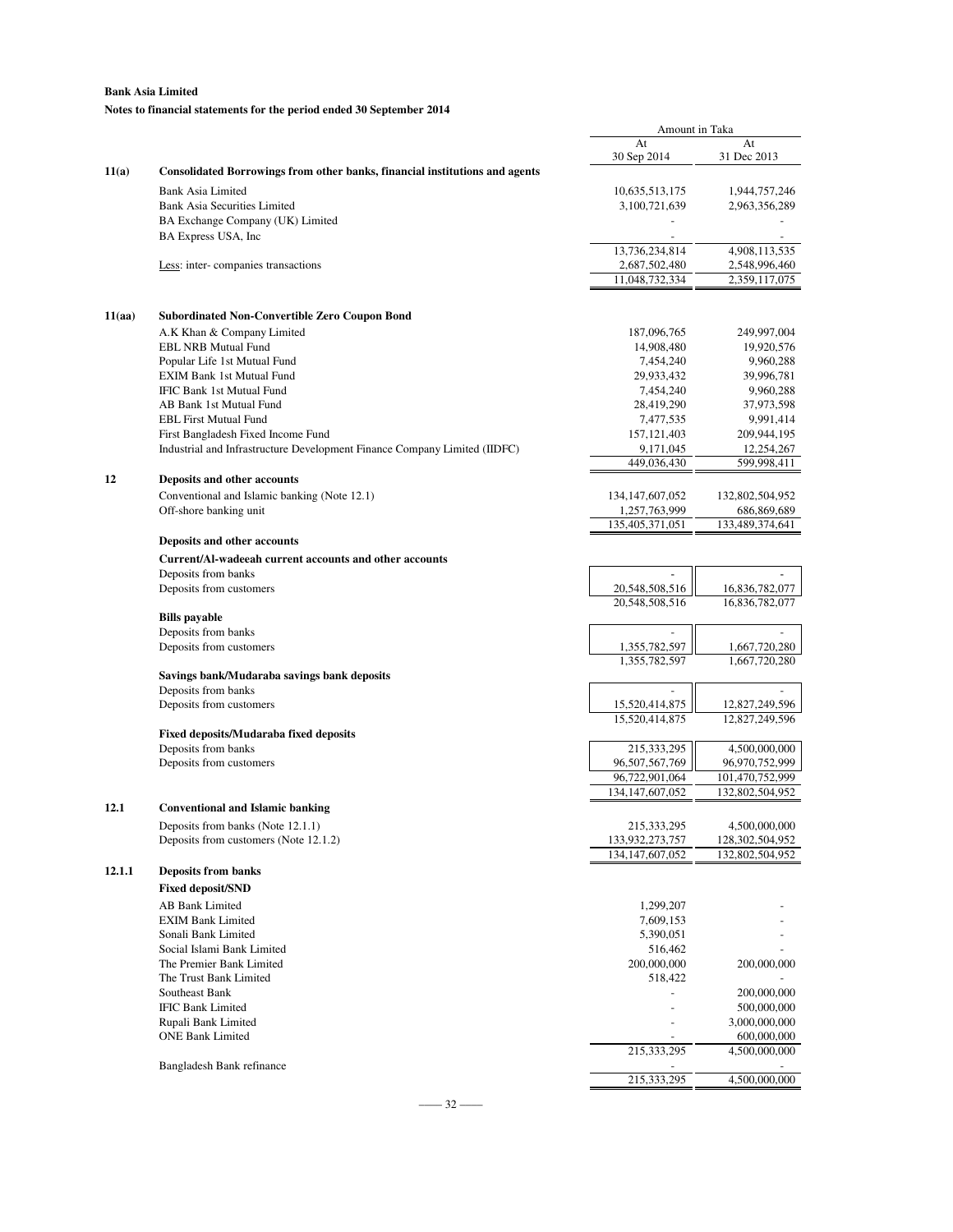**Bank Asia Limited**

**Notes to financial statements for the period ended 30 September 2014**

| | | Amount in Taka | |
|---|---|---|---|
| | | At 30 Sep 2014 | At 31 Dec 2013 |
| **11(a)** | **Consolidated Borrowings from other banks, financial institutions and agents** | | |
| | Bank Asia Limited | 10,635,513,175 | 1,944,757,246 |
| | Bank Asia Securities Limited | 3,100,721,639 | 2,963,356,289 |
| | BA Exchange Company (UK) Limited | - | - |
| | BA Express USA, Inc | - | - |
| | | 13,736,234,814 | 4,908,113,535 |
| | Less: inter- companies transactions | 2,687,502,480 | 2,548,996,460 |
| | | 11,048,732,334 | 2,359,117,075 |
| **11(aa)** | **Subordinated Non-Convertible Zero Coupon Bond** | | |
| | A.K Khan & Company Limited | 187,096,765 | 249,997,004 |
| | EBL NRB Mutual Fund | 14,908,480 | 19,920,576 |
| | Popular Life 1st Mutual Fund | 7,454,240 | 9,960,288 |
| | EXIM Bank 1st Mutual Fund | 29,933,432 | 39,996,781 |
| | IFIC Bank 1st Mutual Fund | 7,454,240 | 9,960,288 |
| | AB Bank 1st Mutual Fund | 28,419,290 | 37,973,598 |
| | EBL First Mutual Fund | 7,477,535 | 9,991,414 |
| | First Bangladesh Fixed Income Fund | 157,121,403 | 209,944,195 |
| | Industrial and Infrastructure Development Finance Company Limited (IIDFC) | 9,171,045 | 12,254,267 |
| | | 449,036,430 | 599,998,411 |
| **12** | **Deposits and other accounts** | | |
| | Conventional and Islamic banking (Note 12.1) | 134,147,607,052 | 132,802,504,952 |
| | Off-shore banking unit | 1,257,763,999 | 686,869,689 |
| | | 135,405,371,051 | 133,489,374,641 |
| | **Deposits and other accounts** | | |
| | **Current/Al-wadeeah current accounts and other accounts** | | |
| | Deposits from banks | - | - |
| | Deposits from customers | 20,548,508,516 | 16,836,782,077 |
| | | 20,548,508,516 | 16,836,782,077 |
| | **Bills payable** | | |
| | Deposits from banks | - | - |
| | Deposits from customers | 1,355,782,597 | 1,667,720,280 |
| | | 1,355,782,597 | 1,667,720,280 |
| | **Savings bank/Mudaraba savings bank deposits** | | |
| | Deposits from banks | - | - |
| | Deposits from customers | 15,520,414,875 | 12,827,249,596 |
| | | 15,520,414,875 | 12,827,249,596 |
| | **Fixed deposits/Mudaraba fixed deposits** | | |
| | Deposits from banks | 215,333,295 | 4,500,000,000 |
| | Deposits from customers | 96,507,567,769 | 96,970,752,999 |
| | | 96,722,901,064 | 101,470,752,999 |
| | | 134,147,607,052 | 132,802,504,952 |
| **12.1** | **Conventional and Islamic banking** | | |
| | Deposits from banks (Note 12.1.1) | 215,333,295 | 4,500,000,000 |
| | Deposits from customers (Note 12.1.2) | 133,932,273,757 | 128,302,504,952 |
| | | 134,147,607,052 | 132,802,504,952 |
| **12.1.1** | **Deposits from banks** | | |
| | **Fixed deposit/SND** | | |
| | AB Bank Limited | 1,299,207 | - |
| | EXIM Bank Limited | 7,609,153 | - |
| | Sonali Bank Limited | 5,390,051 | - |
| | Social Islami Bank Limited | 516,462 | - |
| | The Premier Bank Limited | 200,000,000 | 200,000,000 |
| | The Trust Bank Limited | 518,422 | - |
| | Southeast Bank | - | 200,000,000 |
| | IFIC Bank Limited | - | 500,000,000 |
| | Rupali Bank Limited | - | 3,000,000,000 |
| | ONE Bank Limited | - | 600,000,000 |
| | | 215,333,295 | 4,500,000,000 |
| | Bangladesh Bank refinance | - | - |
| | | 215,333,295 | 4,500,000,000 |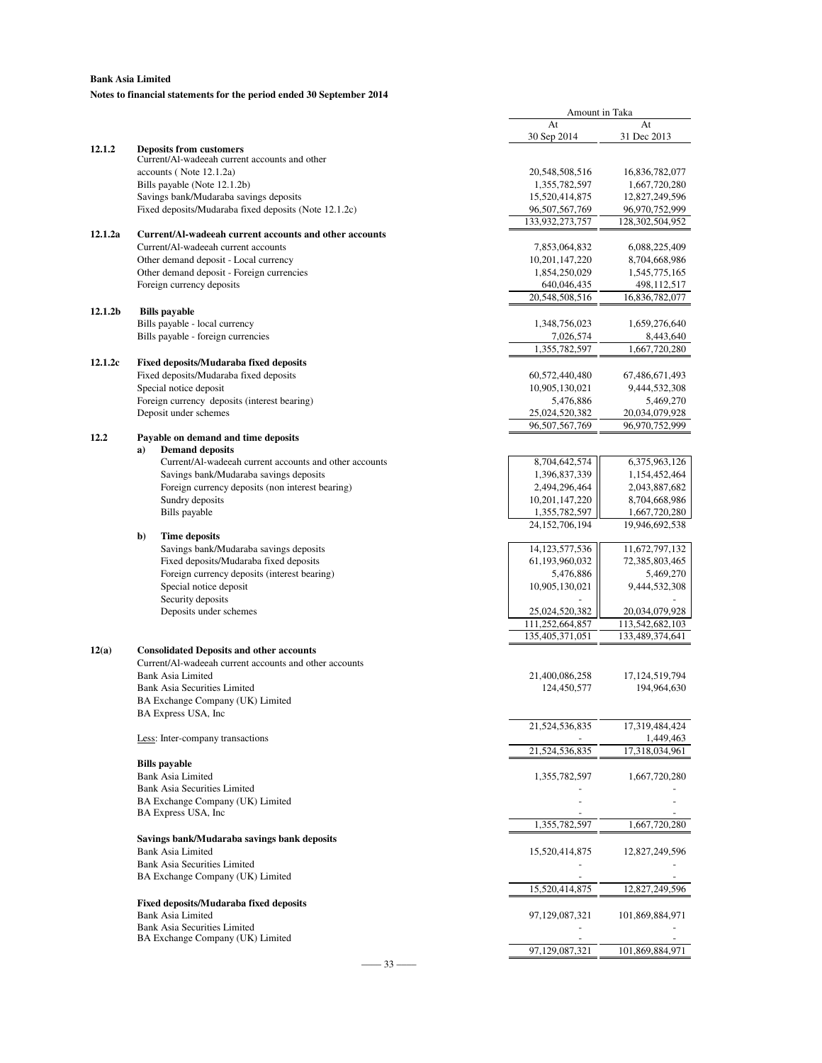**Bank Asia Limited**

**Notes to financial statements for the period ended 30 September 2014**

| | | Amount in Taka | |
|---|---|---|---|
| | | At 30 Sep 2014 | At 31 Dec 2013 |
| **12.1.2** | **Deposits from customers** | | |
| | Current/Al-wadeeah current accounts and other accounts ( Note 12.1.2a) | 20,548,508,516 | 16,836,782,077 |
| | Bills payable (Note 12.1.2b) | 1,355,782,597 | 1,667,720,280 |
| | Savings bank/Mudaraba savings deposits | 15,520,414,875 | 12,827,249,596 |
| | Fixed deposits/Mudaraba fixed deposits (Note 12.1.2c) | 96,507,567,769 | 96,970,752,999 |
| | | 133,932,273,757 | 128,302,504,952 |
| **12.1.2a** | **Current/Al-wadeeah current accounts and other accounts** | | |
| | Current/Al-wadeeah current accounts | 7,853,064,832 | 6,088,225,409 |
| | Other demand deposit - Local currency | 10,201,147,220 | 8,704,668,986 |
| | Other demand deposit - Foreign currencies | 1,854,250,029 | 1,545,775,165 |
| | Foreign currency deposits | 640,046,435 | 498,112,517 |
| | | 20,548,508,516 | 16,836,782,077 |
| **12.1.2b** | **Bills payable** | | |
| | Bills payable - local currency | 1,348,756,023 | 1,659,276,640 |
| | Bills payable - foreign currencies | 7,026,574 | 8,443,640 |
| | | 1,355,782,597 | 1,667,720,280 |
| **12.1.2c** | **Fixed deposits/Mudaraba fixed deposits** | | |
| | Fixed deposits/Mudaraba fixed deposits | 60,572,440,480 | 67,486,671,493 |
| | Special notice deposit | 10,905,130,021 | 9,444,532,308 |
| | Foreign currency deposits (interest bearing) | 5,476,886 | 5,469,270 |
| | Deposit under schemes | 25,024,520,382 | 20,034,079,928 |
| | | 96,507,567,769 | 96,970,752,999 |
| **12.2** | **Payable on demand and time deposits** | | |
| | **a) Demand deposits** | | |
| | Current/Al-wadeeah current accounts and other accounts | 8,704,642,574 | 6,375,963,126 |
| | Savings bank/Mudaraba savings deposits | 1,396,837,339 | 1,154,452,464 |
| | Foreign currency deposits (non interest bearing) | 2,494,296,464 | 2,043,887,682 |
| | Sundry deposits | 10,201,147,220 | 8,704,668,986 |
| | Bills payable | 1,355,782,597 | 1,667,720,280 |
| | | 24,152,706,194 | 19,946,692,538 |
| | **b) Time deposits** | | |
| | Savings bank/Mudaraba savings deposits | 14,123,577,536 | 11,672,797,132 |
| | Fixed deposits/Mudaraba fixed deposits | 61,193,960,032 | 72,385,803,465 |
| | Foreign currency deposits (interest bearing) | 5,476,886 | 5,469,270 |
| | Special notice deposit | 10,905,130,021 | 9,444,532,308 |
| | Security deposits | - | - |
| | Deposits under schemes | 25,024,520,382 | 20,034,079,928 |
| | | 111,252,664,857 | 113,542,682,103 |
| | | 135,405,371,051 | 133,489,374,641 |
| **12(a)** | **Consolidated Deposits and other accounts** | | |
| | Current/Al-wadeeah current accounts and other accounts | | |
| | Bank Asia Limited | 21,400,086,258 | 17,124,519,794 |
| | Bank Asia Securities Limited | 124,450,577 | 194,964,630 |
| | BA Exchange Company (UK) Limited | | |
| | BA Express USA, Inc | | |
| | | 21,524,536,835 | 17,319,484,424 |
| | Less: Inter-company transactions | - | 1,449,463 |
| | | 21,524,536,835 | 17,318,034,961 |
| | **Bills payable** | | |
| | Bank Asia Limited | 1,355,782,597 | 1,667,720,280 |
| | Bank Asia Securities Limited | - | - |
| | BA Exchange Company (UK) Limited | - | - |
| | BA Express USA, Inc | - | - |
| | | 1,355,782,597 | 1,667,720,280 |
| | **Savings bank/Mudaraba savings bank deposits** | | |
| | Bank Asia Limited | 15,520,414,875 | 12,827,249,596 |
| | Bank Asia Securities Limited | - | - |
| | BA Exchange Company (UK) Limited | - | - |
| | | 15,520,414,875 | 12,827,249,596 |
| | **Fixed deposits/Mudaraba fixed deposits** | | |
| | Bank Asia Limited | 97,129,087,321 | 101,869,884,971 |
| | Bank Asia Securities Limited | - | - |
| | BA Exchange Company (UK) Limited | - | - |
| | | 97,129,087,321 | 101,869,884,971 |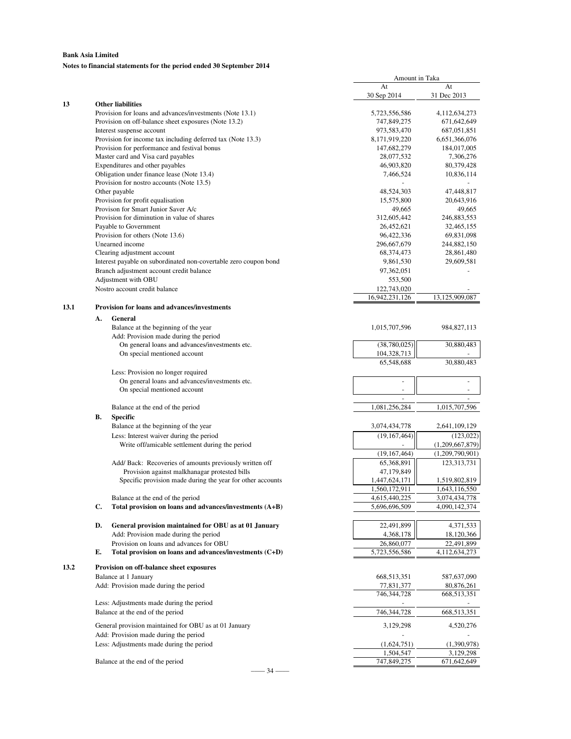**Bank Asia Limited**

**Notes to financial statements for the period ended 30 September 2014**

| | | Amount in Taka | |
|---|---|---|---|
| | | At 30 Sep 2014 | At 31 Dec 2013 |
| **13** | **Other liabilities** | | |
| | Provision for loans and advances/investments (Note 13.1) | 5,723,556,586 | 4,112,634,273 |
| | Provision on off-balance sheet exposures (Note 13.2) | 747,849,275 | 671,642,649 |
| | Interest suspense account | 973,583,470 | 687,051,851 |
| | Provision for income tax including deferred tax (Note 13.3) | 8,171,919,220 | 6,651,366,076 |
| | Provision for performance and festival bonus | 147,682,279 | 184,017,005 |
| | Master card and Visa card payables | 28,077,532 | 7,306,276 |
| | Expenditures and other payables | 46,903,820 | 80,379,428 |
| | Obligation under finance lease (Note 13.4) | 7,466,524 | 10,836,114 |
| | Provision for nostro accounts (Note 13.5) | - | - |
| | Other payable | 48,524,303 | 47,448,817 |
| | Provision for profit equalisation | 15,575,800 | 20,643,916 |
| | Provison for Smart Junior Saver A/c | 49,665 | 49,665 |
| | Provision for diminution in value of shares | 312,605,442 | 246,883,553 |
| | Payable to Government | 26,452,621 | 32,465,155 |
| | Provision for others (Note 13.6) | 96,422,336 | 69,831,098 |
| | Unearned income | 296,667,679 | 244,882,150 |
| | Clearing adjustment account | 68,374,473 | 28,861,480 |
| | Interest payable on subordinated non-covertable zero coupon bond | 9,861,530 | 29,609,581 |
| | Branch adjustment account credit balance | 97,362,051 | - |
| | Adjustment with OBU | 553,500 | |
| | Nostro account credit balance | 122,743,020 | - |
| | | 16,942,231,126 | 13,125,909,087 |

**13.1 Provision for loans and advances/investments**

| | | 30 Sep 2014 | 31 Dec 2013 |
|---|---|---|---|
| **A.** | **General** | | |
| | Balance at the beginning of the year | 1,015,707,596 | 984,827,113 |
| | Add: Provision made during the period | | |
| | On general loans and advances/investments etc. | (38,780,025) | 30,880,483 |
| | On special mentioned account | 104,328,713 | - |
| | | 65,548,688 | 30,880,483 |
| | Less: Provision no longer required | | |
| | On general loans and advances/investments etc. | - | - |
| | On special mentioned account | - | - |
| | | - | - |
| | Balance at the end of the period | 1,081,256,284 | 1,015,707,596 |
| **B.** | **Specific** | | |
| | Balance at the beginning of the year | 3,074,434,778 | 2,641,109,129 |
| | Less: Interest waiver during the period | (19,167,464) | (123,022) |
| | Write off/amicable settlement during the period | - | (1,209,667,879) |
| | | (19,167,464) | (1,209,790,901) |
| | Add/ Back: Recoveries of amounts previously written off | 65,368,891 | 123,313,731 |
| | Provision against malkhanagar protested bills | 47,179,849 | |
| | Specific provision made during the year for other accounts | 1,447,624,171 | 1,519,802,819 |
| | | 1,560,172,911 | 1,643,116,550 |
| | Balance at the end of the period | 4,615,440,225 | 3,074,434,778 |
| **C.** | **Total provision on loans and advances/investments (A+B)** | 5,696,696,509 | 4,090,142,374 |
| **D.** | **General provision maintained for OBU as at 01 January** | 22,491,899 | 4,371,533 |
| | Add: Provision made during the period | 4,368,178 | 18,120,366 |
| | Provision on loans and advances for OBU | 26,860,077 | 22,491,899 |
| **E.** | **Total provision on loans and advances/investments (C+D)** | 5,723,556,586 | 4,112,634,273 |

**13.2 Provision on off-balance sheet exposures**

| | 30 Sep 2014 | 31 Dec 2013 |
|---|---|---|
| Balance at 1 January | 668,513,351 | 587,637,090 |
| Add: Provision made during the period | 77,831,377 | 80,876,261 |
| | 746,344,728 | 668,513,351 |
| Less: Adjustments made during the period | - | - |
| Balance at the end of the period | 746,344,728 | 668,513,351 |
| General provision maintained for OBU as at 01 January | 3,129,298 | 4,520,276 |
| Add: Provision made during the period | - | - |
| Less: Adjustments made during the period | (1,624,751) | (1,390,978) |
| | 1,504,547 | 3,129,298 |
| Balance at the end of the period | 747,849,275 | 671,642,649 |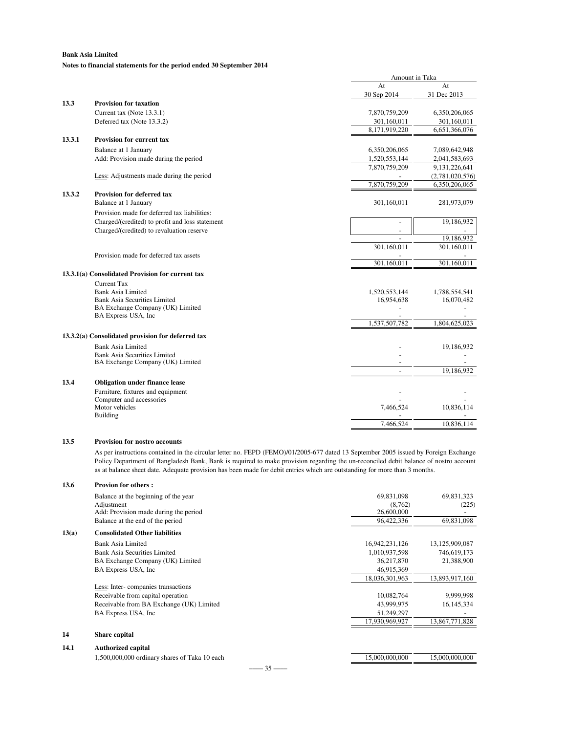**Bank Asia Limited**

**Notes to financial statements for the period ended 30 September 2014**

| | | Amount in Taka | |
|---|---|---|---|
| | | At 30 Sep 2014 | At 31 Dec 2013 |
| **13.3** | **Provision for taxation** | | |
| | Current tax (Note 13.3.1) | 7,870,759,209 | 6,350,206,065 |
| | Deferred tax (Note 13.3.2) | 301,160,011 | 301,160,011 |
| | | 8,171,919,220 | 6,651,366,076 |
| **13.3.1** | **Provision for current tax** | | |
| | Balance at 1 January | 6,350,206,065 | 7,089,642,948 |
| | Add: Provision made during the period | 1,520,553,144 | 2,041,583,693 |
| | | 7,870,759,209 | 9,131,226,641 |
| | Less: Adjustments made during the period | - | (2,781,020,576) |
| | | 7,870,759,209 | 6,350,206,065 |
| **13.3.2** | **Provision for deferred tax** | | |
| | Balance at 1 January | 301,160,011 | 281,973,079 |
| | Provision made for deferred tax liabilities: | | |
| | Charged/(credited) to profit and loss statement | - | 19,186,932 |
| | Charged/(credited) to revaluation reserve | - | - |
| | | - | 19,186,932 |
| | | 301,160,011 | 301,160,011 |
| | Provision made for deferred tax assets | - | - |
| | | 301,160,011 | 301,160,011 |
| **13.3.1(a)** | **Consolidated Provision for current tax** | | |
| | Current Tax | | |
| | Bank Asia Limited | 1,520,553,144 | 1,788,554,541 |
| | Bank Asia Securities Limited | 16,954,638 | 16,070,482 |
| | BA Exchange Company (UK) Limited | - | - |
| | BA Express USA, Inc | - | - |
| | | 1,537,507,782 | 1,804,625,023 |
| **13.3.2(a)** | **Consolidated provision for deferred tax** | | |
| | Bank Asia Limited | - | 19,186,932 |
| | Bank Asia Securities Limited | - | - |
| | BA Exchange Company (UK) Limited | - | - |
| | | - | 19,186,932 |
| **13.4** | **Obligation under finance lease** | | |
| | Furniture, fixtures and equipment | - | - |
| | Computer and accessories | - | - |
| | Motor vehicles | 7,466,524 | 10,836,114 |
| | Building | - | - |
| | | 7,466,524 | 10,836,114 |

**13.5 Provision for nostro accounts**

As per instructions contained in the circular letter no. FEPD (FEMO)/01/2005-677 dated 13 September 2005 issued by Foreign Exchange Policy Department of Bangladesh Bank, Bank is required to make provision regarding the un-reconciled debit balance of nostro account as at balance sheet date. Adequate provision has been made for debit entries which are outstanding for more than 3 months.

| | | At 30 Sep 2014 | At 31 Dec 2013 |
|---|---|---|---|
| **13.6** | **Provion for others :** | | |
| | Balance at the beginning of the year | 69,831,098 | 69,831,323 |
| | Adjustment | (8,762) | (225) |
| | Add: Provision made during the period | 26,600,000 | - |
| | Balance at the end of the period | 96,422,336 | 69,831,098 |
| **13(a)** | **Consolidated Other liabilities** | | |
| | Bank Asia Limited | 16,942,231,126 | 13,125,909,087 |
| | Bank Asia Securities Limited | 1,010,937,598 | 746,619,173 |
| | BA Exchange Company (UK) Limited | 36,217,870 | 21,388,900 |
| | BA Express USA, Inc | 46,915,369 | |
| | | 18,036,301,963 | 13,893,917,160 |
| | Less: Inter- companies transactions | | |
| | Receivable from capital operation | 10,082,764 | 9,999,998 |
| | Receivable from BA Exchange (UK) Limited | 43,999,975 | 16,145,334 |
| | BA Express USA, Inc | 51,249,297 | - |
| | | 17,930,969,927 | 13,867,771,828 |
| **14** | **Share capital** | | |
| **14.1** | **Authorized capital** | | |
| | 1,500,000,000 ordinary shares of Taka 10 each | 15,000,000,000 | 15,000,000,000 |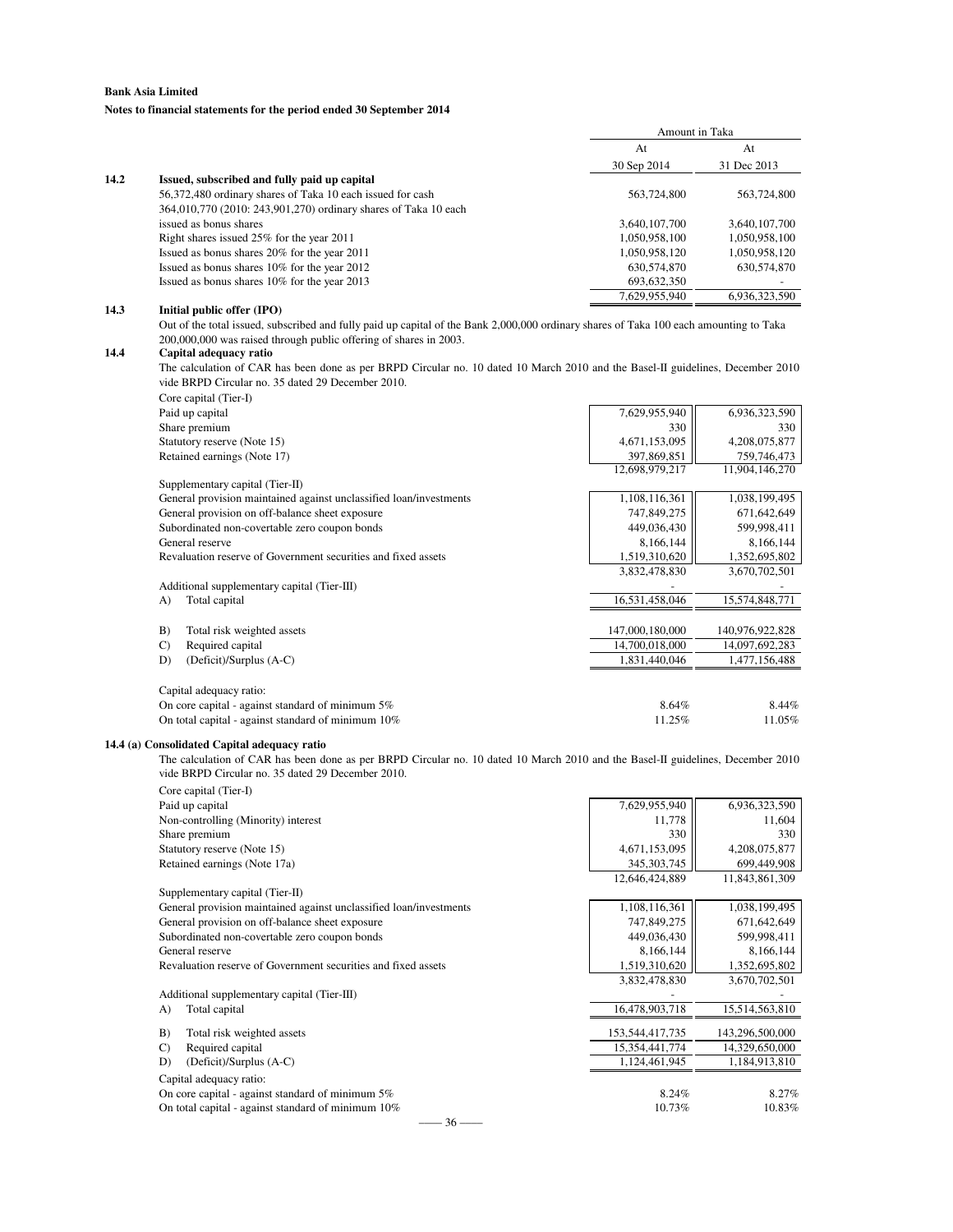**Bank Asia Limited**

**Notes to financial statements for the period ended 30 September 2014**

| | | Amount in Taka | |
|---|---|---|---|
| | | At 30 Sep 2014 | At 31 Dec 2013 |
| **14.2** | **Issued, subscribed and fully paid up capital** | | |
| | 56,372,480 ordinary shares of Taka 10 each issued for cash | 563,724,800 | 563,724,800 |
| | 364,010,770 (2010: 243,901,270) ordinary shares of Taka 10 each issued as bonus shares | 3,640,107,700 | 3,640,107,700 |
| | Right shares issued 25% for the year 2011 | 1,050,958,100 | 1,050,958,100 |
| | Issued as bonus shares 20% for the year 2011 | 1,050,958,120 | 1,050,958,120 |
| | Issued as bonus shares 10% for the year 2012 | 630,574,870 | 630,574,870 |
| | Issued as bonus shares 10% for the year 2013 | 693,632,350 | - |
| | | 7,629,955,940 | 6,936,323,590 |

**14.3 Initial public offer (IPO)**

Out of the total issued, subscribed and fully paid up capital of the Bank 2,000,000 ordinary shares of Taka 100 each amounting to Taka 200,000,000 was raised through public offering of shares in 2003.

**14.4 Capital adequacy ratio**

The calculation of CAR has been done as per BRPD Circular no. 10 dated 10 March 2010 and the Basel-II guidelines, December 2010 vide BRPD Circular no. 35 dated 29 December 2010.

| | 30 Sep 2014 | 31 Dec 2013 |
|---|---|---|
| Core capital (Tier-I) | | |
| Paid up capital | 7,629,955,940 | 6,936,323,590 |
| Share premium | 330 | 330 |
| Statutory reserve (Note 15) | 4,671,153,095 | 4,208,075,877 |
| Retained earnings (Note 17) | 397,869,851 | 759,746,473 |
| | 12,698,979,217 | 11,904,146,270 |
| Supplementary capital (Tier-II) | | |
| General provision maintained against unclassified loan/investments | 1,108,116,361 | 1,038,199,495 |
| General provision on off-balance sheet exposure | 747,849,275 | 671,642,649 |
| Subordinated non-covertable zero coupon bonds | 449,036,430 | 599,998,411 |
| General reserve | 8,166,144 | 8,166,144 |
| Revaluation reserve of Government securities and fixed assets | 1,519,310,620 | 1,352,695,802 |
| | 3,832,478,830 | 3,670,702,501 |
| Additional supplementary capital (Tier-III) | - | - |
| A) Total capital | 16,531,458,046 | 15,574,848,771 |
| B) Total risk weighted assets | 147,000,180,000 | 140,976,922,828 |
| C) Required capital | 14,700,018,000 | 14,097,692,283 |
| D) (Deficit)/Surplus (A-C) | 1,831,440,046 | 1,477,156,488 |
| Capital adequacy ratio: | | |
| On core capital - against standard of minimum 5% | 8.64% | 8.44% |
| On total capital - against standard of minimum 10% | 11.25% | 11.05% |

**14.4 (a) Consolidated Capital adequacy ratio**

The calculation of CAR has been done as per BRPD Circular no. 10 dated 10 March 2010 and the Basel-II guidelines, December 2010 vide BRPD Circular no. 35 dated 29 December 2010.

| | 30 Sep 2014 | 31 Dec 2013 |
|---|---|---|
| Core capital (Tier-I) | | |
| Paid up capital | 7,629,955,940 | 6,936,323,590 |
| Non-controlling (Minority) interest | 11,778 | 11,604 |
| Share premium | 330 | 330 |
| Statutory reserve (Note 15) | 4,671,153,095 | 4,208,075,877 |
| Retained earnings (Note 17a) | 345,303,745 | 699,449,908 |
| | 12,646,424,889 | 11,843,861,309 |
| Supplementary capital (Tier-II) | | |
| General provision maintained against unclassified loan/investments | 1,108,116,361 | 1,038,199,495 |
| General provision on off-balance sheet exposure | 747,849,275 | 671,642,649 |
| Subordinated non-covertable zero coupon bonds | 449,036,430 | 599,998,411 |
| General reserve | 8,166,144 | 8,166,144 |
| Revaluation reserve of Government securities and fixed assets | 1,519,310,620 | 1,352,695,802 |
| | 3,832,478,830 | 3,670,702,501 |
| Additional supplementary capital (Tier-III) | - | - |
| A) Total capital | 16,478,903,718 | 15,514,563,810 |
| B) Total risk weighted assets | 153,544,417,735 | 143,296,500,000 |
| C) Required capital | 15,354,441,774 | 14,329,650,000 |
| D) (Deficit)/Surplus (A-C) | 1,124,461,945 | 1,184,913,810 |
| Capital adequacy ratio: | | |
| On core capital - against standard of minimum 5% | 8.24% | 8.27% |
| On total capital - against standard of minimum 10% | 10.73% | 10.83% |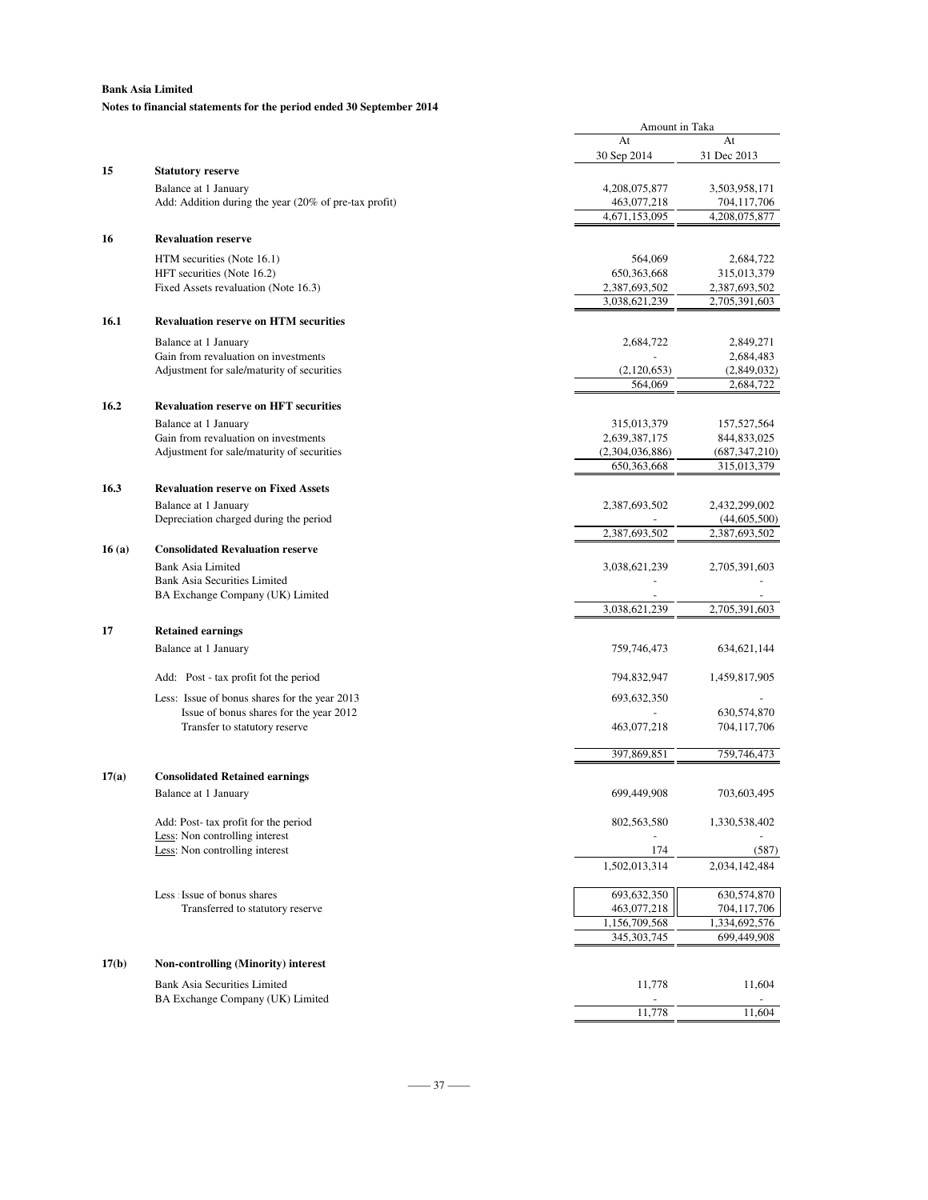**Bank Asia Limited**

**Notes to financial statements for the period ended 30 September 2014**

| | | Amount in Taka | |
|---|---|---|---|
| | | At 30 Sep 2014 | At 31 Dec 2013 |
| **15** | **Statutory reserve** | | |
| | Balance at 1 January | 4,208,075,877 | 3,503,958,171 |
| | Add: Addition during the year (20% of pre-tax profit) | 463,077,218 | 704,117,706 |
| | | 4,671,153,095 | 4,208,075,877 |
| **16** | **Revaluation reserve** | | |
| | HTM securities (Note 16.1) | 564,069 | 2,684,722 |
| | HFT securities (Note 16.2) | 650,363,668 | 315,013,379 |
| | Fixed Assets revaluation (Note 16.3) | 2,387,693,502 | 2,387,693,502 |
| | | 3,038,621,239 | 2,705,391,603 |
| **16.1** | **Revaluation reserve on HTM securities** | | |
| | Balance at 1 January | 2,684,722 | 2,849,271 |
| | Gain from revaluation on investments | - | 2,684,483 |
| | Adjustment for sale/maturity of securities | (2,120,653) | (2,849,032) |
| | | 564,069 | 2,684,722 |
| **16.2** | **Revaluation reserve on HFT securities** | | |
| | Balance at 1 January | 315,013,379 | 157,527,564 |
| | Gain from revaluation on investments | 2,639,387,175 | 844,833,025 |
| | Adjustment for sale/maturity of securities | (2,304,036,886) | (687,347,210) |
| | | 650,363,668 | 315,013,379 |
| **16.3** | **Revaluation reserve on Fixed Assets** | | |
| | Balance at 1 January | 2,387,693,502 | 2,432,299,002 |
| | Depreciation charged during the period | - | (44,605,500) |
| | | 2,387,693,502 | 2,387,693,502 |
| **16 (a)** | **Consolidated Revaluation reserve** | | |
| | Bank Asia Limited | 3,038,621,239 | 2,705,391,603 |
| | Bank Asia Securities Limited | - | - |
| | BA Exchange Company (UK) Limited | - | - |
| | | 3,038,621,239 | 2,705,391,603 |
| **17** | **Retained earnings** | | |
| | Balance at 1 January | 759,746,473 | 634,621,144 |
| | Add: Post - tax profit fot the period | 794,832,947 | 1,459,817,905 |
| | Less: Issue of bonus shares for the year 2013 | 693,632,350 | - |
| | Issue of bonus shares for the year 2012 | - | 630,574,870 |
| | Transfer to statutory reserve | 463,077,218 | 704,117,706 |
| | | 397,869,851 | 759,746,473 |
| **17(a)** | **Consolidated Retained earnings** | | |
| | Balance at 1 January | 699,449,908 | 703,603,495 |
| | Add: Post- tax profit for the period | 802,563,580 | 1,330,538,402 |
| | Less: Non controlling interest | - | - |
| | Less: Non controlling interest | 174 | (587) |
| | | 1,502,013,314 | 2,034,142,484 |
| | Less : Issue of bonus shares | 693,632,350 | 630,574,870 |
| | Transferred to statutory reserve | 463,077,218 | 704,117,706 |
| | | 1,156,709,568 | 1,334,692,576 |
| | | 345,303,745 | 699,449,908 |
| **17(b)** | **Non-controlling (Minority) interest** | | |
| | Bank Asia Securities Limited | 11,778 | 11,604 |
| | BA Exchange Company (UK) Limited | - | - |
| | | 11,778 | 11,604 |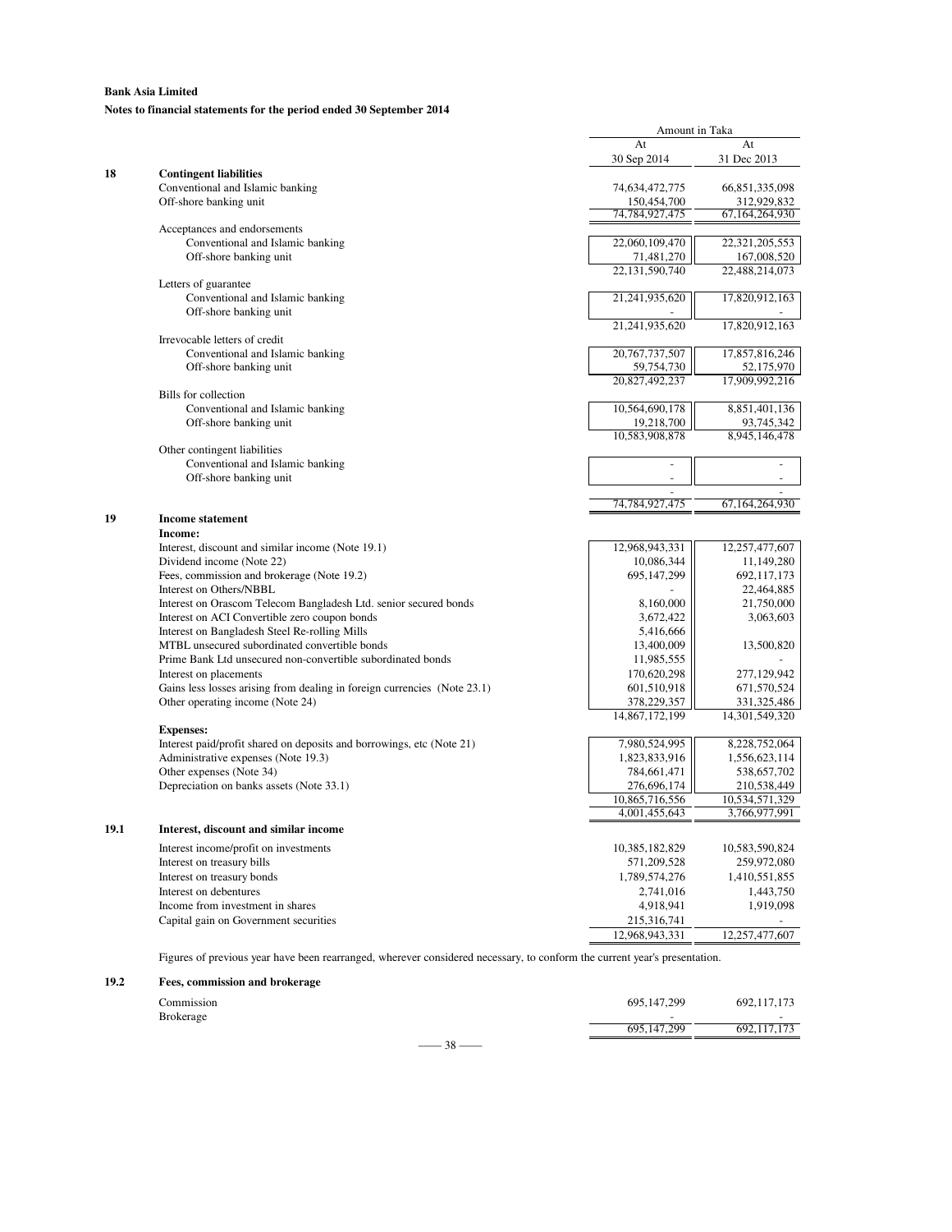**Bank Asia Limited**

**Notes to financial statements for the period ended 30 September 2014**

| | | Amount in Taka | |
|---|---|---|---|
| | | At 30 Sep 2014 | At 31 Dec 2013 |
| **18** | **Contingent liabilities** | | |
| | Conventional and Islamic banking | 74,634,472,775 | 66,851,335,098 |
| | Off-shore banking unit | 150,454,700 | 312,929,832 |
| | | 74,784,927,475 | 67,164,264,930 |
| | Acceptances and endorsements | | |
| | Conventional and Islamic banking | 22,060,109,470 | 22,321,205,553 |
| | Off-shore banking unit | 71,481,270 | 167,008,520 |
| | | 22,131,590,740 | 22,488,214,073 |
| | Letters of guarantee | | |
| | Conventional and Islamic banking | 21,241,935,620 | 17,820,912,163 |
| | Off-shore banking unit | - | - |
| | | 21,241,935,620 | 17,820,912,163 |
| | Irrevocable letters of credit | | |
| | Conventional and Islamic banking | 20,767,737,507 | 17,857,816,246 |
| | Off-shore banking unit | 59,754,730 | 52,175,970 |
| | | 20,827,492,237 | 17,909,992,216 |
| | Bills for collection | | |
| | Conventional and Islamic banking | 10,564,690,178 | 8,851,401,136 |
| | Off-shore banking unit | 19,218,700 | 93,745,342 |
| | | 10,583,908,878 | 8,945,146,478 |
| | Other contingent liabilities | | |
| | Conventional and Islamic banking | - | - |
| | Off-shore banking unit | - | - |
| | | - | - |
| | | 74,784,927,475 | 67,164,264,930 |
| **19** | **Income statement** | | |
| | **Income:** | | |
| | Interest, discount and similar income (Note 19.1) | 12,968,943,331 | 12,257,477,607 |
| | Dividend income (Note 22) | 10,086,344 | 11,149,280 |
| | Fees, commission and brokerage (Note 19.2) | 695,147,299 | 692,117,173 |
| | Interest on Others/NBBL | - | 22,464,885 |
| | Interest on Orascom Telecom Bangladesh Ltd. senior secured bonds | 8,160,000 | 21,750,000 |
| | Interest on ACI Convertible zero coupon bonds | 3,672,422 | 3,063,603 |
| | Interest on Bangladesh Steel Re-rolling Mills | 5,416,666 | |
| | MTBL unsecured subordinated convertible bonds | 13,400,009 | 13,500,820 |
| | Prime Bank Ltd unsecured non-convertible subordinated bonds | 11,985,555 | - |
| | Interest on placements | 170,620,298 | 277,129,942 |
| | Gains less losses arising from dealing in foreign currencies (Note 23.1) | 601,510,918 | 671,570,524 |
| | Other operating income (Note 24) | 378,229,357 | 331,325,486 |
| | | 14,867,172,199 | 14,301,549,320 |
| | **Expenses:** | | |
| | Interest paid/profit shared on deposits and borrowings, etc (Note 21) | 7,980,524,995 | 8,228,752,064 |
| | Administrative expenses (Note 19.3) | 1,823,833,916 | 1,556,623,114 |
| | Other expenses (Note 34) | 784,661,471 | 538,657,702 |
| | Depreciation on banks assets (Note 33.1) | 276,696,174 | 210,538,449 |
| | | 10,865,716,556 | 10,534,571,329 |
| | | 4,001,455,643 | 3,766,977,991 |
| **19.1** | **Interest, discount and similar income** | | |
| | Interest income/profit on investments | 10,385,182,829 | 10,583,590,824 |
| | Interest on treasury bills | 571,209,528 | 259,972,080 |
| | Interest on treasury bonds | 1,789,574,276 | 1,410,551,855 |
| | Interest on debentures | 2,741,016 | 1,443,750 |
| | Income from investment in shares | 4,918,941 | 1,919,098 |
| | Capital gain on Government securities | 215,316,741 | - |
| | | 12,968,943,331 | 12,257,477,607 |

Figures of previous year have been rearranged, wherever considered necessary, to conform the current year's presentation.

| | | | |
|---|---|---|---|
| **19.2** | **Fees, commission and brokerage** | | |
| | Commission | 695,147,299 | 692,117,173 |
| | Brokerage | - | - |
| | | 695,147,299 | 692,117,173 |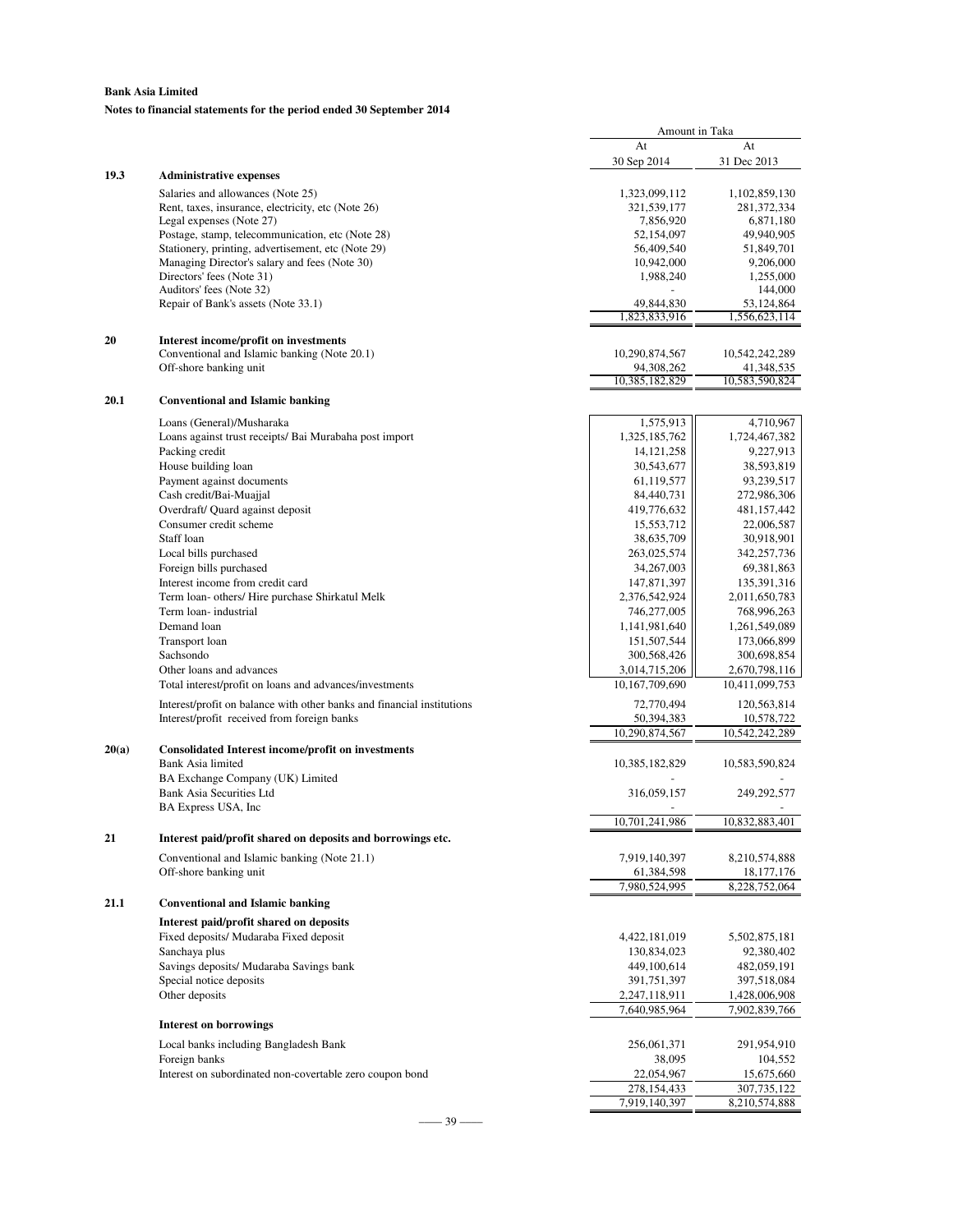**Bank Asia Limited**

**Notes to financial statements for the period ended 30 September 2014**

| | | Amount in Taka | |
|---|---|---|---|
| | | At 30 Sep 2014 | At 31 Dec 2013 |
| **19.3** | **Administrative expenses** | | |
| | Salaries and allowances (Note 25) | 1,323,099,112 | 1,102,859,130 |
| | Rent, taxes, insurance, electricity, etc (Note 26) | 321,539,177 | 281,372,334 |
| | Legal expenses (Note 27) | 7,856,920 | 6,871,180 |
| | Postage, stamp, telecommunication, etc (Note 28) | 52,154,097 | 49,940,905 |
| | Stationery, printing, advertisement, etc (Note 29) | 56,409,540 | 51,849,701 |
| | Managing Director's salary and fees (Note 30) | 10,942,000 | 9,206,000 |
| | Directors' fees (Note 31) | 1,988,240 | 1,255,000 |
| | Auditors' fees (Note 32) | - | 144,000 |
| | Repair of Bank's assets (Note 33.1) | 49,844,830 | 53,124,864 |
| | | 1,823,833,916 | 1,556,623,114 |
| **20** | **Interest income/profit on investments** | | |
| | Conventional and Islamic banking (Note 20.1) | 10,290,874,567 | 10,542,242,289 |
| | Off-shore banking unit | 94,308,262 | 41,348,535 |
| | | 10,385,182,829 | 10,583,590,824 |
| **20.1** | **Conventional and Islamic banking** | | |
| | Loans (General)/Musharaka | 1,575,913 | 4,710,967 |
| | Loans against trust receipts/ Bai Murabaha post import | 1,325,185,762 | 1,724,467,382 |
| | Packing credit | 14,121,258 | 9,227,913 |
| | House building loan | 30,543,677 | 38,593,819 |
| | Payment against documents | 61,119,577 | 93,239,517 |
| | Cash credit/Bai-Muajjal | 84,440,731 | 272,986,306 |
| | Overdraft/ Quard against deposit | 419,776,632 | 481,157,442 |
| | Consumer credit scheme | 15,553,712 | 22,006,587 |
| | Staff loan | 38,635,709 | 30,918,901 |
| | Local bills purchased | 263,025,574 | 342,257,736 |
| | Foreign bills purchased | 34,267,003 | 69,381,863 |
| | Interest income from credit card | 147,871,397 | 135,391,316 |
| | Term loan- others/ Hire purchase Shirkatul Melk | 2,376,542,924 | 2,011,650,783 |
| | Term loan- industrial | 746,277,005 | 768,996,263 |
| | Demand loan | 1,141,981,640 | 1,261,549,089 |
| | Transport loan | 151,507,544 | 173,066,899 |
| | Sachsondo | 300,568,426 | 300,698,854 |
| | Other loans and advances | 3,014,715,206 | 2,670,798,116 |
| | Total interest/profit on loans and advances/investments | 10,167,709,690 | 10,411,099,753 |
| | Interest/profit on balance with other banks and financial institutions | 72,770,494 | 120,563,814 |
| | Interest/profit received from foreign banks | 50,394,383 | 10,578,722 |
| | | 10,290,874,567 | 10,542,242,289 |
| **20(a)** | **Consolidated Interest income/profit on investments** | | |
| | Bank Asia limited | 10,385,182,829 | 10,583,590,824 |
| | BA Exchange Company (UK) Limited | - | - |
| | Bank Asia Securities Ltd | 316,059,157 | 249,292,577 |
| | BA Express USA, Inc | - | - |
| | | 10,701,241,986 | 10,832,883,401 |
| **21** | **Interest paid/profit shared on deposits and borrowings etc.** | | |
| | Conventional and Islamic banking (Note 21.1) | 7,919,140,397 | 8,210,574,888 |
| | Off-shore banking unit | 61,384,598 | 18,177,176 |
| | | 7,980,524,995 | 8,228,752,064 |
| **21.1** | **Conventional and Islamic banking** | | |
| | **Interest paid/profit shared on deposits** | | |
| | Fixed deposits/ Mudaraba Fixed deposit | 4,422,181,019 | 5,502,875,181 |
| | Sanchaya plus | 130,834,023 | 92,380,402 |
| | Savings deposits/ Mudaraba Savings bank | 449,100,614 | 482,059,191 |
| | Special notice deposits | 391,751,397 | 397,518,084 |
| | Other deposits | 2,247,118,911 | 1,428,006,908 |
| | | 7,640,985,964 | 7,902,839,766 |
| | **Interest on borrowings** | | |
| | Local banks including Bangladesh Bank | 256,061,371 | 291,954,910 |
| | Foreign banks | 38,095 | 104,552 |
| | Interest on subordinated non-covertable zero coupon bond | 22,054,967 | 15,675,660 |
| | | 278,154,433 | 307,735,122 |
| | | 7,919,140,397 | 8,210,574,888 |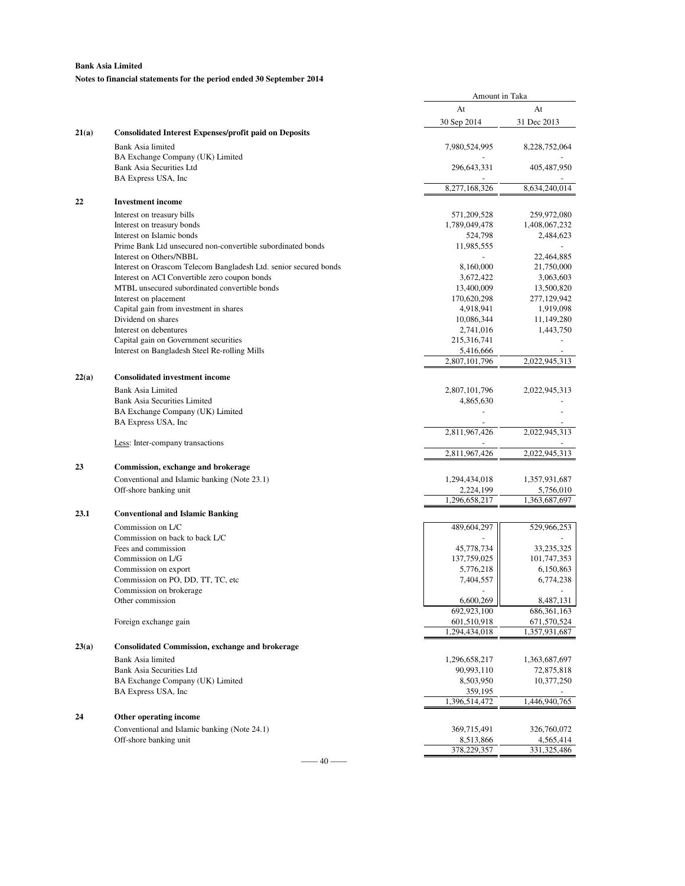**Bank Asia Limited**

**Notes to financial statements for the period ended 30 September 2014**

| | | Amount in Taka | |
|---|---|---|---|
| | | At 30 Sep 2014 | At 31 Dec 2013 |
| **21(a)** | **Consolidated Interest Expenses/profit paid on Deposits** | | |
| | Bank Asia limited | 7,980,524,995 | 8,228,752,064 |
| | BA Exchange Company (UK) Limited | - | - |
| | Bank Asia Securities Ltd | 296,643,331 | 405,487,950 |
| | BA Express USA, Inc | - | - |
| | | 8,277,168,326 | 8,634,240,014 |
| **22** | **Investment income** | | |
| | Interest on treasury bills | 571,209,528 | 259,972,080 |
| | Interest on treasury bonds | 1,789,049,478 | 1,408,067,232 |
| | Interest on Islamic bonds | 524,798 | 2,484,623 |
| | Prime Bank Ltd unsecured non-convertible subordinated bonds | 11,985,555 | - |
| | Interest on Others/NBBL | - | 22,464,885 |
| | Interest on Orascom Telecom Bangladesh Ltd. senior secured bonds | 8,160,000 | 21,750,000 |
| | Interest on ACI Convertible zero coupon bonds | 3,672,422 | 3,063,603 |
| | MTBL unsecured subordinated convertible bonds | 13,400,009 | 13,500,820 |
| | Interest on placement | 170,620,298 | 277,129,942 |
| | Capital gain from investment in shares | 4,918,941 | 1,919,098 |
| | Dividend on shares | 10,086,344 | 11,149,280 |
| | Interest on debentures | 2,741,016 | 1,443,750 |
| | Capital gain on Government securities | 215,316,741 | - |
| | Interest on Bangladesh Steel Re-rolling Mills | 5,416,666 | - |
| | | 2,807,101,796 | 2,022,945,313 |
| **22(a)** | **Consolidated investment income** | | |
| | Bank Asia Limited | 2,807,101,796 | 2,022,945,313 |
| | Bank Asia Securities Limited | 4,865,630 | - |
| | BA Exchange Company (UK) Limited | - | - |
| | BA Express USA, Inc | - | - |
| | | 2,811,967,426 | 2,022,945,313 |
| | Less: Inter-company transactions | - | - |
| | | 2,811,967,426 | 2,022,945,313 |
| **23** | **Commission, exchange and brokerage** | | |
| | Conventional and Islamic banking (Note 23.1) | 1,294,434,018 | 1,357,931,687 |
| | Off-shore banking unit | 2,224,199 | 5,756,010 |
| | | 1,296,658,217 | 1,363,687,697 |
| **23.1** | **Conventional and Islamic Banking** | | |
| | Commission on L/C | 489,604,297 | 529,966,253 |
| | Commission on back to back L/C | - | - |
| | Fees and commission | 45,778,734 | 33,235,325 |
| | Commission on L/G | 137,759,025 | 101,747,353 |
| | Commission on export | 5,776,218 | 6,150,863 |
| | Commission on PO, DD, TT, TC, etc | 7,404,557 | 6,774,238 |
| | Commission on brokerage | - | - |
| | Other commission | 6,600,269 | 8,487,131 |
| | | 692,923,100 | 686,361,163 |
| | Foreign exchange gain | 601,510,918 | 671,570,524 |
| | | 1,294,434,018 | 1,357,931,687 |
| **23(a)** | **Consolidated Commission, exchange and brokerage** | | |
| | Bank Asia limited | 1,296,658,217 | 1,363,687,697 |
| | Bank Asia Securities Ltd | 90,993,110 | 72,875,818 |
| | BA Exchange Company (UK) Limited | 8,503,950 | 10,377,250 |
| | BA Express USA, Inc | 359,195 | - |
| | | 1,396,514,472 | 1,446,940,765 |
| **24** | **Other operating income** | | |
| | Conventional and Islamic banking (Note 24.1) | 369,715,491 | 326,760,072 |
| | Off-shore banking unit | 8,513,866 | 4,565,414 |
| | | 378,229,357 | 331,325,486 |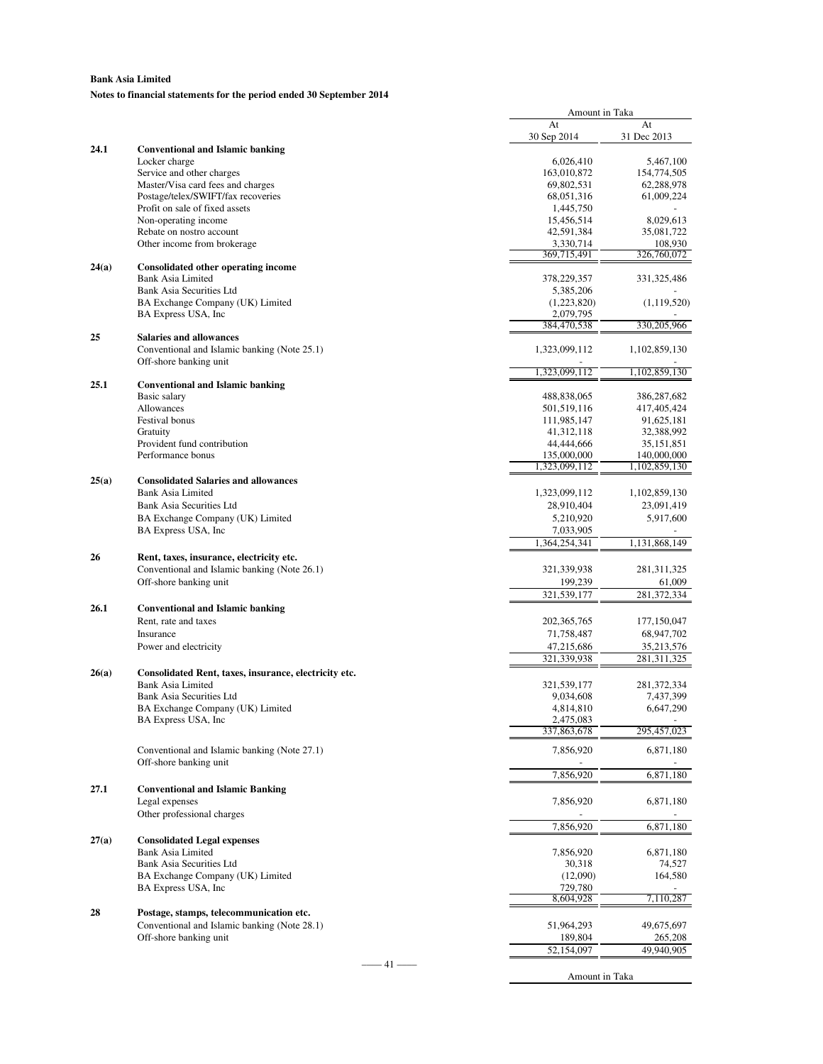**Bank Asia Limited**

**Notes to financial statements for the period ended 30 September 2014**

| | | Amount in Taka | |
|---|---|---|---|
| | | At 30 Sep 2014 | At 31 Dec 2013 |
| **24.1** | **Conventional and Islamic banking** | | |
| | Locker charge | 6,026,410 | 5,467,100 |
| | Service and other charges | 163,010,872 | 154,774,505 |
| | Master/Visa card fees and charges | 69,802,531 | 62,288,978 |
| | Postage/telex/SWIFT/fax recoveries | 68,051,316 | 61,009,224 |
| | Profit on sale of fixed assets | 1,445,750 | - |
| | Non-operating income | 15,456,514 | 8,029,613 |
| | Rebate on nostro account | 42,591,384 | 35,081,722 |
| | Other income from brokerage | 3,330,714 | 108,930 |
| | | 369,715,491 | 326,760,072 |
| **24(a)** | **Consolidated other operating income** | | |
| | Bank Asia Limited | 378,229,357 | 331,325,486 |
| | Bank Asia Securities Ltd | 5,385,206 | - |
| | BA Exchange Company (UK) Limited | (1,223,820) | (1,119,520) |
| | BA Express USA, Inc | 2,079,795 | - |
| | | 384,470,538 | 330,205,966 |
| **25** | **Salaries and allowances** | | |
| | Conventional and Islamic banking (Note 25.1) | 1,323,099,112 | 1,102,859,130 |
| | Off-shore banking unit | - | - |
| | | 1,323,099,112 | 1,102,859,130 |
| **25.1** | **Conventional and Islamic banking** | | |
| | Basic salary | 488,838,065 | 386,287,682 |
| | Allowances | 501,519,116 | 417,405,424 |
| | Festival bonus | 111,985,147 | 91,625,181 |
| | Gratuity | 41,312,118 | 32,388,992 |
| | Provident fund contribution | 44,444,666 | 35,151,851 |
| | Performance bonus | 135,000,000 | 140,000,000 |
| | | 1,323,099,112 | 1,102,859,130 |
| **25(a)** | **Consolidated Salaries and allowances** | | |
| | Bank Asia Limited | 1,323,099,112 | 1,102,859,130 |
| | Bank Asia Securities Ltd | 28,910,404 | 23,091,419 |
| | BA Exchange Company (UK) Limited | 5,210,920 | 5,917,600 |
| | BA Express USA, Inc | 7,033,905 | - |
| | | 1,364,254,341 | 1,131,868,149 |
| **26** | **Rent, taxes, insurance, electricity etc.** | | |
| | Conventional and Islamic banking (Note 26.1) | 321,339,938 | 281,311,325 |
| | Off-shore banking unit | 199,239 | 61,009 |
| | | 321,539,177 | 281,372,334 |
| **26.1** | **Conventional and Islamic banking** | | |
| | Rent, rate and taxes | 202,365,765 | 177,150,047 |
| | Insurance | 71,758,487 | 68,947,702 |
| | Power and electricity | 47,215,686 | 35,213,576 |
| | | 321,339,938 | 281,311,325 |
| **26(a)** | **Consolidated Rent, taxes, insurance, electricity etc.** | | |
| | Bank Asia Limited | 321,539,177 | 281,372,334 |
| | Bank Asia Securities Ltd | 9,034,608 | 7,437,399 |
| | BA Exchange Company (UK) Limited | 4,814,810 | 6,647,290 |
| | BA Express USA, Inc | 2,475,083 | - |
| | | 337,863,678 | 295,457,023 |
| | Conventional and Islamic banking (Note 27.1) | 7,856,920 | 6,871,180 |
| | Off-shore banking unit | - | - |
| | | 7,856,920 | 6,871,180 |
| **27.1** | **Conventional and Islamic Banking** | | |
| | Legal expenses | 7,856,920 | 6,871,180 |
| | Other professional charges | - | - |
| | | 7,856,920 | 6,871,180 |
| **27(a)** | **Consolidated Legal expenses** | | |
| | Bank Asia Limited | 7,856,920 | 6,871,180 |
| | Bank Asia Securities Ltd | 30,318 | 74,527 |
| | BA Exchange Company (UK) Limited | (12,090) | 164,580 |
| | BA Express USA, Inc | 729,780 | - |
| | | 8,604,928 | 7,110,287 |
| **28** | **Postage, stamps, telecommunication etc.** | | |
| | Conventional and Islamic banking (Note 28.1) | 51,964,293 | 49,675,697 |
| | Off-shore banking unit | 189,804 | 265,208 |
| | | 52,154,097 | 49,940,905 |

Amount in Taka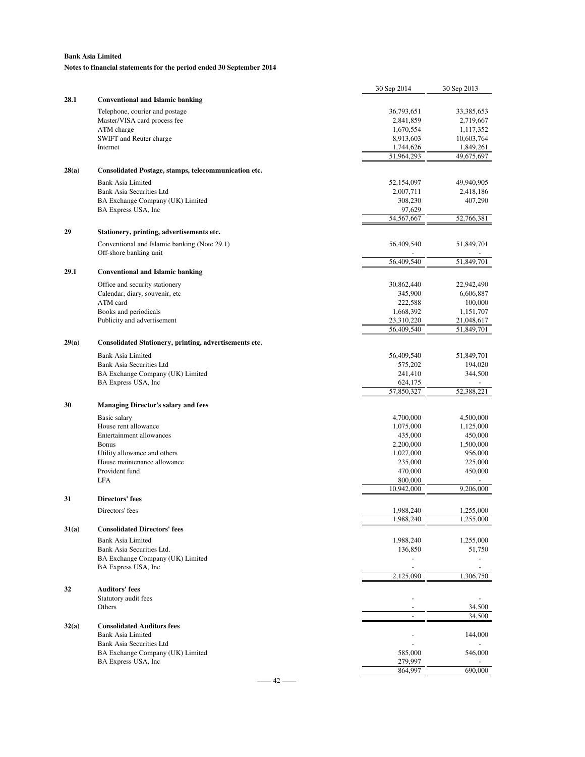**Bank Asia Limited**

**Notes to financial statements for the period ended 30 September 2014**

| | | 30 Sep 2014 | 30 Sep 2013 |
|---|---|---|---|
| **28.1** | **Conventional and Islamic banking** | | |
| | Telephone, courier and postage | 36,793,651 | 33,385,653 |
| | Master/VISA card process fee | 2,841,859 | 2,719,667 |
| | ATM charge | 1,670,554 | 1,117,352 |
| | SWIFT and Reuter charge | 8,913,603 | 10,603,764 |
| | Internet | 1,744,626 | 1,849,261 |
| | | 51,964,293 | 49,675,697 |
| **28(a)** | **Consolidated Postage, stamps, telecommunication etc.** | | |
| | Bank Asia Limited | 52,154,097 | 49,940,905 |
| | Bank Asia Securities Ltd | 2,007,711 | 2,418,186 |
| | BA Exchange Company (UK) Limited | 308,230 | 407,290 |
| | BA Express USA, Inc | 97,629 | |
| | | 54,567,667 | 52,766,381 |
| **29** | **Stationery, printing, advertisements etc.** | | |
| | Conventional and Islamic banking (Note 29.1) | 56,409,540 | 51,849,701 |
| | Off-shore banking unit | - | - |
| | | 56,409,540 | 51,849,701 |
| **29.1** | **Conventional and Islamic banking** | | |
| | Office and security stationery | 30,862,440 | 22,942,490 |
| | Calendar, diary, souvenir, etc | 345,900 | 6,606,887 |
| | ATM card | 222,588 | 100,000 |
| | Books and periodicals | 1,668,392 | 1,151,707 |
| | Publicity and advertisement | 23,310,220 | 21,048,617 |
| | | 56,409,540 | 51,849,701 |
| **29(a)** | **Consolidated Stationery, printing, advertisements etc.** | | |
| | Bank Asia Limited | 56,409,540 | 51,849,701 |
| | Bank Asia Securities Ltd | 575,202 | 194,020 |
| | BA Exchange Company (UK) Limited | 241,410 | 344,500 |
| | BA Express USA, Inc | 624,175 | - |
| | | 57,850,327 | 52,388,221 |
| **30** | **Managing Director's salary and fees** | | |
| | Basic salary | 4,700,000 | 4,500,000 |
| | House rent allowance | 1,075,000 | 1,125,000 |
| | Entertainment allowances | 435,000 | 450,000 |
| | Bonus | 2,200,000 | 1,500,000 |
| | Utility allowance and others | 1,027,000 | 956,000 |
| | House maintenance allowance | 235,000 | 225,000 |
| | Provident fund | 470,000 | 450,000 |
| | LFA | 800,000 | - |
| | | 10,942,000 | 9,206,000 |
| **31** | **Directors' fees** | | |
| | Directors' fees | 1,988,240 | 1,255,000 |
| | | 1,988,240 | 1,255,000 |
| **31(a)** | **Consolidated Directors' fees** | | |
| | Bank Asia Limited | 1,988,240 | 1,255,000 |
| | Bank Asia Securities Ltd. | 136,850 | 51,750 |
| | BA Exchange Company (UK) Limited | - | - |
| | BA Express USA, Inc | - | - |
| | | 2,125,090 | 1,306,750 |
| **32** | **Auditors' fees** | | |
| | Statutory audit fees | - | - |
| | Others | - | 34,500 |
| | | - | 34,500 |
| **32(a)** | **Consolidated Auditors fees** | | |
| | Bank Asia Limited | - | 144,000 |
| | Bank Asia Securities Ltd | - | - |
| | BA Exchange Company (UK) Limited | 585,000 | 546,000 |
| | BA Express USA, Inc | 279,997 | - |
| | | 864,997 | 690,000 |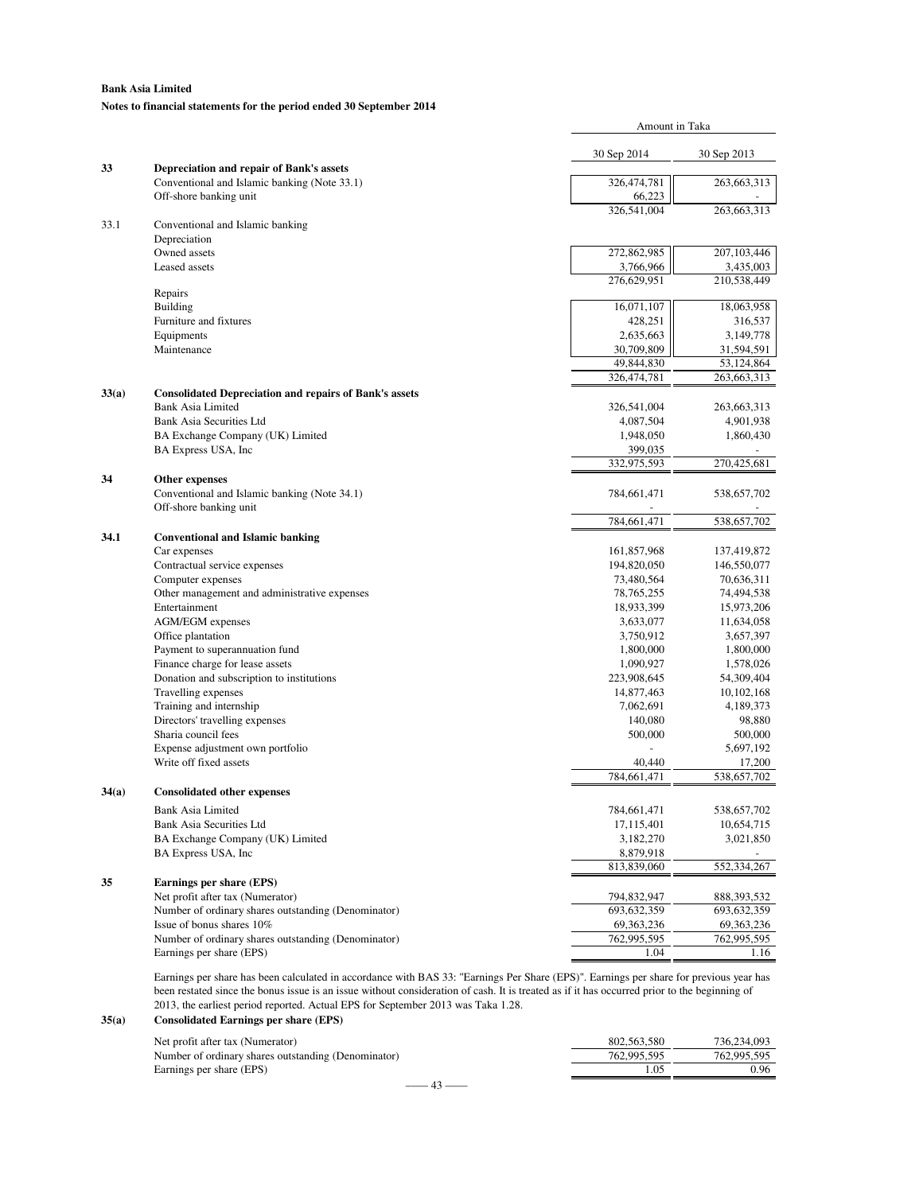**Bank Asia Limited**

**Notes to financial statements for the period ended 30 September 2014**

| | | Amount in Taka | |
|---|---|---|---|
| | | 30 Sep 2014 | 30 Sep 2013 |
| **33** | **Depreciation and repair of Bank's assets** | | |
| | Conventional and Islamic banking (Note 33.1) | 326,474,781 | 263,663,313 |
| | Off-shore banking unit | 66,223 | - |
| | | 326,541,004 | 263,663,313 |
| 33.1 | Conventional and Islamic banking | | |
| | Depreciation | | |
| | Owned assets | 272,862,985 | 207,103,446 |
| | Leased assets | 3,766,966 | 3,435,003 |
| | | 276,629,951 | 210,538,449 |
| | Repairs | | |
| | Building | 16,071,107 | 18,063,958 |
| | Furniture and fixtures | 428,251 | 316,537 |
| | Equipments | 2,635,663 | 3,149,778 |
| | Maintenance | 30,709,809 | 31,594,591 |
| | | 49,844,830 | 53,124,864 |
| | | 326,474,781 | 263,663,313 |
| **33(a)** | **Consolidated Depreciation and repairs of Bank's assets** | | |
| | Bank Asia Limited | 326,541,004 | 263,663,313 |
| | Bank Asia Securities Ltd | 4,087,504 | 4,901,938 |
| | BA Exchange Company (UK) Limited | 1,948,050 | 1,860,430 |
| | BA Express USA, Inc | 399,035 | - |
| | | 332,975,593 | 270,425,681 |
| **34** | **Other expenses** | | |
| | Conventional and Islamic banking (Note 34.1) | 784,661,471 | 538,657,702 |
| | Off-shore banking unit | - | - |
| | | 784,661,471 | 538,657,702 |
| **34.1** | **Conventional and Islamic banking** | | |
| | Car expenses | 161,857,968 | 137,419,872 |
| | Contractual service expenses | 194,820,050 | 146,550,077 |
| | Computer expenses | 73,480,564 | 70,636,311 |
| | Other management and administrative expenses | 78,765,255 | 74,494,538 |
| | Entertainment | 18,933,399 | 15,973,206 |
| | AGM/EGM expenses | 3,633,077 | 11,634,058 |
| | Office plantation | 3,750,912 | 3,657,397 |
| | Payment to superannuation fund | 1,800,000 | 1,800,000 |
| | Finance charge for lease assets | 1,090,927 | 1,578,026 |
| | Donation and subscription to institutions | 223,908,645 | 54,309,404 |
| | Travelling expenses | 14,877,463 | 10,102,168 |
| | Training and internship | 7,062,691 | 4,189,373 |
| | Directors' travelling expenses | 140,080 | 98,880 |
| | Sharia council fees | 500,000 | 500,000 |
| | Expense adjustment own portfolio | - | 5,697,192 |
| | Write off fixed assets | 40,440 | 17,200 |
| | | 784,661,471 | 538,657,702 |
| **34(a)** | **Consolidated other expenses** | | |
| | Bank Asia Limited | 784,661,471 | 538,657,702 |
| | Bank Asia Securities Ltd | 17,115,401 | 10,654,715 |
| | BA Exchange Company (UK) Limited | 3,182,270 | 3,021,850 |
| | BA Express USA, Inc | 8,879,918 | - |
| | | 813,839,060 | 552,334,267 |
| **35** | **Earnings per share (EPS)** | | |
| | Net profit after tax (Numerator) | 794,832,947 | 888,393,532 |
| | Number of ordinary shares outstanding (Denominator) | 693,632,359 | 693,632,359 |
| | Issue of bonus shares 10% | 69,363,236 | 69,363,236 |
| | Number of ordinary shares outstanding (Denominator) | 762,995,595 | 762,995,595 |
| | Earnings per share (EPS) | 1.04 | 1.16 |

Earnings per share has been calculated in accordance with BAS 33: "Earnings Per Share (EPS)". Earnings per share for previous year has been restated since the bonus issue is an issue without consideration of cash. It is treated as if it has occurred prior to the beginning of 2013, the earliest period reported. Actual EPS for September 2013 was Taka 1.28.

| | | | |
|---|---|---|---|
| **35(a)** | **Consolidated Earnings per share (EPS)** | | |
| | Net profit after tax (Numerator) | 802,563,580 | 736,234,093 |
| | Number of ordinary shares outstanding (Denominator) | 762,995,595 | 762,995,595 |
| | Earnings per share (EPS) | 1.05 | 0.96 |